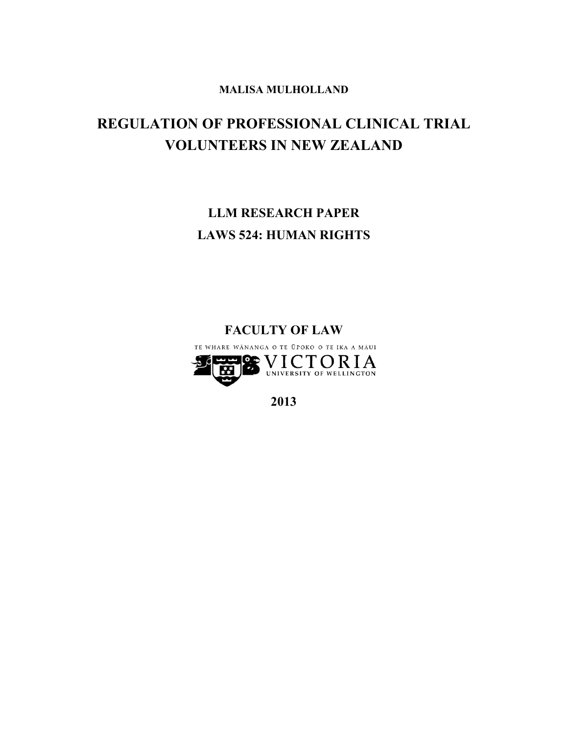**MALISA MULHOLLAND**

# REGULATION OF PROFESSIONAL CLINICAL TRIAL VOLUNTEERS IN NEW ZEALAND

**LLM RESEARCH PAPER**

**LAWS 524: HUMAN RIGHTS**

**FACULTY OF LAW**

TE WHARE WĀNANGA O TE ŪPOKO O TE IKA A MĀUI

VICTORIA UNIVERSITY OF WELLINGTON

**2013**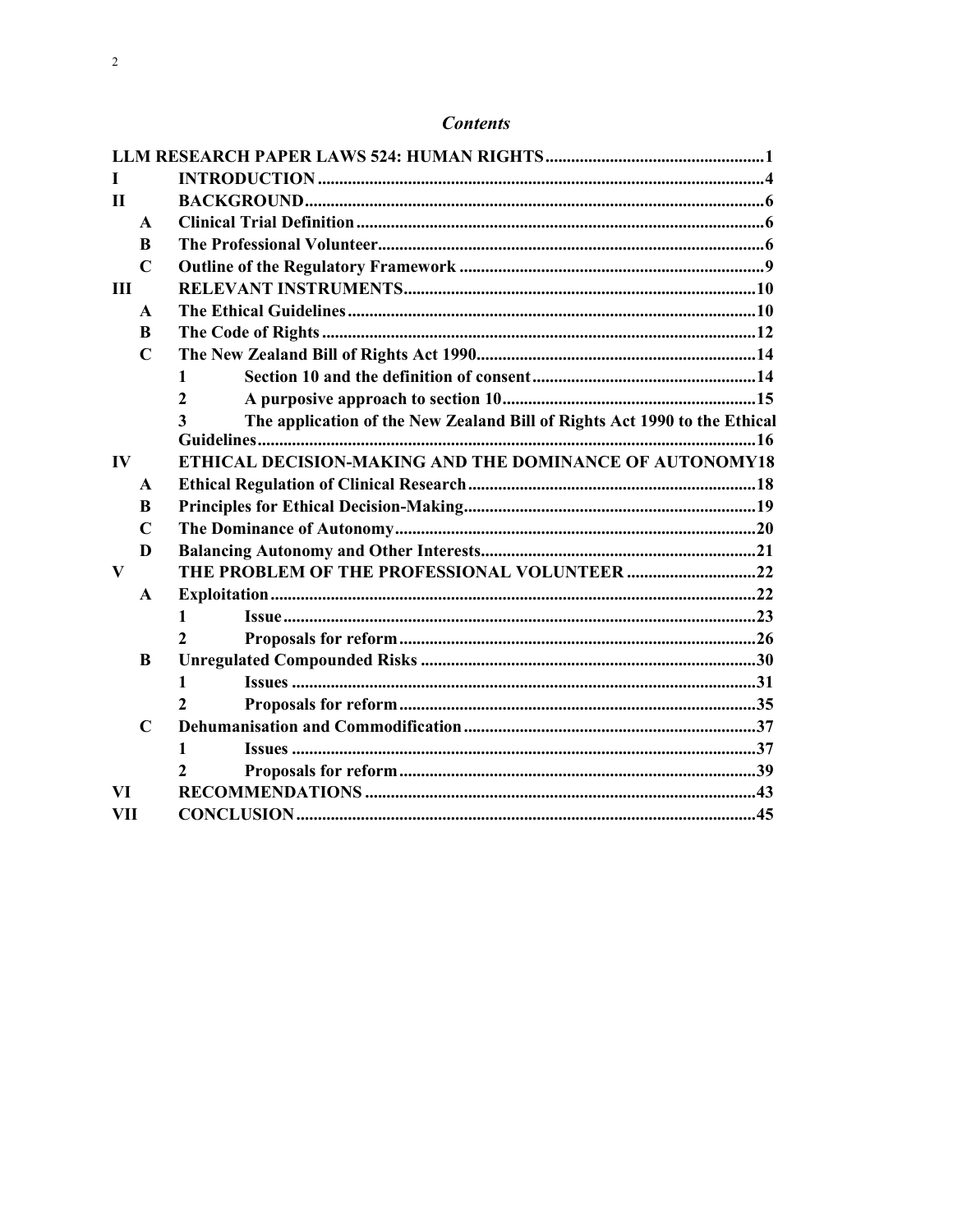## *Contents*

| | | | |
|---|---|---|---|
| **LLM RESEARCH PAPER LAWS 524: HUMAN RIGHTS** | | | **1** |
| **I** | **INTRODUCTION** | | **4** |
| **II** | **BACKGROUND** | | **6** |
| **A** | **Clinical Trial Definition** | | **6** |
| **B** | **The Professional Volunteer** | | **6** |
| **C** | **Outline of the Regulatory Framework** | | **9** |
| **III** | **RELEVANT INSTRUMENTS** | | **10** |
| **A** | **The Ethical Guidelines** | | **10** |
| **B** | **The Code of Rights** | | **12** |
| **C** | **The New Zealand Bill of Rights Act 1990** | | **14** |
| | **1** | **Section 10 and the definition of consent** | **14** |
| | **2** | **A purposive approach to section 10** | **15** |
| | **3** | **The application of the New Zealand Bill of Rights Act 1990 to the Ethical Guidelines** | **16** |
| **IV** | **ETHICAL DECISION-MAKING AND THE DOMINANCE OF AUTONOMY** | | **18** |
| **A** | **Ethical Regulation of Clinical Research** | | **18** |
| **B** | **Principles for Ethical Decision-Making** | | **19** |
| **C** | **The Dominance of Autonomy** | | **20** |
| **D** | **Balancing Autonomy and Other Interests** | | **21** |
| **V** | **THE PROBLEM OF THE PROFESSIONAL VOLUNTEER** | | **22** |
| **A** | **Exploitation** | | **22** |
| | **1** | **Issue** | **23** |
| | **2** | **Proposals for reform** | **26** |
| **B** | **Unregulated Compounded Risks** | | **30** |
| | **1** | **Issues** | **31** |
| | **2** | **Proposals for reform** | **35** |
| **C** | **Dehumanisation and Commodification** | | **37** |
| | **1** | **Issues** | **37** |
| | **2** | **Proposals for reform** | **39** |
| **VI** | **RECOMMENDATIONS** | | **43** |
| **VII** | **CONCLUSION** | | **45** |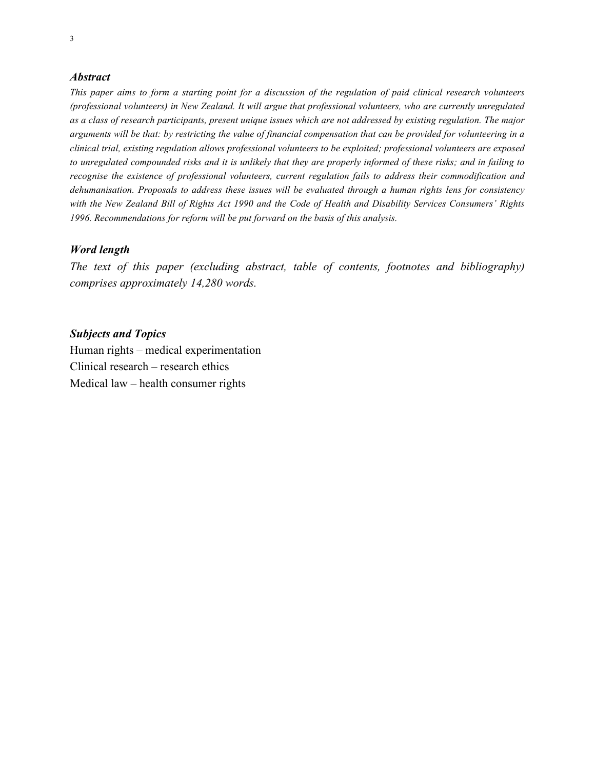### *Abstract*

*This paper aims to form a starting point for a discussion of the regulation of paid clinical research volunteers (professional volunteers) in New Zealand. It will argue that professional volunteers, who are currently unregulated as a class of research participants, present unique issues which are not addressed by existing regulation. The major arguments will be that: by restricting the value of financial compensation that can be provided for volunteering in a clinical trial, existing regulation allows professional volunteers to be exploited; professional volunteers are exposed to unregulated compounded risks and it is unlikely that they are properly informed of these risks; and in failing to recognise the existence of professional volunteers, current regulation fails to address their commodification and dehumanisation. Proposals to address these issues will be evaluated through a human rights lens for consistency with the New Zealand Bill of Rights Act 1990 and the Code of Health and Disability Services Consumers' Rights 1996. Recommendations for reform will be put forward on the basis of this analysis.*

### *Word length*

*The text of this paper (excluding abstract, table of contents, footnotes and bibliography) comprises approximately 14,280 words.*

### *Subjects and Topics*

Human rights – medical experimentation
Clinical research – research ethics
Medical law – health consumer rights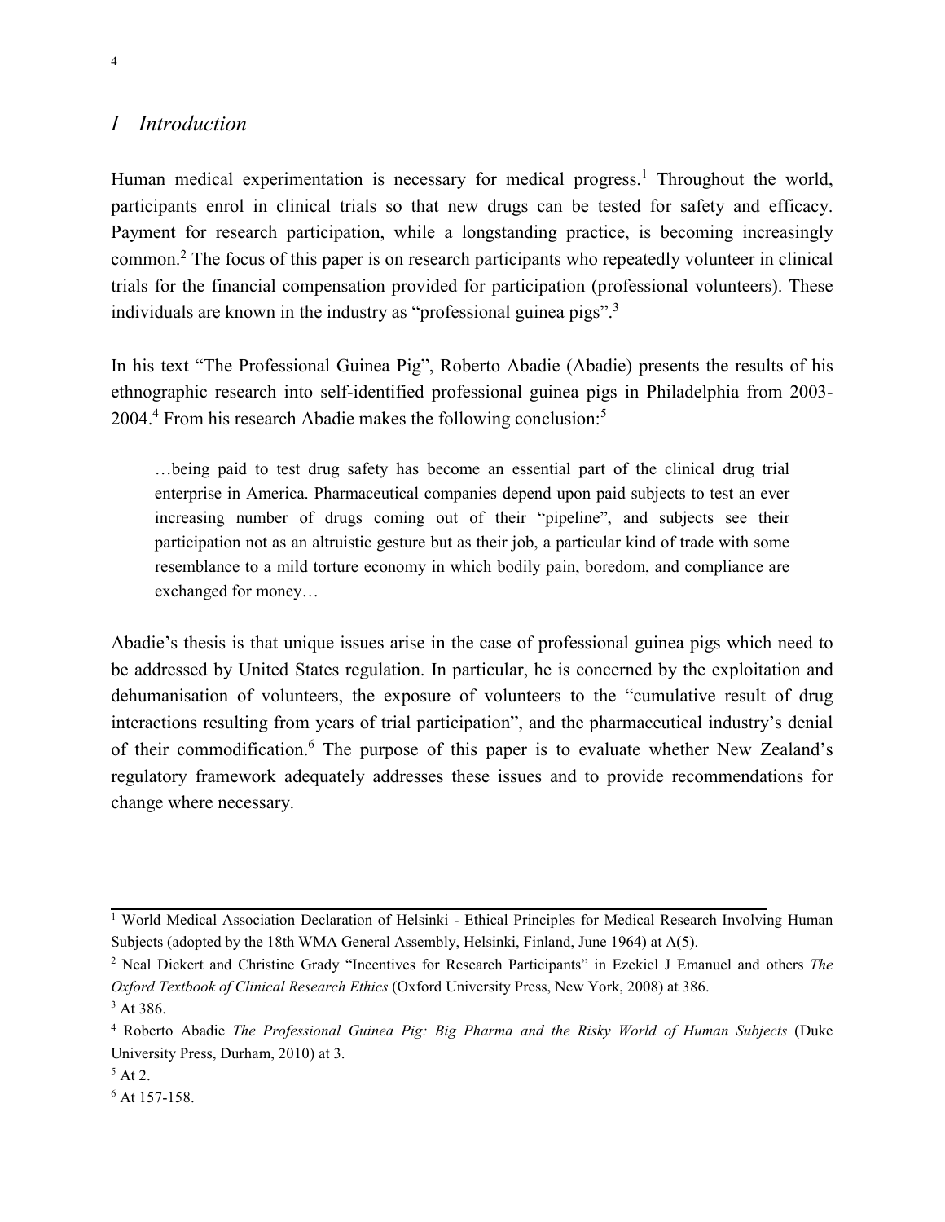## *I Introduction*

Human medical experimentation is necessary for medical progress.[1] Throughout the world, participants enrol in clinical trials so that new drugs can be tested for safety and efficacy. Payment for research participation, while a longstanding practice, is becoming increasingly common.[2] The focus of this paper is on research participants who repeatedly volunteer in clinical trials for the financial compensation provided for participation (professional volunteers). These individuals are known in the industry as "professional guinea pigs".[3]

In his text "The Professional Guinea Pig", Roberto Abadie (Abadie) presents the results of his ethnographic research into self-identified professional guinea pigs in Philadelphia from 2003-2004.[4] From his research Abadie makes the following conclusion:[5]

> …being paid to test drug safety has become an essential part of the clinical drug trial enterprise in America. Pharmaceutical companies depend upon paid subjects to test an ever increasing number of drugs coming out of their "pipeline", and subjects see their participation not as an altruistic gesture but as their job, a particular kind of trade with some resemblance to a mild torture economy in which bodily pain, boredom, and compliance are exchanged for money…

Abadie's thesis is that unique issues arise in the case of professional guinea pigs which need to be addressed by United States regulation. In particular, he is concerned by the exploitation and dehumanisation of volunteers, the exposure of volunteers to the "cumulative result of drug interactions resulting from years of trial participation", and the pharmaceutical industry's denial of their commodification.[6] The purpose of this paper is to evaluate whether New Zealand's regulatory framework adequately addresses these issues and to provide recommendations for change where necessary.

---

[1] World Medical Association Declaration of Helsinki - Ethical Principles for Medical Research Involving Human Subjects (adopted by the 18th WMA General Assembly, Helsinki, Finland, June 1964) at A(5).

[2] Neal Dickert and Christine Grady "Incentives for Research Participants" in Ezekiel J Emanuel and others *The Oxford Textbook of Clinical Research Ethics* (Oxford University Press, New York, 2008) at 386.

[3] At 386.

[4] Roberto Abadie *The Professional Guinea Pig: Big Pharma and the Risky World of Human Subjects* (Duke University Press, Durham, 2010) at 3.

[5] At 2.

[6] At 157-158.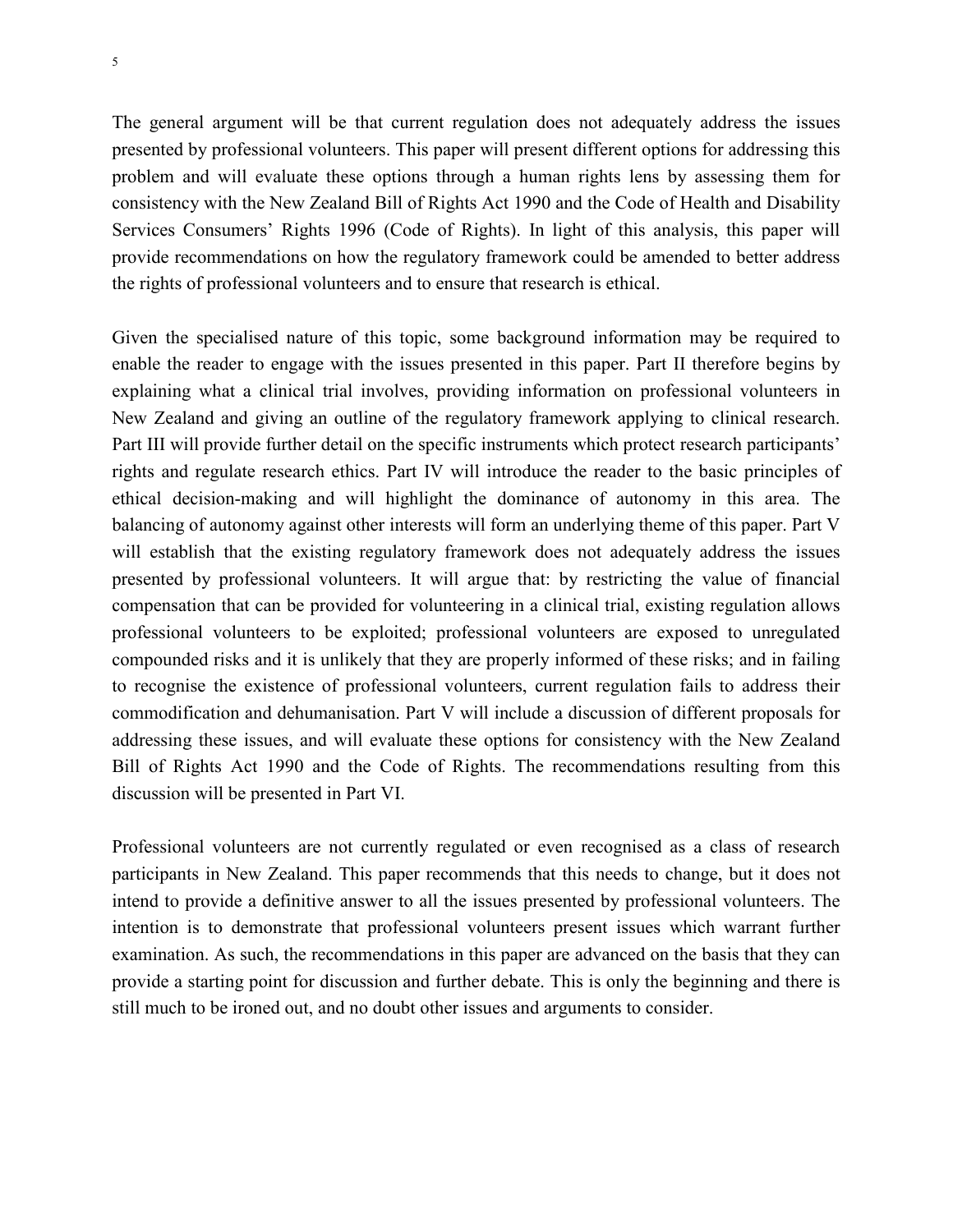The general argument will be that current regulation does not adequately address the issues presented by professional volunteers. This paper will present different options for addressing this problem and will evaluate these options through a human rights lens by assessing them for consistency with the New Zealand Bill of Rights Act 1990 and the Code of Health and Disability Services Consumers' Rights 1996 (Code of Rights). In light of this analysis, this paper will provide recommendations on how the regulatory framework could be amended to better address the rights of professional volunteers and to ensure that research is ethical.

Given the specialised nature of this topic, some background information may be required to enable the reader to engage with the issues presented in this paper. Part II therefore begins by explaining what a clinical trial involves, providing information on professional volunteers in New Zealand and giving an outline of the regulatory framework applying to clinical research. Part III will provide further detail on the specific instruments which protect research participants' rights and regulate research ethics. Part IV will introduce the reader to the basic principles of ethical decision-making and will highlight the dominance of autonomy in this area. The balancing of autonomy against other interests will form an underlying theme of this paper. Part V will establish that the existing regulatory framework does not adequately address the issues presented by professional volunteers. It will argue that: by restricting the value of financial compensation that can be provided for volunteering in a clinical trial, existing regulation allows professional volunteers to be exploited; professional volunteers are exposed to unregulated compounded risks and it is unlikely that they are properly informed of these risks; and in failing to recognise the existence of professional volunteers, current regulation fails to address their commodification and dehumanisation. Part V will include a discussion of different proposals for addressing these issues, and will evaluate these options for consistency with the New Zealand Bill of Rights Act 1990 and the Code of Rights. The recommendations resulting from this discussion will be presented in Part VI.

Professional volunteers are not currently regulated or even recognised as a class of research participants in New Zealand. This paper recommends that this needs to change, but it does not intend to provide a definitive answer to all the issues presented by professional volunteers. The intention is to demonstrate that professional volunteers present issues which warrant further examination. As such, the recommendations in this paper are advanced on the basis that they can provide a starting point for discussion and further debate. This is only the beginning and there is still much to be ironed out, and no doubt other issues and arguments to consider.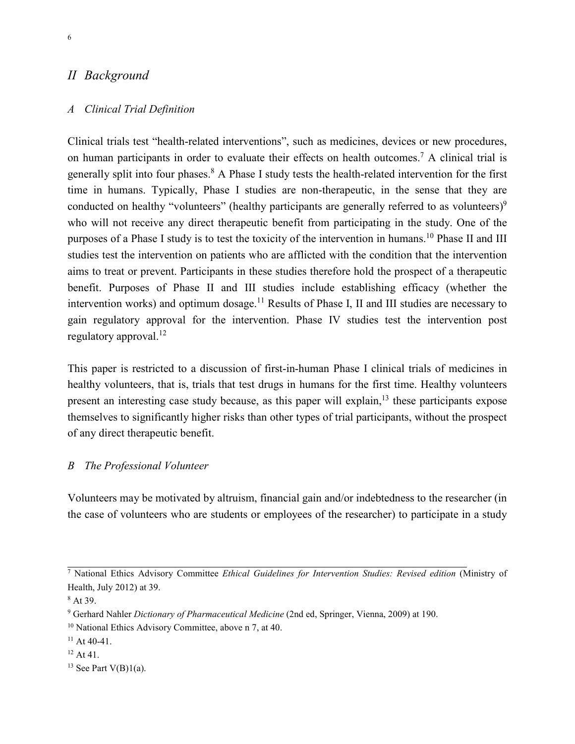## *II Background*

### *A Clinical Trial Definition*

Clinical trials test "health-related interventions", such as medicines, devices or new procedures, on human participants in order to evaluate their effects on health outcomes.[7] A clinical trial is generally split into four phases.[8] A Phase I study tests the health-related intervention for the first time in humans. Typically, Phase I studies are non-therapeutic, in the sense that they are conducted on healthy "volunteers" (healthy participants are generally referred to as volunteers)[9] who will not receive any direct therapeutic benefit from participating in the study. One of the purposes of a Phase I study is to test the toxicity of the intervention in humans.[10] Phase II and III studies test the intervention on patients who are afflicted with the condition that the intervention aims to treat or prevent. Participants in these studies therefore hold the prospect of a therapeutic benefit. Purposes of Phase II and III studies include establishing efficacy (whether the intervention works) and optimum dosage.[11] Results of Phase I, II and III studies are necessary to gain regulatory approval for the intervention. Phase IV studies test the intervention post regulatory approval.[12]

This paper is restricted to a discussion of first-in-human Phase I clinical trials of medicines in healthy volunteers, that is, trials that test drugs in humans for the first time. Healthy volunteers present an interesting case study because, as this paper will explain,[13] these participants expose themselves to significantly higher risks than other types of trial participants, without the prospect of any direct therapeutic benefit.

### *B The Professional Volunteer*

Volunteers may be motivated by altruism, financial gain and/or indebtedness to the researcher (in the case of volunteers who are students or employees of the researcher) to participate in a study

---

[7] National Ethics Advisory Committee *Ethical Guidelines for Intervention Studies: Revised edition* (Ministry of Health, July 2012) at 39.

[8] At 39.

[9] Gerhard Nahler *Dictionary of Pharmaceutical Medicine* (2nd ed, Springer, Vienna, 2009) at 190.

[10] National Ethics Advisory Committee, above n 7, at 40.

[11] At 40-41.

[12] At 41.

[13] See Part V(B)1(a).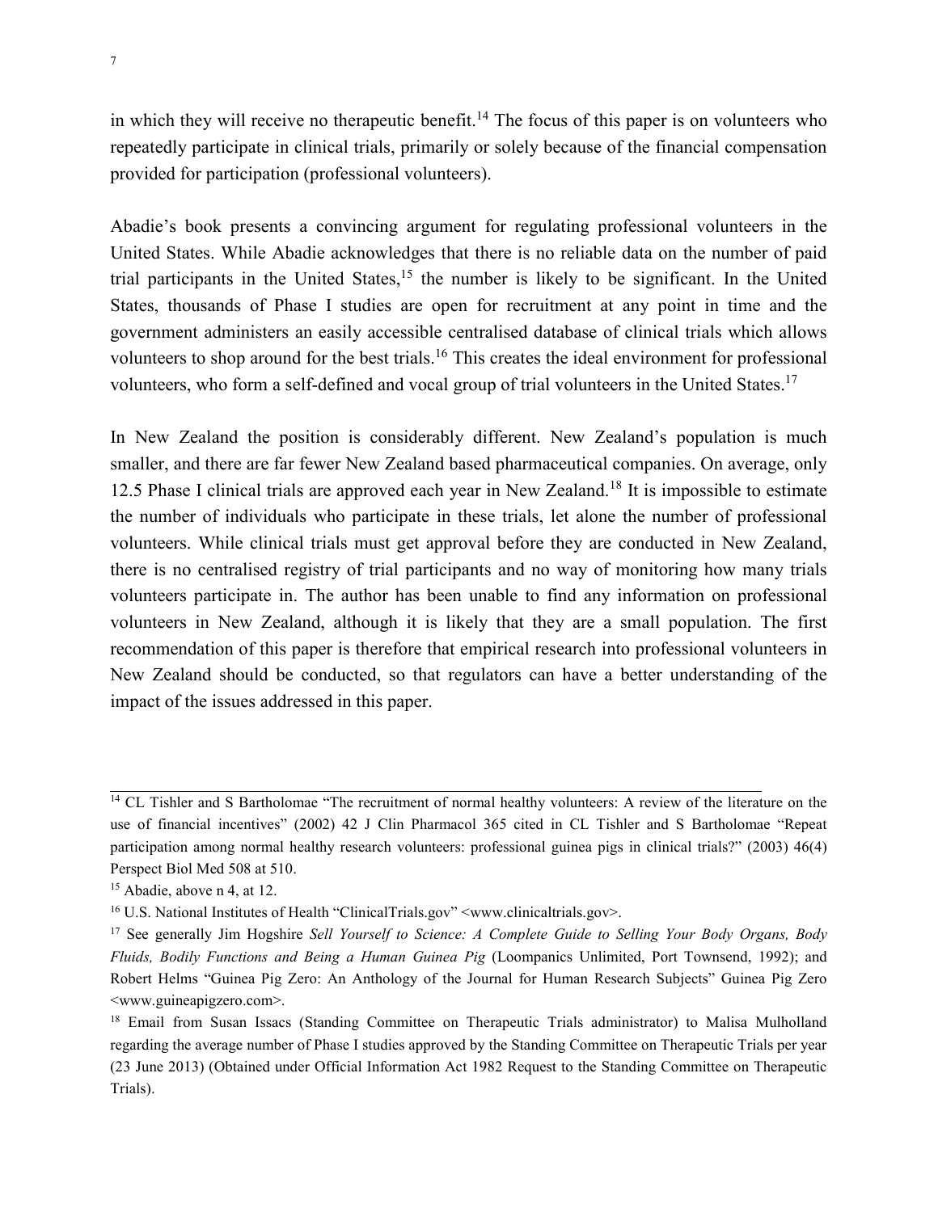in which they will receive no therapeutic benefit.[14] The focus of this paper is on volunteers who repeatedly participate in clinical trials, primarily or solely because of the financial compensation provided for participation (professional volunteers).

Abadie's book presents a convincing argument for regulating professional volunteers in the United States. While Abadie acknowledges that there is no reliable data on the number of paid trial participants in the United States,[15] the number is likely to be significant. In the United States, thousands of Phase I studies are open for recruitment at any point in time and the government administers an easily accessible centralised database of clinical trials which allows volunteers to shop around for the best trials.[16] This creates the ideal environment for professional volunteers, who form a self-defined and vocal group of trial volunteers in the United States.[17]

In New Zealand the position is considerably different. New Zealand's population is much smaller, and there are far fewer New Zealand based pharmaceutical companies. On average, only 12.5 Phase I clinical trials are approved each year in New Zealand.[18] It is impossible to estimate the number of individuals who participate in these trials, let alone the number of professional volunteers. While clinical trials must get approval before they are conducted in New Zealand, there is no centralised registry of trial participants and no way of monitoring how many trials volunteers participate in. The author has been unable to find any information on professional volunteers in New Zealand, although it is likely that they are a small population. The first recommendation of this paper is therefore that empirical research into professional volunteers in New Zealand should be conducted, so that regulators can have a better understanding of the impact of the issues addressed in this paper.

---

[14] CL Tishler and S Bartholomae "The recruitment of normal healthy volunteers: A review of the literature on the use of financial incentives" (2002) 42 J Clin Pharmacol 365 cited in CL Tishler and S Bartholomae "Repeat participation among normal healthy research volunteers: professional guinea pigs in clinical trials?" (2003) 46(4) Perspect Biol Med 508 at 510.

[15] Abadie, above n 4, at 12.

[16] U.S. National Institutes of Health "ClinicalTrials.gov" <www.clinicaltrials.gov>.

[17] See generally Jim Hogshire *Sell Yourself to Science: A Complete Guide to Selling Your Body Organs, Body Fluids, Bodily Functions and Being a Human Guinea Pig* (Loompanics Unlimited, Port Townsend, 1992); and Robert Helms "Guinea Pig Zero: An Anthology of the Journal for Human Research Subjects" Guinea Pig Zero <www.guineapigzero.com>.

[18] Email from Susan Issacs (Standing Committee on Therapeutic Trials administrator) to Malisa Mulholland regarding the average number of Phase I studies approved by the Standing Committee on Therapeutic Trials per year (23 June 2013) (Obtained under Official Information Act 1982 Request to the Standing Committee on Therapeutic Trials).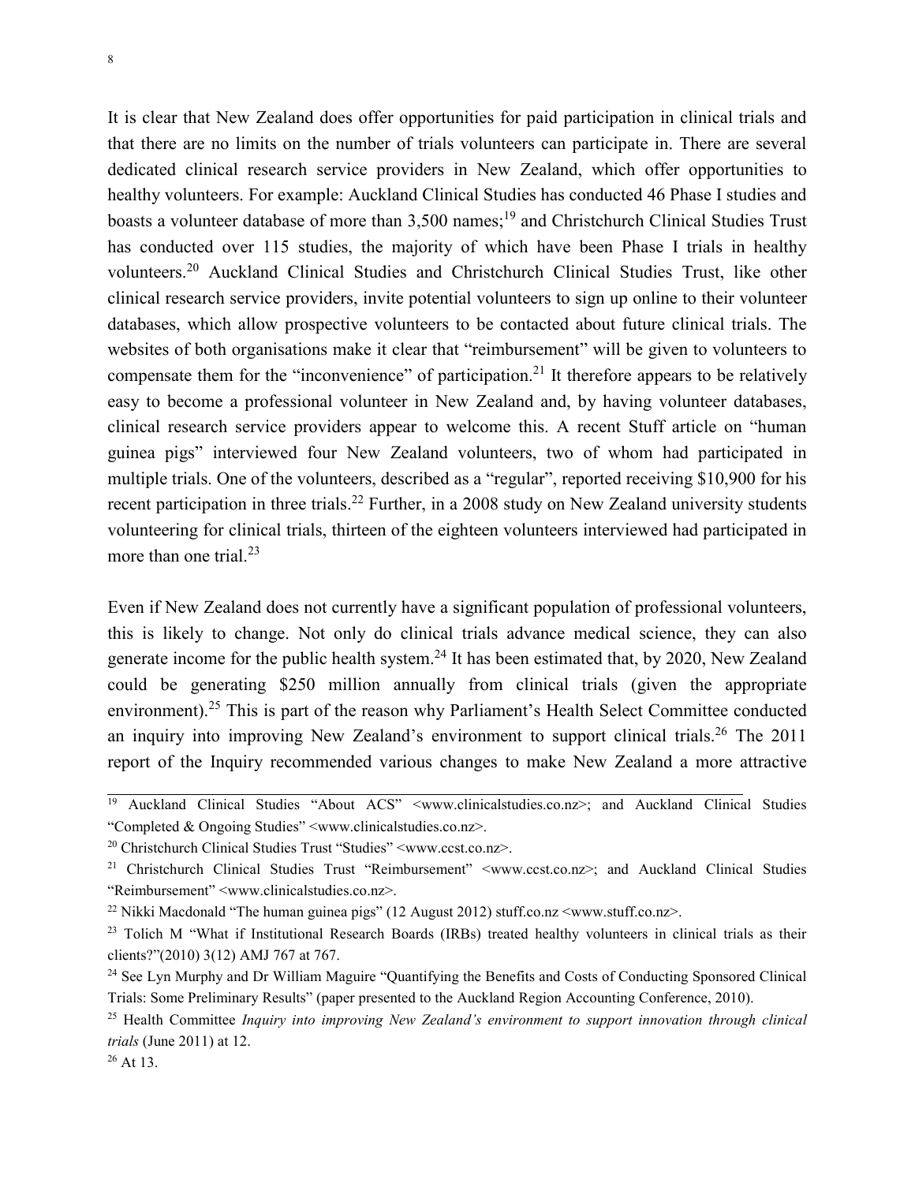It is clear that New Zealand does offer opportunities for paid participation in clinical trials and that there are no limits on the number of trials volunteers can participate in. There are several dedicated clinical research service providers in New Zealand, which offer opportunities to healthy volunteers. For example: Auckland Clinical Studies has conducted 46 Phase I studies and boasts a volunteer database of more than 3,500 names;[19] and Christchurch Clinical Studies Trust has conducted over 115 studies, the majority of which have been Phase I trials in healthy volunteers.[20] Auckland Clinical Studies and Christchurch Clinical Studies Trust, like other clinical research service providers, invite potential volunteers to sign up online to their volunteer databases, which allow prospective volunteers to be contacted about future clinical trials. The websites of both organisations make it clear that "reimbursement" will be given to volunteers to compensate them for the "inconvenience" of participation.[21] It therefore appears to be relatively easy to become a professional volunteer in New Zealand and, by having volunteer databases, clinical research service providers appear to welcome this. A recent Stuff article on "human guinea pigs" interviewed four New Zealand volunteers, two of whom had participated in multiple trials. One of the volunteers, described as a "regular", reported receiving $10,900 for his recent participation in three trials.[22] Further, in a 2008 study on New Zealand university students volunteering for clinical trials, thirteen of the eighteen volunteers interviewed had participated in more than one trial.[23]

Even if New Zealand does not currently have a significant population of professional volunteers, this is likely to change. Not only do clinical trials advance medical science, they can also generate income for the public health system.[24] It has been estimated that, by 2020, New Zealand could be generating $250 million annually from clinical trials (given the appropriate environment).[25] This is part of the reason why Parliament's Health Select Committee conducted an inquiry into improving New Zealand's environment to support clinical trials.[26] The 2011 report of the Inquiry recommended various changes to make New Zealand a more attractive

---

[19] Auckland Clinical Studies "About ACS" <www.clinicalstudies.co.nz>; and Auckland Clinical Studies "Completed & Ongoing Studies" <www.clinicalstudies.co.nz>.

[20] Christchurch Clinical Studies Trust "Studies" <www.ccst.co.nz>.

[21] Christchurch Clinical Studies Trust "Reimbursement" <www.ccst.co.nz>; and Auckland Clinical Studies "Reimbursement" <www.clinicalstudies.co.nz>.

[22] Nikki Macdonald "The human guinea pigs" (12 August 2012) stuff.co.nz <www.stuff.co.nz>.

[23] Tolich M "What if Institutional Research Boards (IRBs) treated healthy volunteers in clinical trials as their clients?"(2010) 3(12) AMJ 767 at 767.

[24] See Lyn Murphy and Dr William Maguire "Quantifying the Benefits and Costs of Conducting Sponsored Clinical Trials: Some Preliminary Results" (paper presented to the Auckland Region Accounting Conference, 2010).

[25] Health Committee *Inquiry into improving New Zealand's environment to support innovation through clinical trials* (June 2011) at 12.

[26] At 13.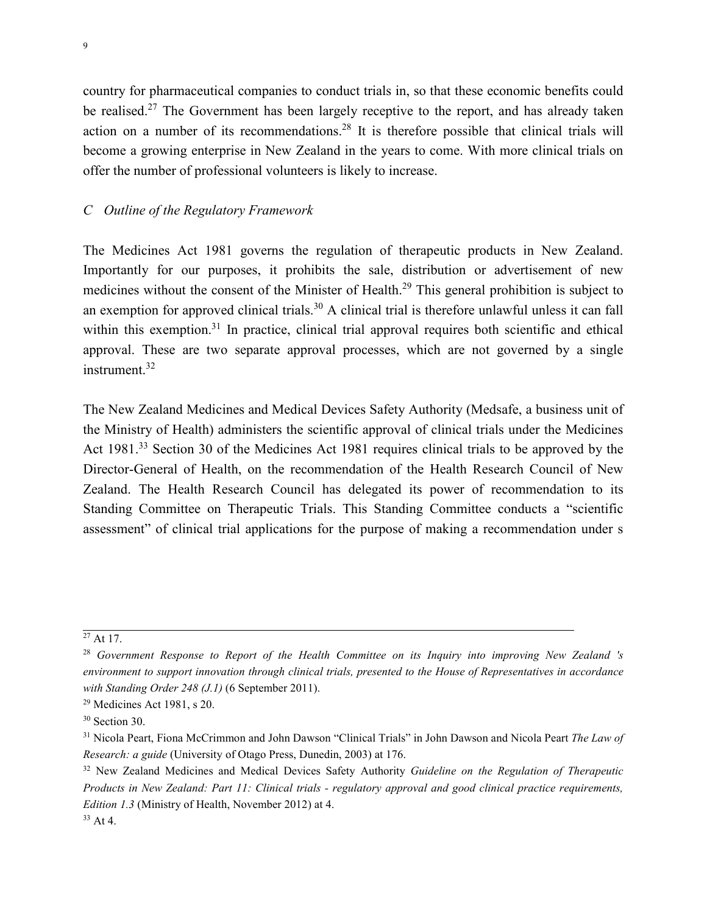country for pharmaceutical companies to conduct trials in, so that these economic benefits could be realised.[27] The Government has been largely receptive to the report, and has already taken action on a number of its recommendations.[28] It is therefore possible that clinical trials will become a growing enterprise in New Zealand in the years to come. With more clinical trials on offer the number of professional volunteers is likely to increase.

### *C Outline of the Regulatory Framework*

The Medicines Act 1981 governs the regulation of therapeutic products in New Zealand. Importantly for our purposes, it prohibits the sale, distribution or advertisement of new medicines without the consent of the Minister of Health.[29] This general prohibition is subject to an exemption for approved clinical trials.[30] A clinical trial is therefore unlawful unless it can fall within this exemption.[31] In practice, clinical trial approval requires both scientific and ethical approval. These are two separate approval processes, which are not governed by a single instrument.[32]

The New Zealand Medicines and Medical Devices Safety Authority (Medsafe, a business unit of the Ministry of Health) administers the scientific approval of clinical trials under the Medicines Act 1981.[33] Section 30 of the Medicines Act 1981 requires clinical trials to be approved by the Director-General of Health, on the recommendation of the Health Research Council of New Zealand. The Health Research Council has delegated its power of recommendation to its Standing Committee on Therapeutic Trials. This Standing Committee conducts a "scientific assessment" of clinical trial applications for the purpose of making a recommendation under s

---

[27] At 17.

[28] *Government Response to Report of the Health Committee on its Inquiry into improving New Zealand 's environment to support innovation through clinical trials, presented to the House of Representatives in accordance with Standing Order 248 (J.1)* (6 September 2011).

[29] Medicines Act 1981, s 20.

[30] Section 30.

[31] Nicola Peart, Fiona McCrimmon and John Dawson "Clinical Trials" in John Dawson and Nicola Peart *The Law of Research: a guide* (University of Otago Press, Dunedin, 2003) at 176.

[32] New Zealand Medicines and Medical Devices Safety Authority *Guideline on the Regulation of Therapeutic Products in New Zealand: Part 11: Clinical trials - regulatory approval and good clinical practice requirements, Edition 1.3* (Ministry of Health, November 2012) at 4.

[33] At 4.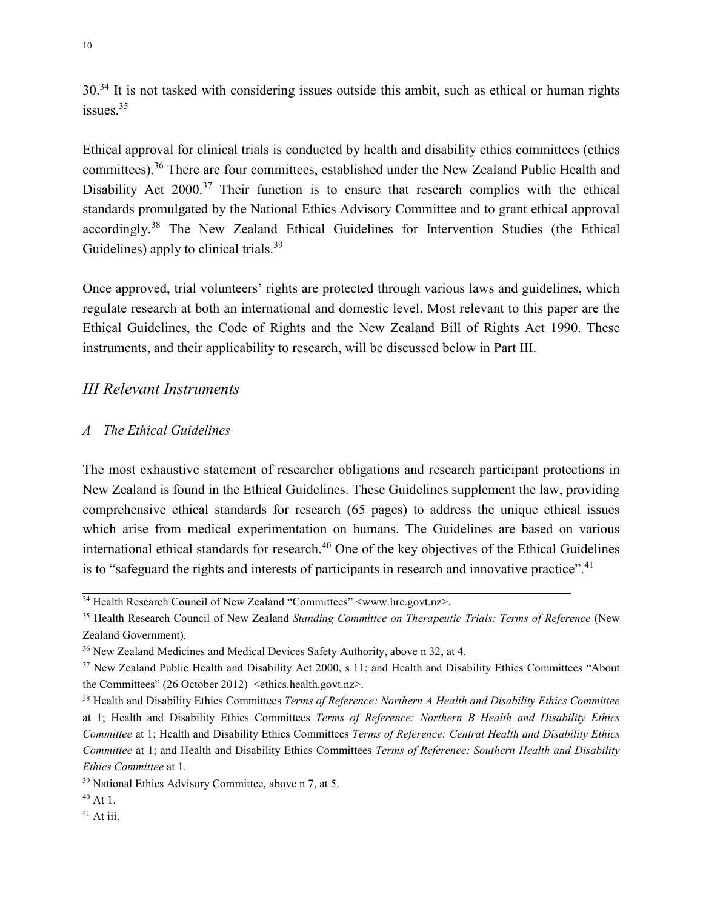30.[34] It is not tasked with considering issues outside this ambit, such as ethical or human rights issues.[35]

Ethical approval for clinical trials is conducted by health and disability ethics committees (ethics committees).[36] There are four committees, established under the New Zealand Public Health and Disability Act 2000.[37] Their function is to ensure that research complies with the ethical standards promulgated by the National Ethics Advisory Committee and to grant ethical approval accordingly.[38] The New Zealand Ethical Guidelines for Intervention Studies (the Ethical Guidelines) apply to clinical trials.[39]

Once approved, trial volunteers' rights are protected through various laws and guidelines, which regulate research at both an international and domestic level. Most relevant to this paper are the Ethical Guidelines, the Code of Rights and the New Zealand Bill of Rights Act 1990. These instruments, and their applicability to research, will be discussed below in Part III.

## *III Relevant Instruments*

### *A The Ethical Guidelines*

The most exhaustive statement of researcher obligations and research participant protections in New Zealand is found in the Ethical Guidelines. These Guidelines supplement the law, providing comprehensive ethical standards for research (65 pages) to address the unique ethical issues which arise from medical experimentation on humans. The Guidelines are based on various international ethical standards for research.[40] One of the key objectives of the Ethical Guidelines is to "safeguard the rights and interests of participants in research and innovative practice".[41]

---

[34] Health Research Council of New Zealand "Committees" <www.hrc.govt.nz>.

[35] Health Research Council of New Zealand *Standing Committee on Therapeutic Trials: Terms of Reference* (New Zealand Government).

[36] New Zealand Medicines and Medical Devices Safety Authority, above n 32, at 4.

[37] New Zealand Public Health and Disability Act 2000, s 11; and Health and Disability Ethics Committees "About the Committees" (26 October 2012) <ethics.health.govt.nz>.

[38] Health and Disability Ethics Committees *Terms of Reference: Northern A Health and Disability Ethics Committee* at 1; Health and Disability Ethics Committees *Terms of Reference: Northern B Health and Disability Ethics Committee* at 1; Health and Disability Ethics Committees *Terms of Reference: Central Health and Disability Ethics Committee* at 1; and Health and Disability Ethics Committees *Terms of Reference: Southern Health and Disability Ethics Committee* at 1.

[39] National Ethics Advisory Committee, above n 7, at 5.

[40] At 1.

[41] At iii.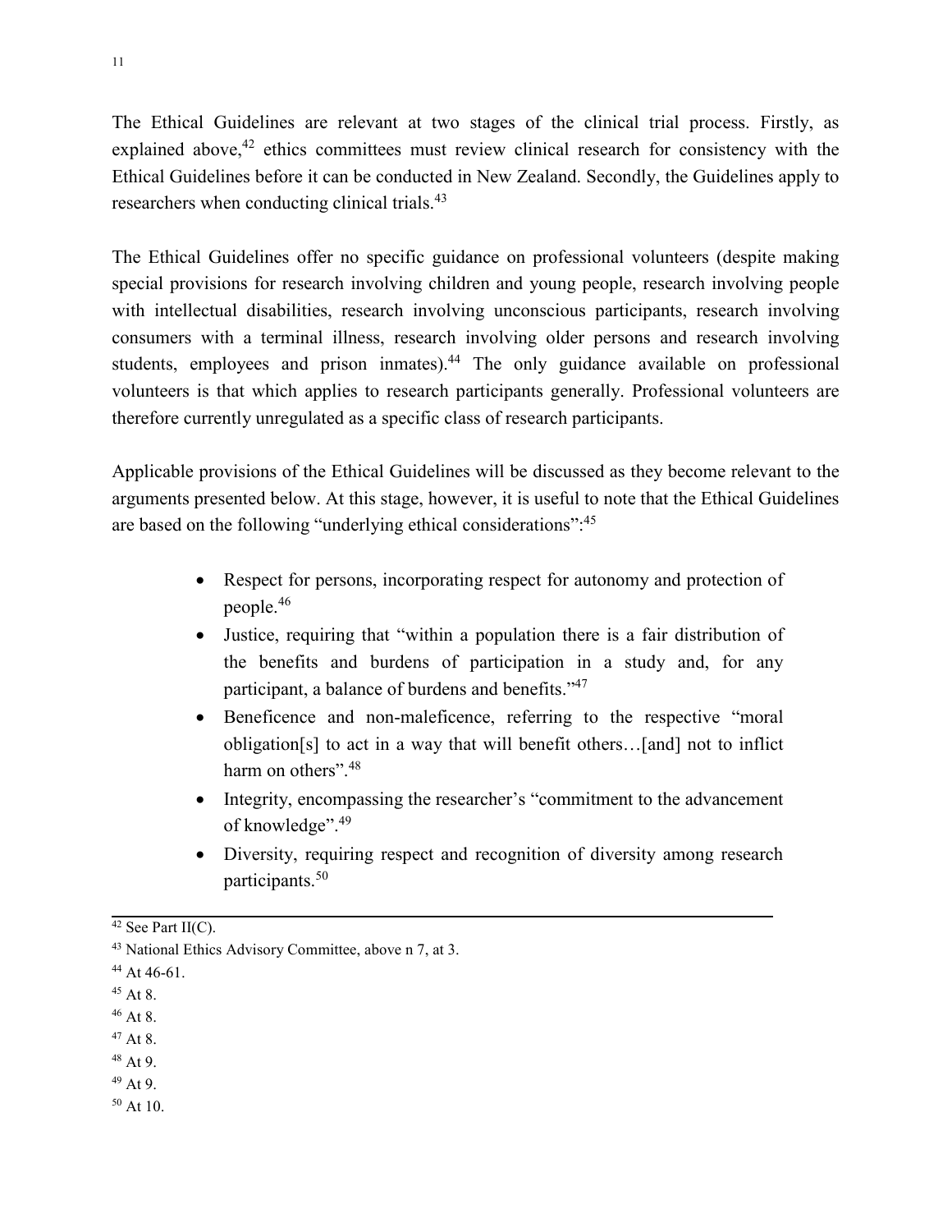The Ethical Guidelines are relevant at two stages of the clinical trial process. Firstly, as explained above,[42] ethics committees must review clinical research for consistency with the Ethical Guidelines before it can be conducted in New Zealand. Secondly, the Guidelines apply to researchers when conducting clinical trials.[43]

The Ethical Guidelines offer no specific guidance on professional volunteers (despite making special provisions for research involving children and young people, research involving people with intellectual disabilities, research involving unconscious participants, research involving consumers with a terminal illness, research involving older persons and research involving students, employees and prison inmates).[44] The only guidance available on professional volunteers is that which applies to research participants generally. Professional volunteers are therefore currently unregulated as a specific class of research participants.

Applicable provisions of the Ethical Guidelines will be discussed as they become relevant to the arguments presented below. At this stage, however, it is useful to note that the Ethical Guidelines are based on the following "underlying ethical considerations":[45]

- Respect for persons, incorporating respect for autonomy and protection of people.[46]
- Justice, requiring that "within a population there is a fair distribution of the benefits and burdens of participation in a study and, for any participant, a balance of burdens and benefits."[47]
- Beneficence and non-maleficence, referring to the respective "moral obligation[s] to act in a way that will benefit others…[and] not to inflict harm on others".[48]
- Integrity, encompassing the researcher's "commitment to the advancement of knowledge".[49]
- Diversity, requiring respect and recognition of diversity among research participants.[50]

---

[42] See Part II(C).

[43] National Ethics Advisory Committee, above n 7, at 3.

[44] At 46-61.

[45] At 8.

[46] At 8.

[47] At 8.

[48] At 9.

[49] At 9.

[50] At 10.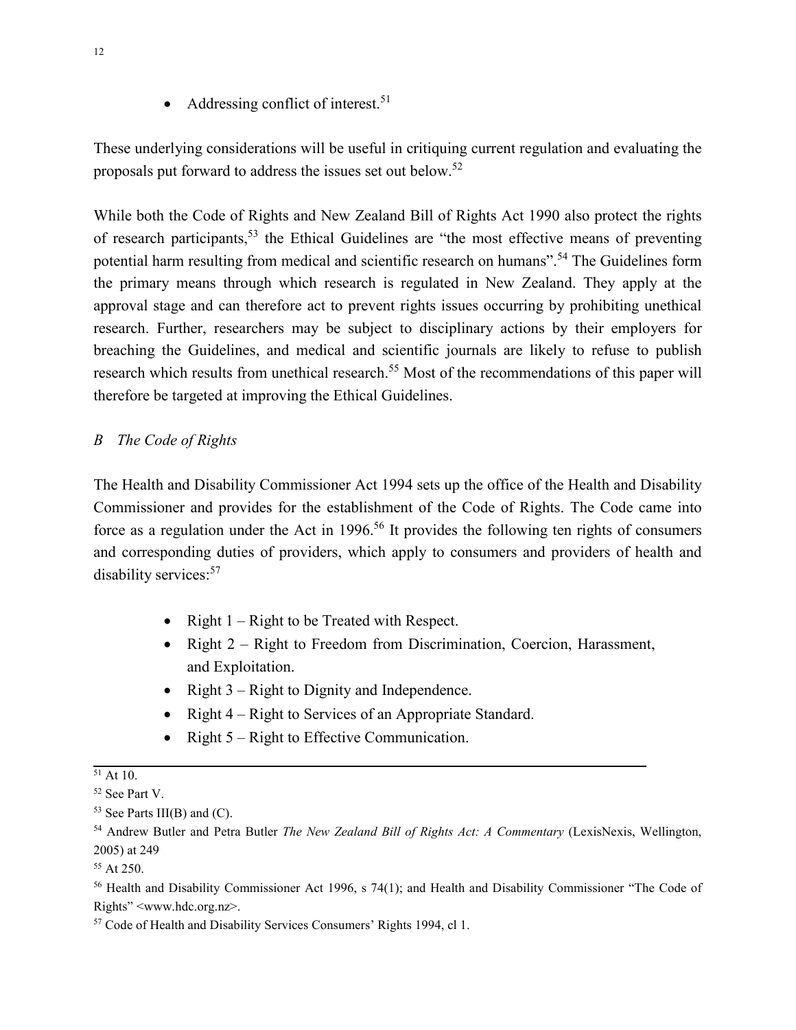- Addressing conflict of interest.[51]

These underlying considerations will be useful in critiquing current regulation and evaluating the proposals put forward to address the issues set out below.[52]

While both the Code of Rights and New Zealand Bill of Rights Act 1990 also protect the rights of research participants,[53] the Ethical Guidelines are "the most effective means of preventing potential harm resulting from medical and scientific research on humans".[54] The Guidelines form the primary means through which research is regulated in New Zealand. They apply at the approval stage and can therefore act to prevent rights issues occurring by prohibiting unethical research. Further, researchers may be subject to disciplinary actions by their employers for breaching the Guidelines, and medical and scientific journals are likely to refuse to publish research which results from unethical research.[55] Most of the recommendations of this paper will therefore be targeted at improving the Ethical Guidelines.

### *B The Code of Rights*

The Health and Disability Commissioner Act 1994 sets up the office of the Health and Disability Commissioner and provides for the establishment of the Code of Rights. The Code came into force as a regulation under the Act in 1996.[56] It provides the following ten rights of consumers and corresponding duties of providers, which apply to consumers and providers of health and disability services:[57]

- Right 1 – Right to be Treated with Respect.
- Right 2 – Right to Freedom from Discrimination, Coercion, Harassment, and Exploitation.
- Right 3 – Right to Dignity and Independence.
- Right 4 – Right to Services of an Appropriate Standard.
- Right 5 – Right to Effective Communication.

---

[51] At 10.

[52] See Part V.

[53] See Parts III(B) and (C).

[54] Andrew Butler and Petra Butler *The New Zealand Bill of Rights Act: A Commentary* (LexisNexis, Wellington, 2005) at 249

[55] At 250.

[56] Health and Disability Commissioner Act 1996, s 74(1); and Health and Disability Commissioner "The Code of Rights" <www.hdc.org.nz>.

[57] Code of Health and Disability Services Consumers' Rights 1994, cl 1.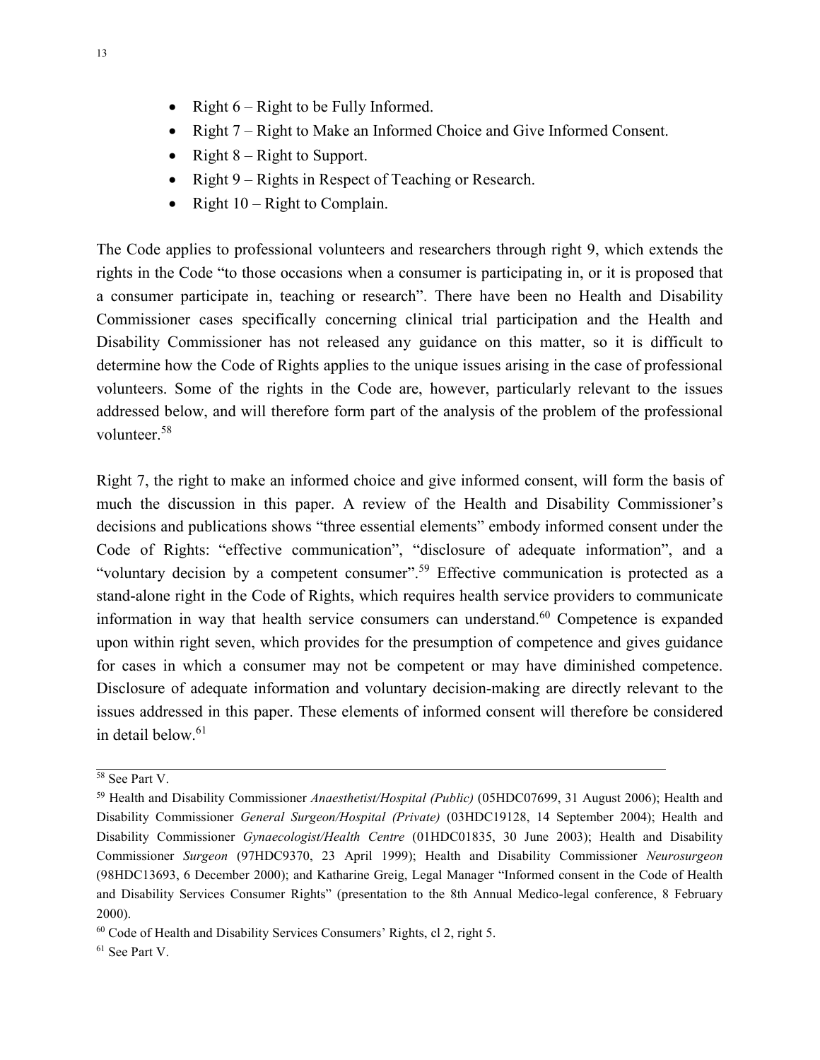- Right 6 – Right to be Fully Informed.
- Right 7 – Right to Make an Informed Choice and Give Informed Consent.
- Right 8 – Right to Support.
- Right 9 – Rights in Respect of Teaching or Research.
- Right 10 – Right to Complain.

The Code applies to professional volunteers and researchers through right 9, which extends the rights in the Code "to those occasions when a consumer is participating in, or it is proposed that a consumer participate in, teaching or research". There have been no Health and Disability Commissioner cases specifically concerning clinical trial participation and the Health and Disability Commissioner has not released any guidance on this matter, so it is difficult to determine how the Code of Rights applies to the unique issues arising in the case of professional volunteers. Some of the rights in the Code are, however, particularly relevant to the issues addressed below, and will therefore form part of the analysis of the problem of the professional volunteer.[58]

Right 7, the right to make an informed choice and give informed consent, will form the basis of much the discussion in this paper. A review of the Health and Disability Commissioner's decisions and publications shows "three essential elements" embody informed consent under the Code of Rights: "effective communication", "disclosure of adequate information", and a "voluntary decision by a competent consumer".[59] Effective communication is protected as a stand-alone right in the Code of Rights, which requires health service providers to communicate information in way that health service consumers can understand.[60] Competence is expanded upon within right seven, which provides for the presumption of competence and gives guidance for cases in which a consumer may not be competent or may have diminished competence. Disclosure of adequate information and voluntary decision-making are directly relevant to the issues addressed in this paper. These elements of informed consent will therefore be considered in detail below.[61]

---

[58] See Part V.

[59] Health and Disability Commissioner *Anaesthetist/Hospital (Public)* (05HDC07699, 31 August 2006); Health and Disability Commissioner *General Surgeon/Hospital (Private)* (03HDC19128, 14 September 2004); Health and Disability Commissioner *Gynaecologist/Health Centre* (01HDC01835, 30 June 2003); Health and Disability Commissioner *Surgeon* (97HDC9370, 23 April 1999); Health and Disability Commissioner *Neurosurgeon* (98HDC13693, 6 December 2000); and Katharine Greig, Legal Manager "Informed consent in the Code of Health and Disability Services Consumer Rights" (presentation to the 8th Annual Medico-legal conference, 8 February 2000).

[60] Code of Health and Disability Services Consumers' Rights, cl 2, right 5.

[61] See Part V.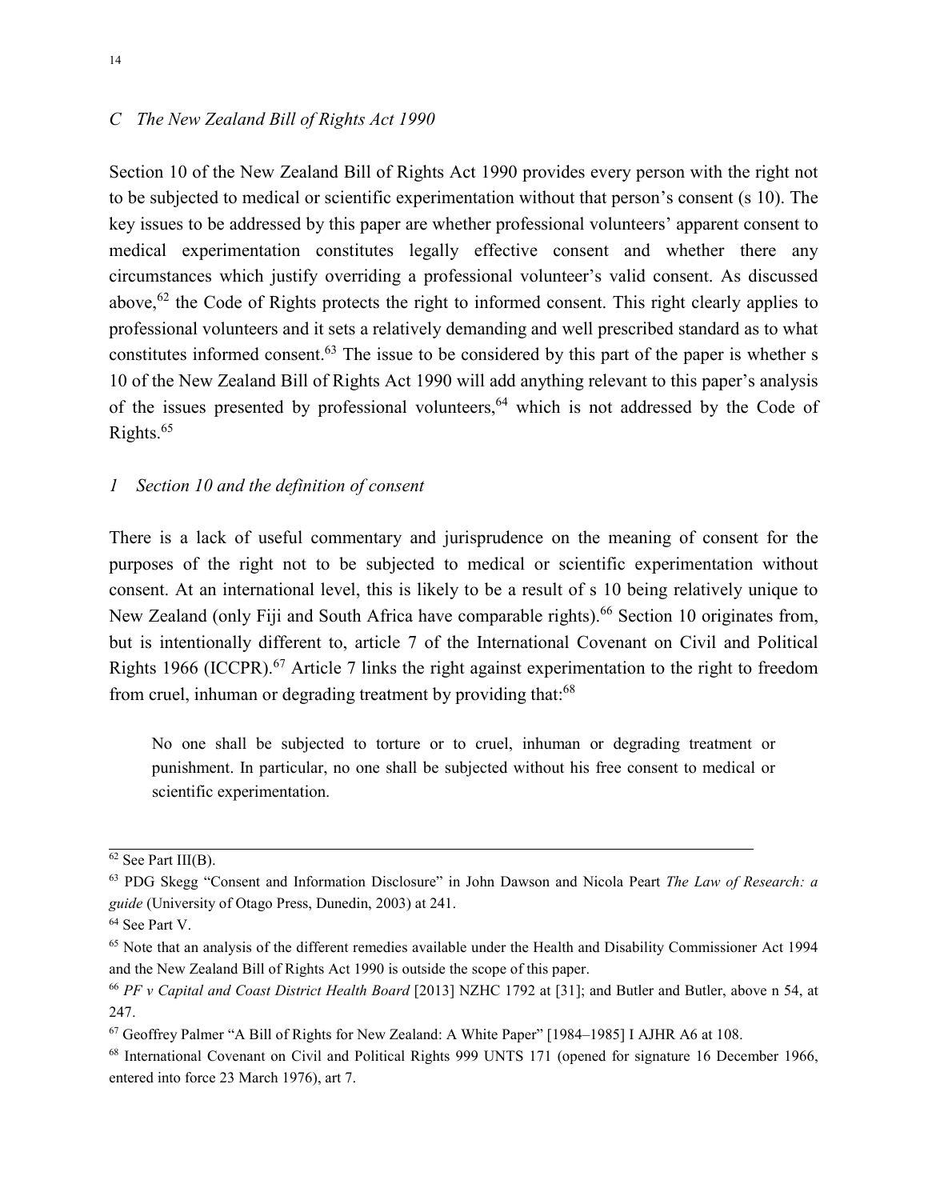### *C The New Zealand Bill of Rights Act 1990*

Section 10 of the New Zealand Bill of Rights Act 1990 provides every person with the right not to be subjected to medical or scientific experimentation without that person's consent (s 10). The key issues to be addressed by this paper are whether professional volunteers' apparent consent to medical experimentation constitutes legally effective consent and whether there any circumstances which justify overriding a professional volunteer's valid consent. As discussed above,[62] the Code of Rights protects the right to informed consent. This right clearly applies to professional volunteers and it sets a relatively demanding and well prescribed standard as to what constitutes informed consent.[63] The issue to be considered by this part of the paper is whether s 10 of the New Zealand Bill of Rights Act 1990 will add anything relevant to this paper's analysis of the issues presented by professional volunteers,[64] which is not addressed by the Code of Rights.[65]

#### *1 Section 10 and the definition of consent*

There is a lack of useful commentary and jurisprudence on the meaning of consent for the purposes of the right not to be subjected to medical or scientific experimentation without consent. At an international level, this is likely to be a result of s 10 being relatively unique to New Zealand (only Fiji and South Africa have comparable rights).[66] Section 10 originates from, but is intentionally different to, article 7 of the International Covenant on Civil and Political Rights 1966 (ICCPR).[67] Article 7 links the right against experimentation to the right to freedom from cruel, inhuman or degrading treatment by providing that:[68]

> No one shall be subjected to torture or to cruel, inhuman or degrading treatment or punishment. In particular, no one shall be subjected without his free consent to medical or scientific experimentation.

---

[62] See Part III(B).

[63] PDG Skegg "Consent and Information Disclosure" in John Dawson and Nicola Peart *The Law of Research: a guide* (University of Otago Press, Dunedin, 2003) at 241.

[64] See Part V.

[65] Note that an analysis of the different remedies available under the Health and Disability Commissioner Act 1994 and the New Zealand Bill of Rights Act 1990 is outside the scope of this paper.

[66] *PF v Capital and Coast District Health Board* [2013] NZHC 1792 at [31]; and Butler and Butler, above n 54, at 247.

[67] Geoffrey Palmer "A Bill of Rights for New Zealand: A White Paper" [1984–1985] I AJHR A6 at 108.

[68] International Covenant on Civil and Political Rights 999 UNTS 171 (opened for signature 16 December 1966, entered into force 23 March 1976), art 7.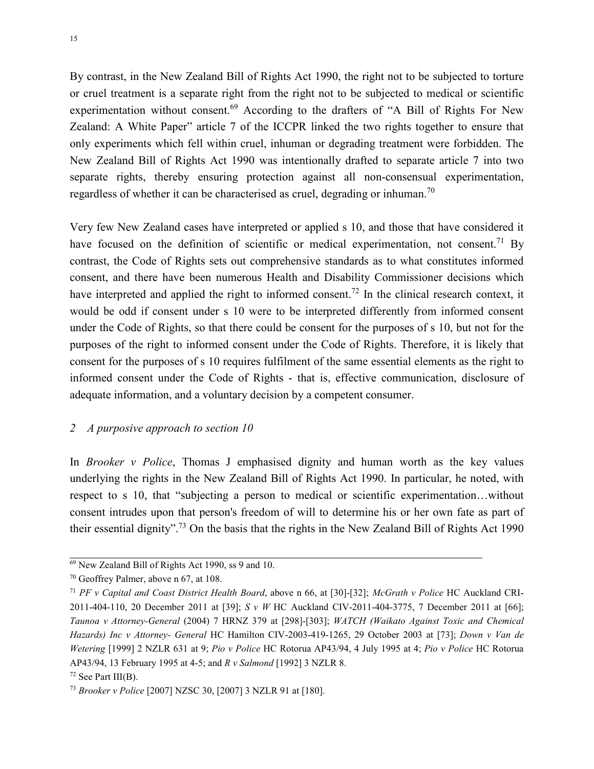By contrast, in the New Zealand Bill of Rights Act 1990, the right not to be subjected to torture or cruel treatment is a separate right from the right not to be subjected to medical or scientific experimentation without consent.[69] According to the drafters of "A Bill of Rights For New Zealand: A White Paper" article 7 of the ICCPR linked the two rights together to ensure that only experiments which fell within cruel, inhuman or degrading treatment were forbidden. The New Zealand Bill of Rights Act 1990 was intentionally drafted to separate article 7 into two separate rights, thereby ensuring protection against all non-consensual experimentation, regardless of whether it can be characterised as cruel, degrading or inhuman.[70]

Very few New Zealand cases have interpreted or applied s 10, and those that have considered it have focused on the definition of scientific or medical experimentation, not consent.[71] By contrast, the Code of Rights sets out comprehensive standards as to what constitutes informed consent, and there have been numerous Health and Disability Commissioner decisions which have interpreted and applied the right to informed consent.[72] In the clinical research context, it would be odd if consent under s 10 were to be interpreted differently from informed consent under the Code of Rights, so that there could be consent for the purposes of s 10, but not for the purposes of the right to informed consent under the Code of Rights. Therefore, it is likely that consent for the purposes of s 10 requires fulfilment of the same essential elements as the right to informed consent under the Code of Rights - that is, effective communication, disclosure of adequate information, and a voluntary decision by a competent consumer.

### *2 A purposive approach to section 10*

In *Brooker v Police*, Thomas J emphasised dignity and human worth as the key values underlying the rights in the New Zealand Bill of Rights Act 1990. In particular, he noted, with respect to s 10, that "subjecting a person to medical or scientific experimentation…without consent intrudes upon that person's freedom of will to determine his or her own fate as part of their essential dignity".[73] On the basis that the rights in the New Zealand Bill of Rights Act 1990

---

[69] New Zealand Bill of Rights Act 1990, ss 9 and 10.

[70] Geoffrey Palmer, above n 67, at 108.

[71] *PF v Capital and Coast District Health Board*, above n 66, at [30]-[32]; *McGrath v Police* HC Auckland CRI-2011-404-110, 20 December 2011 at [39]; *S v W* HC Auckland CIV-2011-404-3775, 7 December 2011 at [66]; *Taunoa v Attorney-General* (2004) 7 HRNZ 379 at [298]-[303]; *WATCH (Waikato Against Toxic and Chemical Hazards) Inc v Attorney- General* HC Hamilton CIV-2003-419-1265, 29 October 2003 at [73]; *Down v Van de Wetering* [1999] 2 NZLR 631 at 9; *Pio v Police* HC Rotorua AP43/94, 4 July 1995 at 4; *Pio v Police* HC Rotorua AP43/94, 13 February 1995 at 4-5; and *R v Salmond* [1992] 3 NZLR 8.

[72] See Part III(B).

[73] *Brooker v Police* [2007] NZSC 30, [2007] 3 NZLR 91 at [180].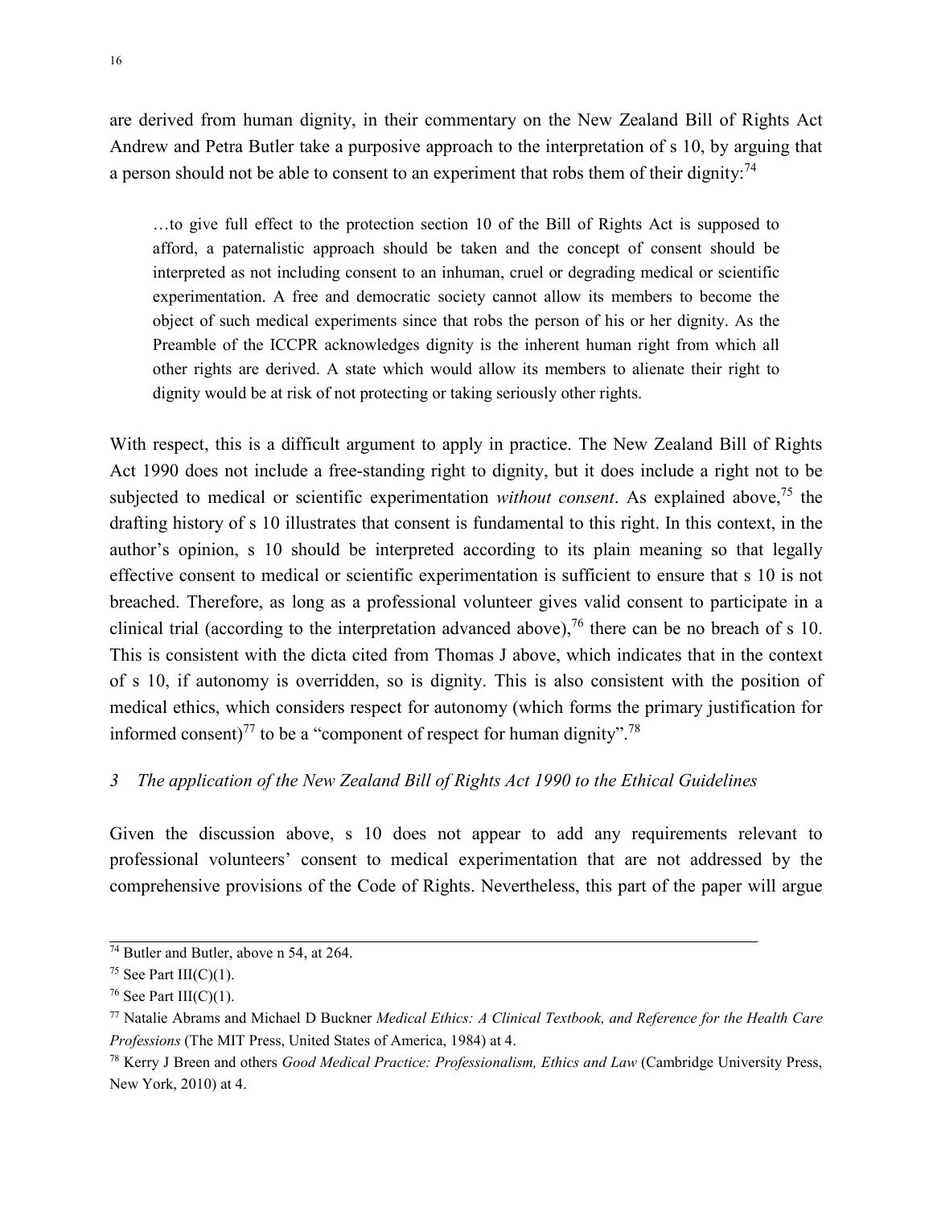are derived from human dignity, in their commentary on the New Zealand Bill of Rights Act Andrew and Petra Butler take a purposive approach to the interpretation of s 10, by arguing that a person should not be able to consent to an experiment that robs them of their dignity:[74]

> …to give full effect to the protection section 10 of the Bill of Rights Act is supposed to afford, a paternalistic approach should be taken and the concept of consent should be interpreted as not including consent to an inhuman, cruel or degrading medical or scientific experimentation. A free and democratic society cannot allow its members to become the object of such medical experiments since that robs the person of his or her dignity. As the Preamble of the ICCPR acknowledges dignity is the inherent human right from which all other rights are derived. A state which would allow its members to alienate their right to dignity would be at risk of not protecting or taking seriously other rights.

With respect, this is a difficult argument to apply in practice. The New Zealand Bill of Rights Act 1990 does not include a free-standing right to dignity, but it does include a right not to be subjected to medical or scientific experimentation *without consent*. As explained above,[75] the drafting history of s 10 illustrates that consent is fundamental to this right. In this context, in the author's opinion, s 10 should be interpreted according to its plain meaning so that legally effective consent to medical or scientific experimentation is sufficient to ensure that s 10 is not breached. Therefore, as long as a professional volunteer gives valid consent to participate in a clinical trial (according to the interpretation advanced above),[76] there can be no breach of s 10. This is consistent with the dicta cited from Thomas J above, which indicates that in the context of s 10, if autonomy is overridden, so is dignity. This is also consistent with the position of medical ethics, which considers respect for autonomy (which forms the primary justification for informed consent)[77] to be a "component of respect for human dignity".[78]

### *3 The application of the New Zealand Bill of Rights Act 1990 to the Ethical Guidelines*

Given the discussion above, s 10 does not appear to add any requirements relevant to professional volunteers' consent to medical experimentation that are not addressed by the comprehensive provisions of the Code of Rights. Nevertheless, this part of the paper will argue

---

[74] Butler and Butler, above n 54, at 264.

[75] See Part III(C)(1).

[76] See Part III(C)(1).

[77] Natalie Abrams and Michael D Buckner *Medical Ethics: A Clinical Textbook, and Reference for the Health Care Professions* (The MIT Press, United States of America, 1984) at 4.

[78] Kerry J Breen and others *Good Medical Practice: Professionalism, Ethics and Law* (Cambridge University Press, New York, 2010) at 4.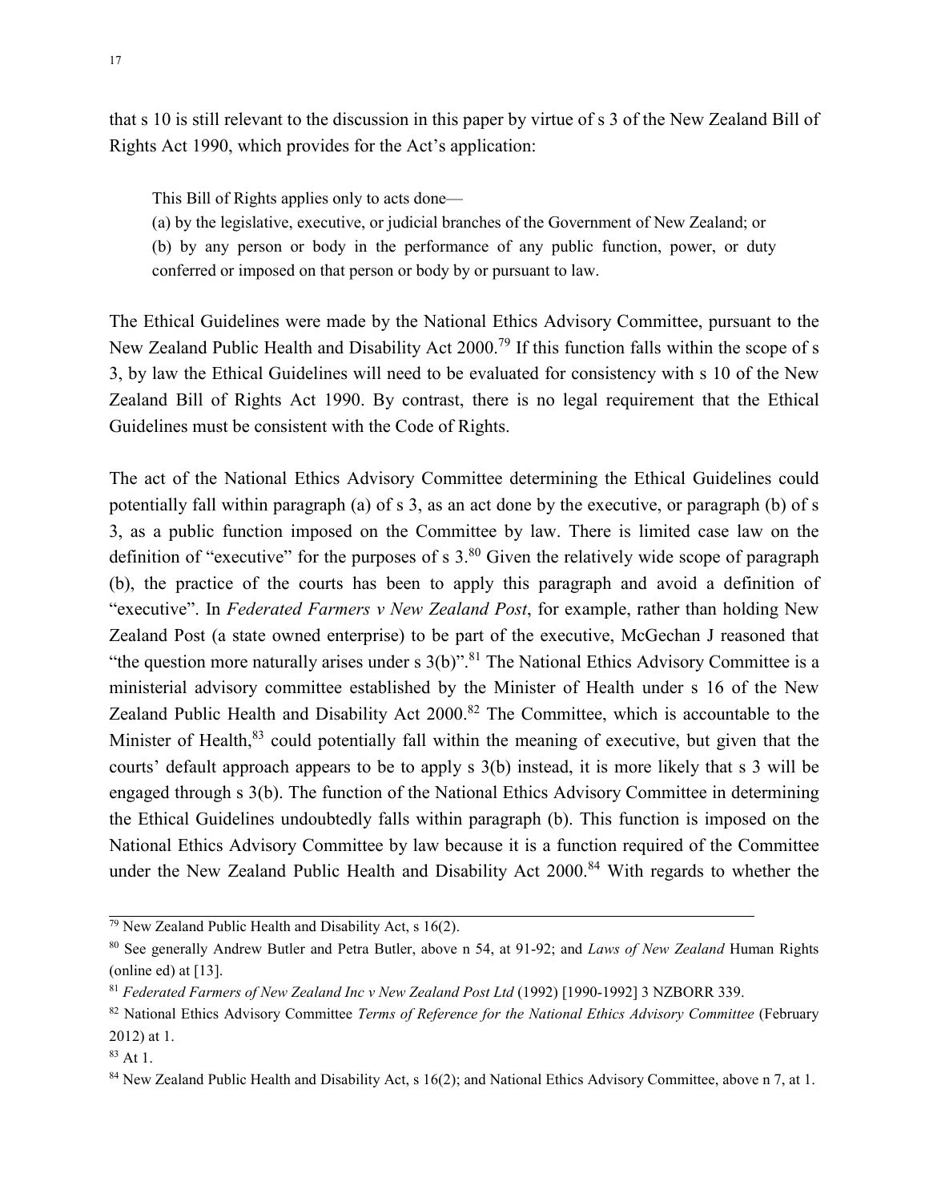that s 10 is still relevant to the discussion in this paper by virtue of s 3 of the New Zealand Bill of Rights Act 1990, which provides for the Act's application:

> This Bill of Rights applies only to acts done—
>
> (a) by the legislative, executive, or judicial branches of the Government of New Zealand; or
>
> (b) by any person or body in the performance of any public function, power, or duty conferred or imposed on that person or body by or pursuant to law.

The Ethical Guidelines were made by the National Ethics Advisory Committee, pursuant to the New Zealand Public Health and Disability Act 2000.[79] If this function falls within the scope of s 3, by law the Ethical Guidelines will need to be evaluated for consistency with s 10 of the New Zealand Bill of Rights Act 1990. By contrast, there is no legal requirement that the Ethical Guidelines must be consistent with the Code of Rights.

The act of the National Ethics Advisory Committee determining the Ethical Guidelines could potentially fall within paragraph (a) of s 3, as an act done by the executive, or paragraph (b) of s 3, as a public function imposed on the Committee by law. There is limited case law on the definition of "executive" for the purposes of s 3.[80] Given the relatively wide scope of paragraph (b), the practice of the courts has been to apply this paragraph and avoid a definition of "executive". In *Federated Farmers v New Zealand Post*, for example, rather than holding New Zealand Post (a state owned enterprise) to be part of the executive, McGechan J reasoned that "the question more naturally arises under s 3(b)".[81] The National Ethics Advisory Committee is a ministerial advisory committee established by the Minister of Health under s 16 of the New Zealand Public Health and Disability Act 2000.[82] The Committee, which is accountable to the Minister of Health,[83] could potentially fall within the meaning of executive, but given that the courts' default approach appears to be to apply s 3(b) instead, it is more likely that s 3 will be engaged through s 3(b). The function of the National Ethics Advisory Committee in determining the Ethical Guidelines undoubtedly falls within paragraph (b). This function is imposed on the National Ethics Advisory Committee by law because it is a function required of the Committee under the New Zealand Public Health and Disability Act 2000.[84] With regards to whether the

---

[79] New Zealand Public Health and Disability Act, s 16(2).

[80] See generally Andrew Butler and Petra Butler, above n 54, at 91-92; and *Laws of New Zealand* Human Rights (online ed) at [13].

[81] *Federated Farmers of New Zealand Inc v New Zealand Post Ltd* (1992) [1990-1992] 3 NZBORR 339.

[82] National Ethics Advisory Committee *Terms of Reference for the National Ethics Advisory Committee* (February 2012) at 1.

[83] At 1.

[84] New Zealand Public Health and Disability Act, s 16(2); and National Ethics Advisory Committee, above n 7, at 1.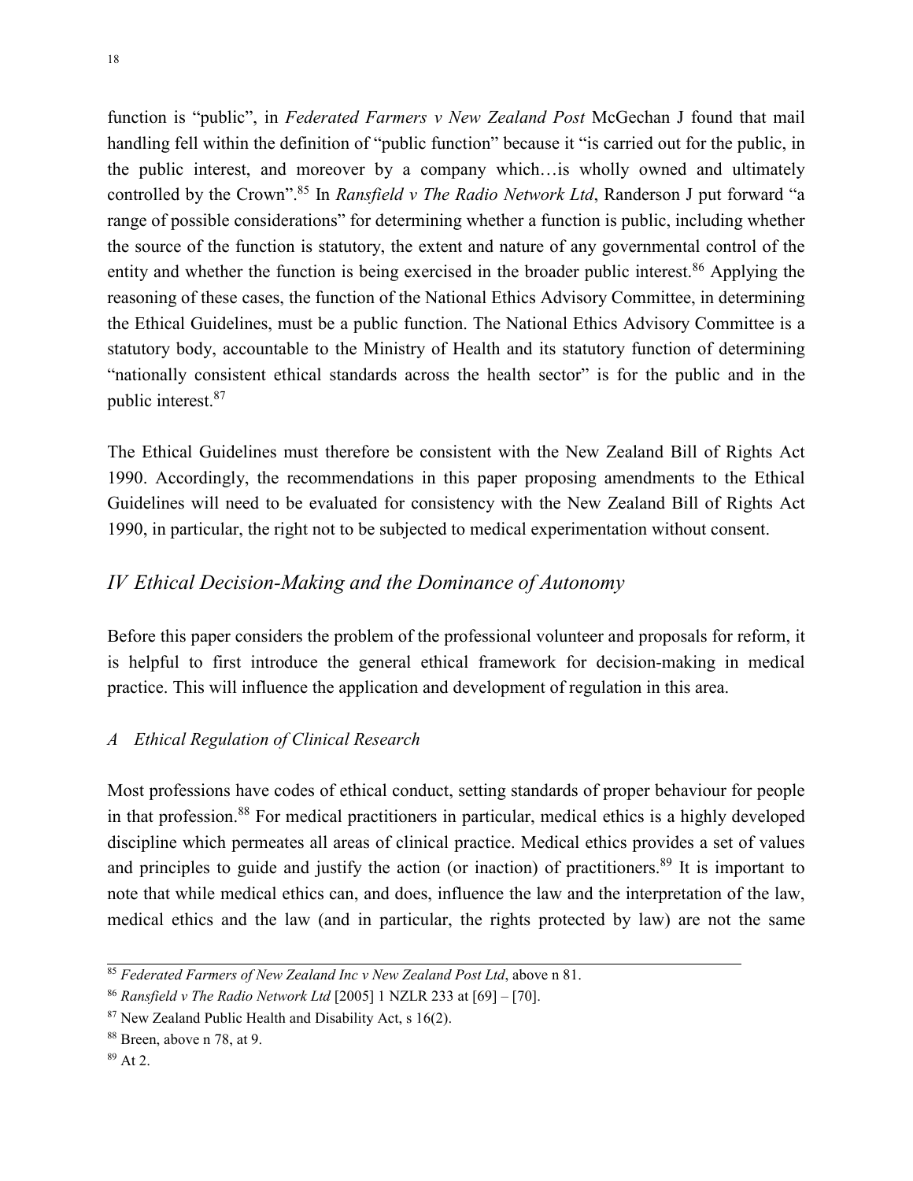function is "public", in *Federated Farmers v New Zealand Post* McGechan J found that mail handling fell within the definition of "public function" because it "is carried out for the public, in the public interest, and moreover by a company which…is wholly owned and ultimately controlled by the Crown".[85] In *Ransfield v The Radio Network Ltd*, Randerson J put forward "a range of possible considerations" for determining whether a function is public, including whether the source of the function is statutory, the extent and nature of any governmental control of the entity and whether the function is being exercised in the broader public interest.[86] Applying the reasoning of these cases, the function of the National Ethics Advisory Committee, in determining the Ethical Guidelines, must be a public function. The National Ethics Advisory Committee is a statutory body, accountable to the Ministry of Health and its statutory function of determining "nationally consistent ethical standards across the health sector" is for the public and in the public interest.[87]

The Ethical Guidelines must therefore be consistent with the New Zealand Bill of Rights Act 1990. Accordingly, the recommendations in this paper proposing amendments to the Ethical Guidelines will need to be evaluated for consistency with the New Zealand Bill of Rights Act 1990, in particular, the right not to be subjected to medical experimentation without consent.

## *IV Ethical Decision-Making and the Dominance of Autonomy*

Before this paper considers the problem of the professional volunteer and proposals for reform, it is helpful to first introduce the general ethical framework for decision-making in medical practice. This will influence the application and development of regulation in this area.

### *A Ethical Regulation of Clinical Research*

Most professions have codes of ethical conduct, setting standards of proper behaviour for people in that profession.[88] For medical practitioners in particular, medical ethics is a highly developed discipline which permeates all areas of clinical practice. Medical ethics provides a set of values and principles to guide and justify the action (or inaction) of practitioners.[89] It is important to note that while medical ethics can, and does, influence the law and the interpretation of the law, medical ethics and the law (and in particular, the rights protected by law) are not the same

---

[85] *Federated Farmers of New Zealand Inc v New Zealand Post Ltd*, above n 81.

[86] *Ransfield v The Radio Network Ltd* [2005] 1 NZLR 233 at [69] – [70].

[87] New Zealand Public Health and Disability Act, s 16(2).

[88] Breen, above n 78, at 9.

[89] At 2.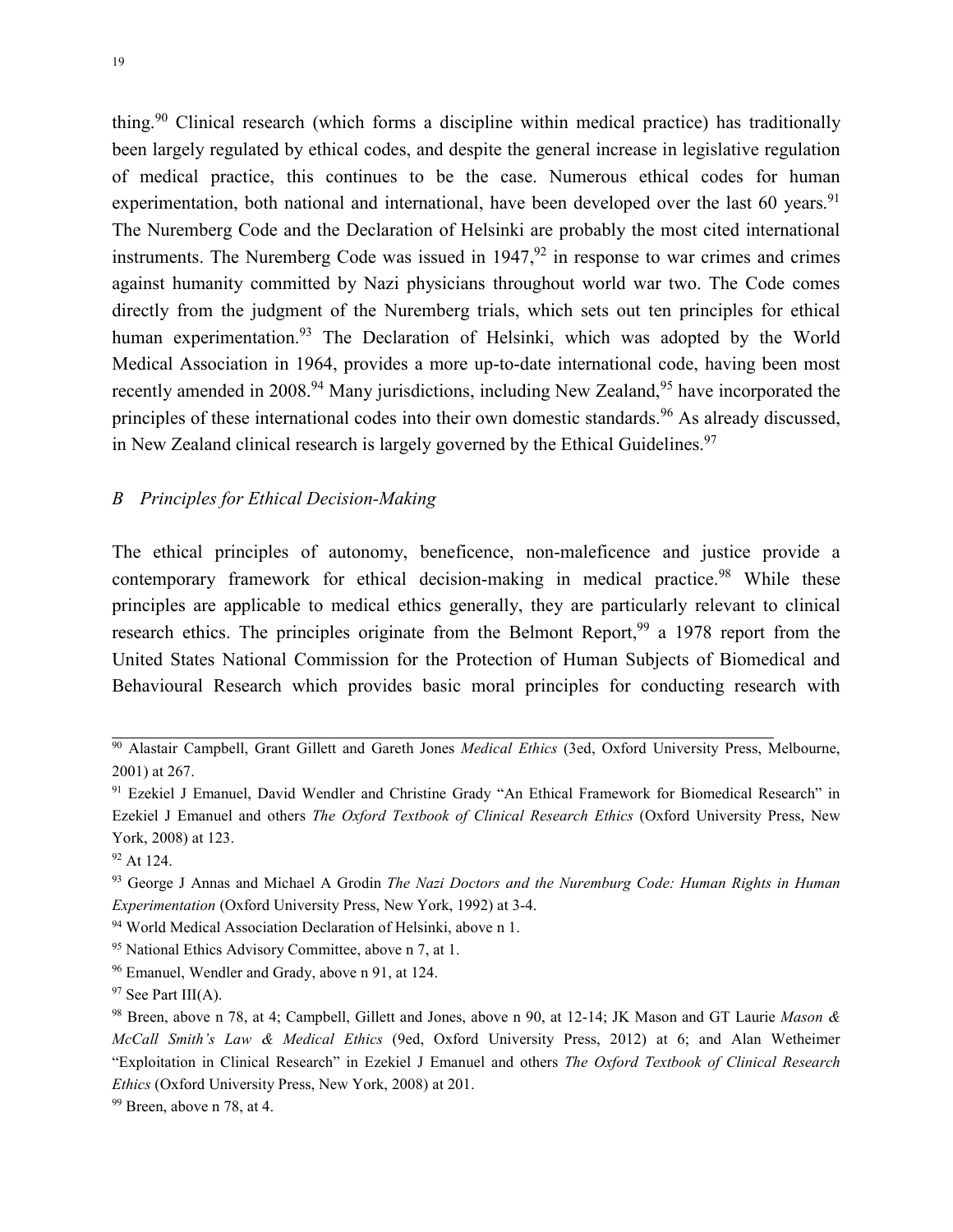thing.[90] Clinical research (which forms a discipline within medical practice) has traditionally been largely regulated by ethical codes, and despite the general increase in legislative regulation of medical practice, this continues to be the case. Numerous ethical codes for human experimentation, both national and international, have been developed over the last 60 years.[91] The Nuremberg Code and the Declaration of Helsinki are probably the most cited international instruments. The Nuremberg Code was issued in 1947,[92] in response to war crimes and crimes against humanity committed by Nazi physicians throughout world war two. The Code comes directly from the judgment of the Nuremberg trials, which sets out ten principles for ethical human experimentation.[93] The Declaration of Helsinki, which was adopted by the World Medical Association in 1964, provides a more up-to-date international code, having been most recently amended in 2008.[94] Many jurisdictions, including New Zealand,[95] have incorporated the principles of these international codes into their own domestic standards.[96] As already discussed, in New Zealand clinical research is largely governed by the Ethical Guidelines.[97]

### *B Principles for Ethical Decision-Making*

The ethical principles of autonomy, beneficence, non-maleficence and justice provide a contemporary framework for ethical decision-making in medical practice.[98] While these principles are applicable to medical ethics generally, they are particularly relevant to clinical research ethics. The principles originate from the Belmont Report,[99] a 1978 report from the United States National Commission for the Protection of Human Subjects of Biomedical and Behavioural Research which provides basic moral principles for conducting research with

---

[90] Alastair Campbell, Grant Gillett and Gareth Jones *Medical Ethics* (3ed, Oxford University Press, Melbourne, 2001) at 267.

[91] Ezekiel J Emanuel, David Wendler and Christine Grady "An Ethical Framework for Biomedical Research" in Ezekiel J Emanuel and others *The Oxford Textbook of Clinical Research Ethics* (Oxford University Press, New York, 2008) at 123.

[92] At 124.

[93] George J Annas and Michael A Grodin *The Nazi Doctors and the Nuremburg Code: Human Rights in Human Experimentation* (Oxford University Press, New York, 1992) at 3-4.

[94] World Medical Association Declaration of Helsinki, above n 1.

[95] National Ethics Advisory Committee, above n 7, at 1.

[96] Emanuel, Wendler and Grady, above n 91, at 124.

[97] See Part III(A).

[98] Breen, above n 78, at 4; Campbell, Gillett and Jones, above n 90, at 12-14; JK Mason and GT Laurie *Mason & McCall Smith's Law & Medical Ethics* (9ed, Oxford University Press, 2012) at 6; and Alan Wetheimer "Exploitation in Clinical Research" in Ezekiel J Emanuel and others *The Oxford Textbook of Clinical Research Ethics* (Oxford University Press, New York, 2008) at 201.

[99] Breen, above n 78, at 4.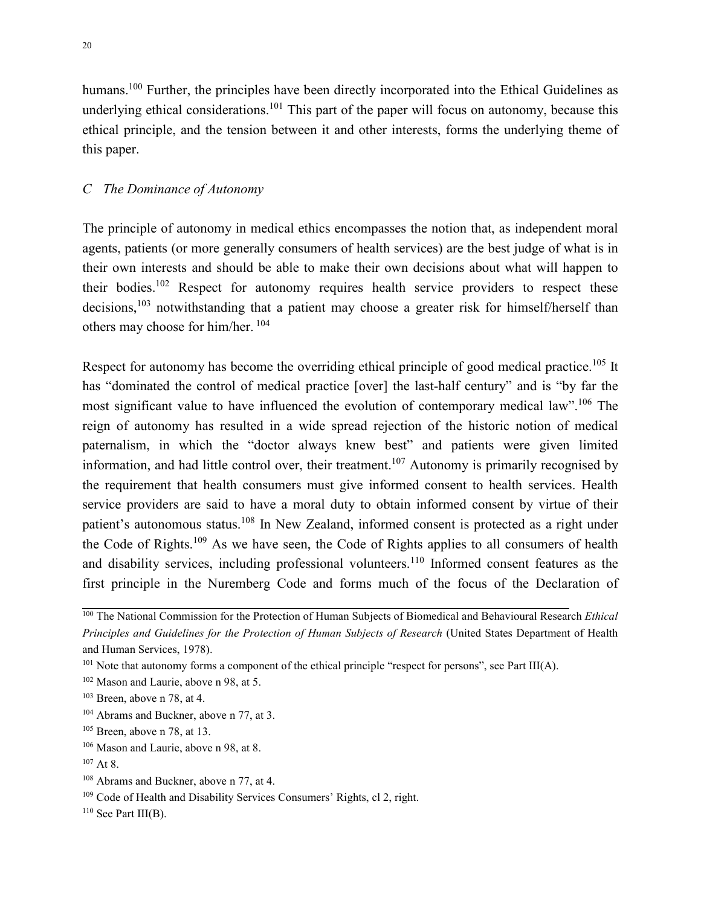humans.[100] Further, the principles have been directly incorporated into the Ethical Guidelines as underlying ethical considerations.[101] This part of the paper will focus on autonomy, because this ethical principle, and the tension between it and other interests, forms the underlying theme of this paper.

### *C The Dominance of Autonomy*

The principle of autonomy in medical ethics encompasses the notion that, as independent moral agents, patients (or more generally consumers of health services) are the best judge of what is in their own interests and should be able to make their own decisions about what will happen to their bodies.[102] Respect for autonomy requires health service providers to respect these decisions,[103] notwithstanding that a patient may choose a greater risk for himself/herself than others may choose for him/her.[104]

Respect for autonomy has become the overriding ethical principle of good medical practice.[105] It has "dominated the control of medical practice [over] the last-half century" and is "by far the most significant value to have influenced the evolution of contemporary medical law".[106] The reign of autonomy has resulted in a wide spread rejection of the historic notion of medical paternalism, in which the "doctor always knew best" and patients were given limited information, and had little control over, their treatment.[107] Autonomy is primarily recognised by the requirement that health consumers must give informed consent to health services. Health service providers are said to have a moral duty to obtain informed consent by virtue of their patient's autonomous status.[108] In New Zealand, informed consent is protected as a right under the Code of Rights.[109] As we have seen, the Code of Rights applies to all consumers of health and disability services, including professional volunteers.[110] Informed consent features as the first principle in the Nuremberg Code and forms much of the focus of the Declaration of

---

[100] The National Commission for the Protection of Human Subjects of Biomedical and Behavioural Research *Ethical Principles and Guidelines for the Protection of Human Subjects of Research* (United States Department of Health and Human Services, 1978).

[101] Note that autonomy forms a component of the ethical principle "respect for persons", see Part III(A).

[102] Mason and Laurie, above n 98, at 5.

[103] Breen, above n 78, at 4.

[104] Abrams and Buckner, above n 77, at 3.

[105] Breen, above n 78, at 13.

[106] Mason and Laurie, above n 98, at 8.

[107] At 8.

[108] Abrams and Buckner, above n 77, at 4.

[109] Code of Health and Disability Services Consumers' Rights, cl 2, right.

[110] See Part III(B).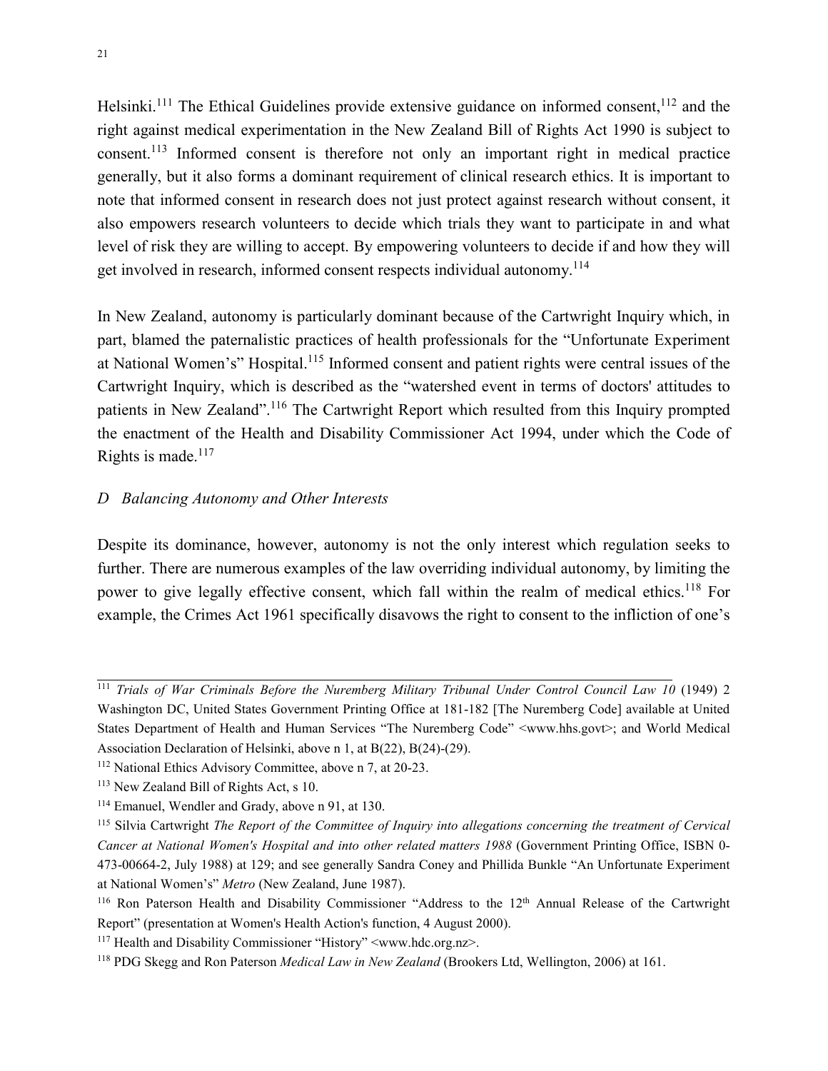Helsinki.[111] The Ethical Guidelines provide extensive guidance on informed consent,[112] and the right against medical experimentation in the New Zealand Bill of Rights Act 1990 is subject to consent.[113] Informed consent is therefore not only an important right in medical practice generally, but it also forms a dominant requirement of clinical research ethics. It is important to note that informed consent in research does not just protect against research without consent, it also empowers research volunteers to decide which trials they want to participate in and what level of risk they are willing to accept. By empowering volunteers to decide if and how they will get involved in research, informed consent respects individual autonomy.[114]

In New Zealand, autonomy is particularly dominant because of the Cartwright Inquiry which, in part, blamed the paternalistic practices of health professionals for the "Unfortunate Experiment at National Women's" Hospital.[115] Informed consent and patient rights were central issues of the Cartwright Inquiry, which is described as the "watershed event in terms of doctors' attitudes to patients in New Zealand".[116] The Cartwright Report which resulted from this Inquiry prompted the enactment of the Health and Disability Commissioner Act 1994, under which the Code of Rights is made.[117]

### *D Balancing Autonomy and Other Interests*

Despite its dominance, however, autonomy is not the only interest which regulation seeks to further. There are numerous examples of the law overriding individual autonomy, by limiting the power to give legally effective consent, which fall within the realm of medical ethics.[118] For example, the Crimes Act 1961 specifically disavows the right to consent to the infliction of one's

---

[111] *Trials of War Criminals Before the Nuremberg Military Tribunal Under Control Council Law 10* (1949) 2 Washington DC, United States Government Printing Office at 181-182 [The Nuremberg Code] available at United States Department of Health and Human Services "The Nuremberg Code" <www.hhs.govt>; and World Medical Association Declaration of Helsinki, above n 1, at B(22), B(24)-(29).

[112] National Ethics Advisory Committee, above n 7, at 20-23.

[113] New Zealand Bill of Rights Act, s 10.

[114] Emanuel, Wendler and Grady, above n 91, at 130.

[115] Silvia Cartwright *The Report of the Committee of Inquiry into allegations concerning the treatment of Cervical Cancer at National Women's Hospital and into other related matters 1988* (Government Printing Office, ISBN 0-473-00664-2, July 1988) at 129; and see generally Sandra Coney and Phillida Bunkle "An Unfortunate Experiment at National Women's" *Metro* (New Zealand, June 1987).

[116] Ron Paterson Health and Disability Commissioner "Address to the 12th Annual Release of the Cartwright Report" (presentation at Women's Health Action's function, 4 August 2000).

[117] Health and Disability Commissioner "History" <www.hdc.org.nz>.

[118] PDG Skegg and Ron Paterson *Medical Law in New Zealand* (Brookers Ltd, Wellington, 2006) at 161.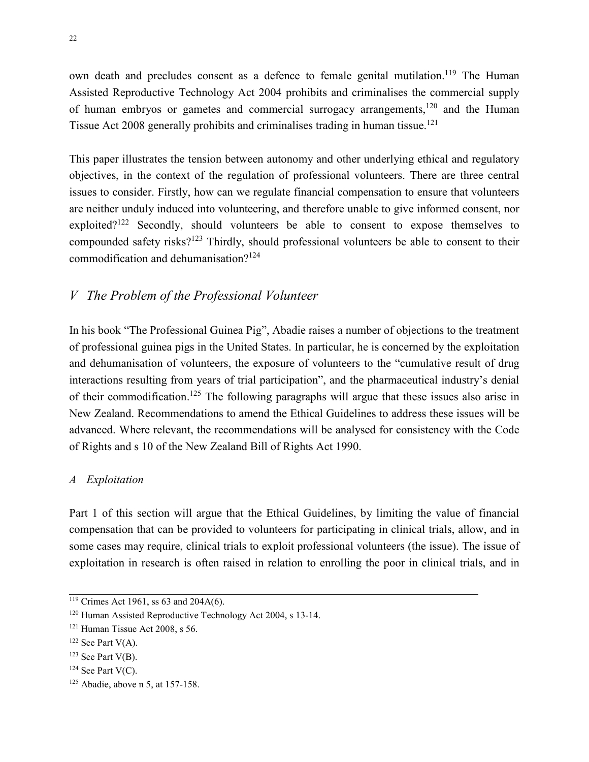own death and precludes consent as a defence to female genital mutilation.[119] The Human Assisted Reproductive Technology Act 2004 prohibits and criminalises the commercial supply of human embryos or gametes and commercial surrogacy arrangements,[120] and the Human Tissue Act 2008 generally prohibits and criminalises trading in human tissue.[121]

This paper illustrates the tension between autonomy and other underlying ethical and regulatory objectives, in the context of the regulation of professional volunteers. There are three central issues to consider. Firstly, how can we regulate financial compensation to ensure that volunteers are neither unduly induced into volunteering, and therefore unable to give informed consent, nor exploited?[122] Secondly, should volunteers be able to consent to expose themselves to compounded safety risks?[123] Thirdly, should professional volunteers be able to consent to their commodification and dehumanisation?[124]

## *V The Problem of the Professional Volunteer*

In his book "The Professional Guinea Pig", Abadie raises a number of objections to the treatment of professional guinea pigs in the United States. In particular, he is concerned by the exploitation and dehumanisation of volunteers, the exposure of volunteers to the "cumulative result of drug interactions resulting from years of trial participation", and the pharmaceutical industry's denial of their commodification.[125] The following paragraphs will argue that these issues also arise in New Zealand. Recommendations to amend the Ethical Guidelines to address these issues will be advanced. Where relevant, the recommendations will be analysed for consistency with the Code of Rights and s 10 of the New Zealand Bill of Rights Act 1990.

### *A Exploitation*

Part 1 of this section will argue that the Ethical Guidelines, by limiting the value of financial compensation that can be provided to volunteers for participating in clinical trials, allow, and in some cases may require, clinical trials to exploit professional volunteers (the issue). The issue of exploitation in research is often raised in relation to enrolling the poor in clinical trials, and in

---

[119] Crimes Act 1961, ss 63 and 204A(6).

[120] Human Assisted Reproductive Technology Act 2004, s 13-14.

[121] Human Tissue Act 2008, s 56.

[122] See Part V(A).

[123] See Part V(B).

[124] See Part V(C).

[125] Abadie, above n 5, at 157-158.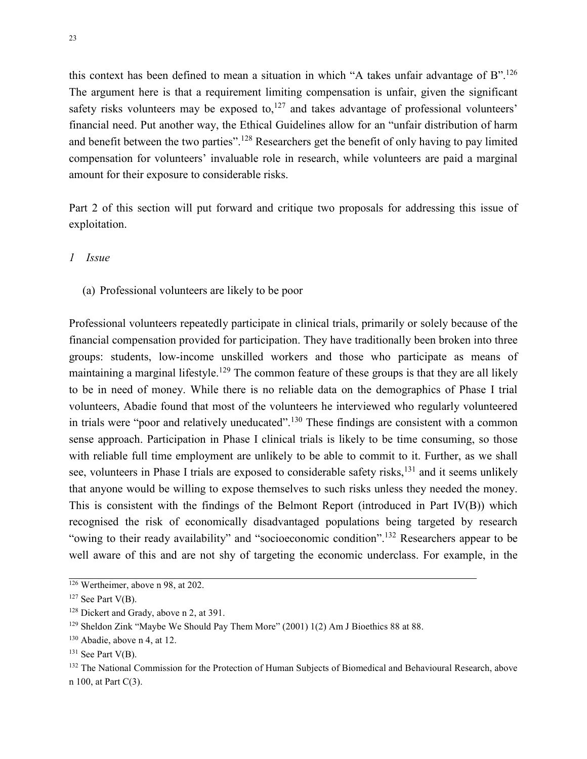this context has been defined to mean a situation in which "A takes unfair advantage of B".[126] The argument here is that a requirement limiting compensation is unfair, given the significant safety risks volunteers may be exposed to,[127] and takes advantage of professional volunteers' financial need. Put another way, the Ethical Guidelines allow for an "unfair distribution of harm and benefit between the two parties".[128] Researchers get the benefit of only having to pay limited compensation for volunteers' invaluable role in research, while volunteers are paid a marginal amount for their exposure to considerable risks.

Part 2 of this section will put forward and critique two proposals for addressing this issue of exploitation.

### *1 Issue*

#### (a) Professional volunteers are likely to be poor

Professional volunteers repeatedly participate in clinical trials, primarily or solely because of the financial compensation provided for participation. They have traditionally been broken into three groups: students, low-income unskilled workers and those who participate as means of maintaining a marginal lifestyle.[129] The common feature of these groups is that they are all likely to be in need of money. While there is no reliable data on the demographics of Phase I trial volunteers, Abadie found that most of the volunteers he interviewed who regularly volunteered in trials were "poor and relatively uneducated".[130] These findings are consistent with a common sense approach. Participation in Phase I clinical trials is likely to be time consuming, so those with reliable full time employment are unlikely to be able to commit to it. Further, as we shall see, volunteers in Phase I trials are exposed to considerable safety risks,[131] and it seems unlikely that anyone would be willing to expose themselves to such risks unless they needed the money. This is consistent with the findings of the Belmont Report (introduced in Part IV(B)) which recognised the risk of economically disadvantaged populations being targeted by research "owing to their ready availability" and "socioeconomic condition".[132] Researchers appear to be well aware of this and are not shy of targeting the economic underclass. For example, in the

---

[126] Wertheimer, above n 98, at 202.

[127] See Part V(B).

[128] Dickert and Grady, above n 2, at 391.

[129] Sheldon Zink "Maybe We Should Pay Them More" (2001) 1(2) Am J Bioethics 88 at 88.

[130] Abadie, above n 4, at 12.

[131] See Part V(B).

[132] The National Commission for the Protection of Human Subjects of Biomedical and Behavioural Research, above n 100, at Part C(3).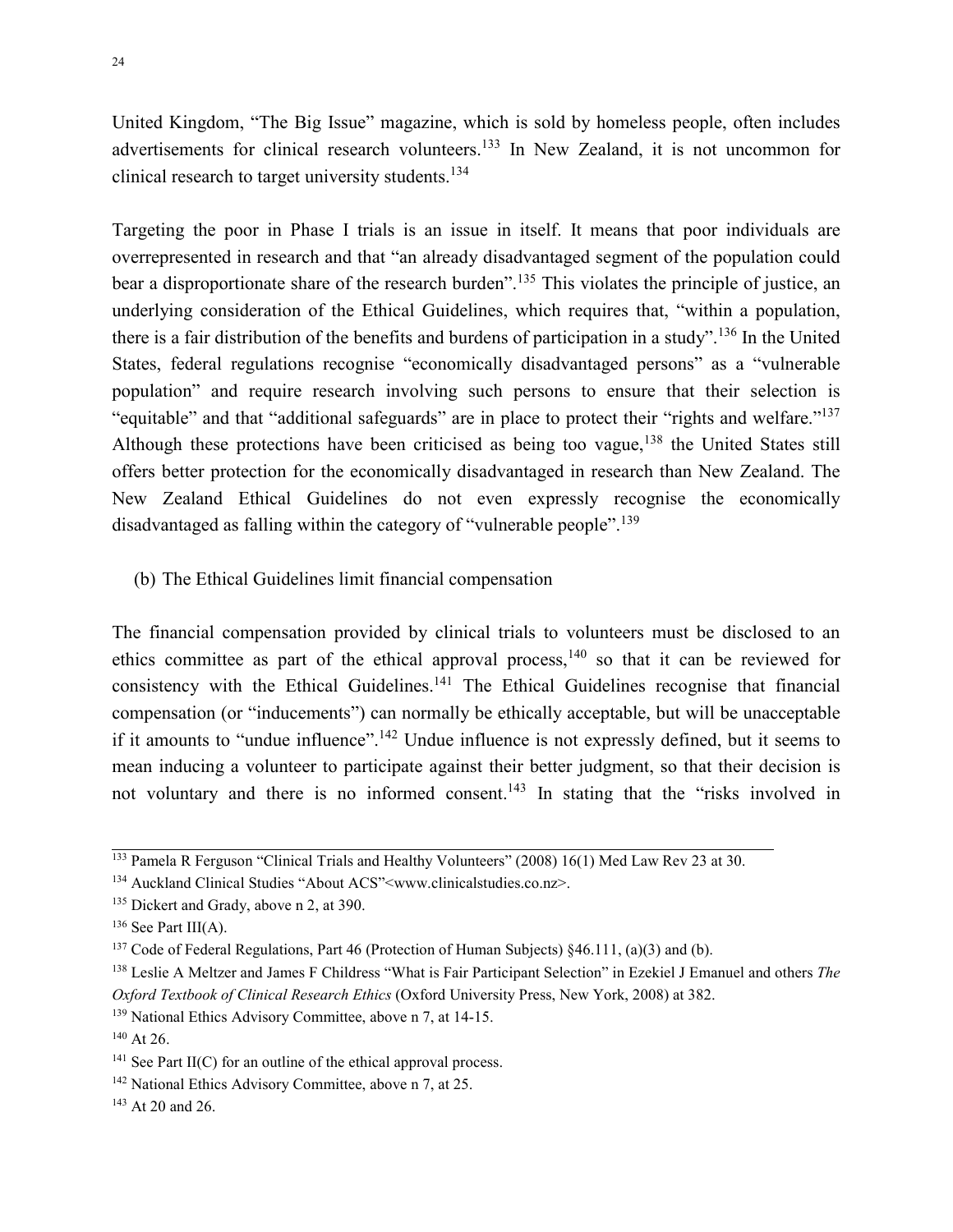United Kingdom, "The Big Issue" magazine, which is sold by homeless people, often includes advertisements for clinical research volunteers.[133] In New Zealand, it is not uncommon for clinical research to target university students.[134]

Targeting the poor in Phase I trials is an issue in itself. It means that poor individuals are overrepresented in research and that "an already disadvantaged segment of the population could bear a disproportionate share of the research burden".[135] This violates the principle of justice, an underlying consideration of the Ethical Guidelines, which requires that, "within a population, there is a fair distribution of the benefits and burdens of participation in a study".[136] In the United States, federal regulations recognise "economically disadvantaged persons" as a "vulnerable population" and require research involving such persons to ensure that their selection is "equitable" and that "additional safeguards" are in place to protect their "rights and welfare."[137] Although these protections have been criticised as being too vague,[138] the United States still offers better protection for the economically disadvantaged in research than New Zealand. The New Zealand Ethical Guidelines do not even expressly recognise the economically disadvantaged as falling within the category of "vulnerable people".[139]

(b) The Ethical Guidelines limit financial compensation

The financial compensation provided by clinical trials to volunteers must be disclosed to an ethics committee as part of the ethical approval process,[140] so that it can be reviewed for consistency with the Ethical Guidelines.[141] The Ethical Guidelines recognise that financial compensation (or "inducements") can normally be ethically acceptable, but will be unacceptable if it amounts to "undue influence".[142] Undue influence is not expressly defined, but it seems to mean inducing a volunteer to participate against their better judgment, so that their decision is not voluntary and there is no informed consent.[143] In stating that the "risks involved in

---

[133] Pamela R Ferguson "Clinical Trials and Healthy Volunteers" (2008) 16(1) Med Law Rev 23 at 30.

[134] Auckland Clinical Studies "About ACS"<www.clinicalstudies.co.nz>.

[135] Dickert and Grady, above n 2, at 390.

[136] See Part III(A).

[137] Code of Federal Regulations, Part 46 (Protection of Human Subjects) §46.111, (a)(3) and (b).

[138] Leslie A Meltzer and James F Childress "What is Fair Participant Selection" in Ezekiel J Emanuel and others *The Oxford Textbook of Clinical Research Ethics* (Oxford University Press, New York, 2008) at 382.

[139] National Ethics Advisory Committee, above n 7, at 14-15.

[140] At 26.

[141] See Part II(C) for an outline of the ethical approval process.

[142] National Ethics Advisory Committee, above n 7, at 25.

[143] At 20 and 26.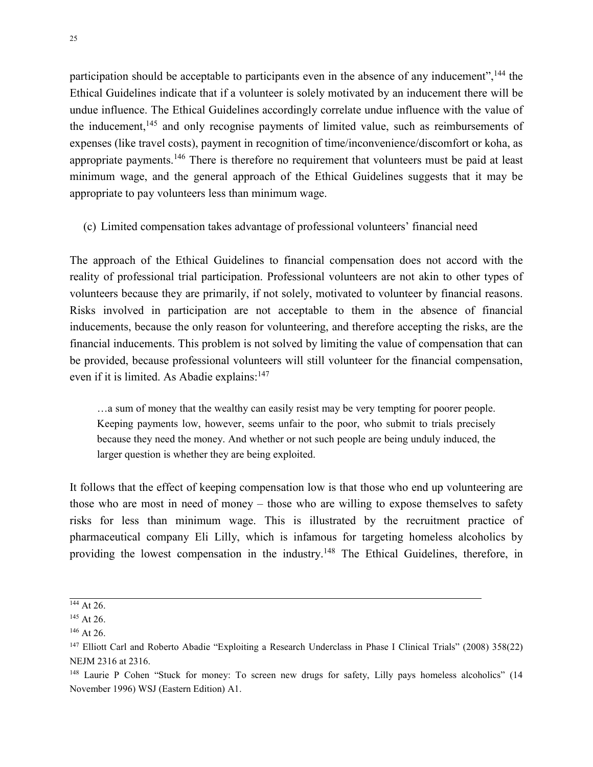participation should be acceptable to participants even in the absence of any inducement",[144] the Ethical Guidelines indicate that if a volunteer is solely motivated by an inducement there will be undue influence. The Ethical Guidelines accordingly correlate undue influence with the value of the inducement,[145] and only recognise payments of limited value, such as reimbursements of expenses (like travel costs), payment in recognition of time/inconvenience/discomfort or koha, as appropriate payments.[146] There is therefore no requirement that volunteers must be paid at least minimum wage, and the general approach of the Ethical Guidelines suggests that it may be appropriate to pay volunteers less than minimum wage.

(c) Limited compensation takes advantage of professional volunteers' financial need

The approach of the Ethical Guidelines to financial compensation does not accord with the reality of professional trial participation. Professional volunteers are not akin to other types of volunteers because they are primarily, if not solely, motivated to volunteer by financial reasons. Risks involved in participation are not acceptable to them in the absence of financial inducements, because the only reason for volunteering, and therefore accepting the risks, are the financial inducements. This problem is not solved by limiting the value of compensation that can be provided, because professional volunteers will still volunteer for the financial compensation, even if it is limited. As Abadie explains:[147]

> …a sum of money that the wealthy can easily resist may be very tempting for poorer people. Keeping payments low, however, seems unfair to the poor, who submit to trials precisely because they need the money. And whether or not such people are being unduly induced, the larger question is whether they are being exploited.

It follows that the effect of keeping compensation low is that those who end up volunteering are those who are most in need of money – those who are willing to expose themselves to safety risks for less than minimum wage. This is illustrated by the recruitment practice of pharmaceutical company Eli Lilly, which is infamous for targeting homeless alcoholics by providing the lowest compensation in the industry.[148] The Ethical Guidelines, therefore, in

---

[144] At 26.

[145] At 26.

[146] At 26.

[147] Elliott Carl and Roberto Abadie "Exploiting a Research Underclass in Phase I Clinical Trials" (2008) 358(22) NEJM 2316 at 2316.

[148] Laurie P Cohen "Stuck for money: To screen new drugs for safety, Lilly pays homeless alcoholics" (14 November 1996) WSJ (Eastern Edition) A1.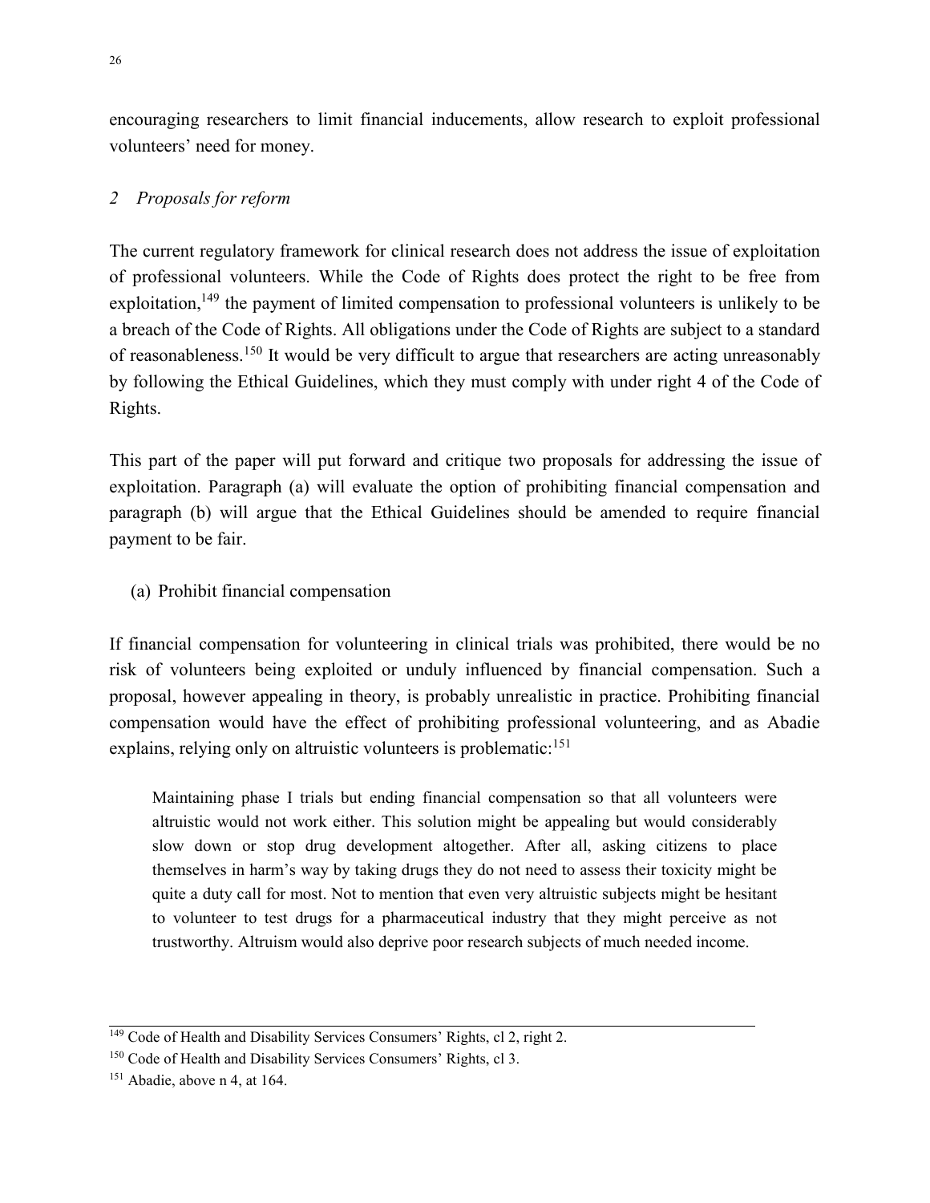encouraging researchers to limit financial inducements, allow research to exploit professional volunteers' need for money.

### *2 Proposals for reform*

The current regulatory framework for clinical research does not address the issue of exploitation of professional volunteers. While the Code of Rights does protect the right to be free from exploitation,[149] the payment of limited compensation to professional volunteers is unlikely to be a breach of the Code of Rights. All obligations under the Code of Rights are subject to a standard of reasonableness.[150] It would be very difficult to argue that researchers are acting unreasonably by following the Ethical Guidelines, which they must comply with under right 4 of the Code of Rights.

This part of the paper will put forward and critique two proposals for addressing the issue of exploitation. Paragraph (a) will evaluate the option of prohibiting financial compensation and paragraph (b) will argue that the Ethical Guidelines should be amended to require financial payment to be fair.

#### (a) Prohibit financial compensation

If financial compensation for volunteering in clinical trials was prohibited, there would be no risk of volunteers being exploited or unduly influenced by financial compensation. Such a proposal, however appealing in theory, is probably unrealistic in practice. Prohibiting financial compensation would have the effect of prohibiting professional volunteering, and as Abadie explains, relying only on altruistic volunteers is problematic:[151]

> Maintaining phase I trials but ending financial compensation so that all volunteers were altruistic would not work either. This solution might be appealing but would considerably slow down or stop drug development altogether. After all, asking citizens to place themselves in harm's way by taking drugs they do not need to assess their toxicity might be quite a duty call for most. Not to mention that even very altruistic subjects might be hesitant to volunteer to test drugs for a pharmaceutical industry that they might perceive as not trustworthy. Altruism would also deprive poor research subjects of much needed income.

---

[149] Code of Health and Disability Services Consumers' Rights, cl 2, right 2.

[150] Code of Health and Disability Services Consumers' Rights, cl 3.

[151] Abadie, above n 4, at 164.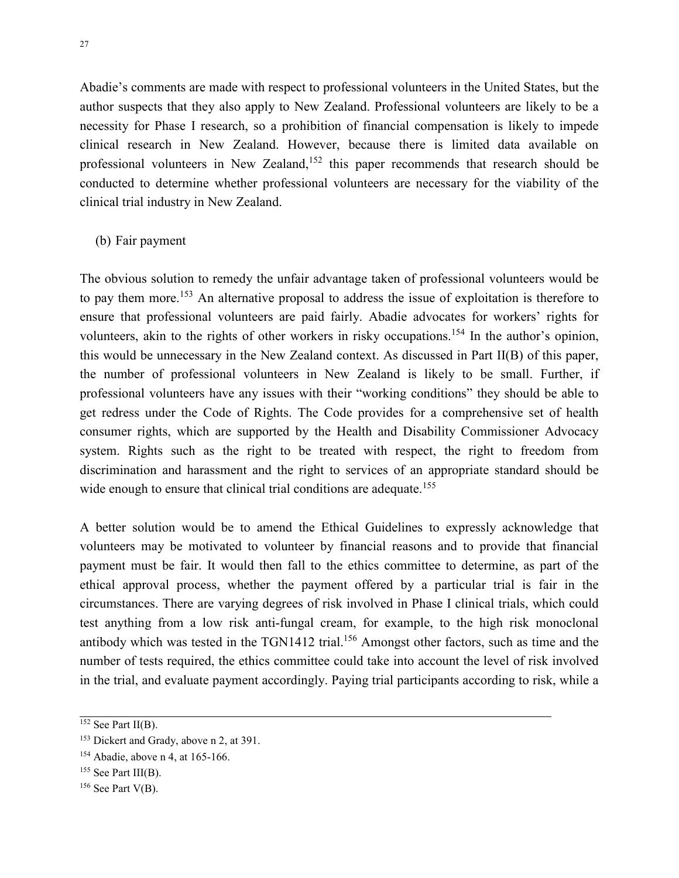Abadie's comments are made with respect to professional volunteers in the United States, but the author suspects that they also apply to New Zealand. Professional volunteers are likely to be a necessity for Phase I research, so a prohibition of financial compensation is likely to impede clinical research in New Zealand. However, because there is limited data available on professional volunteers in New Zealand,[152] this paper recommends that research should be conducted to determine whether professional volunteers are necessary for the viability of the clinical trial industry in New Zealand.

(b) Fair payment

The obvious solution to remedy the unfair advantage taken of professional volunteers would be to pay them more.[153] An alternative proposal to address the issue of exploitation is therefore to ensure that professional volunteers are paid fairly. Abadie advocates for workers' rights for volunteers, akin to the rights of other workers in risky occupations.[154] In the author's opinion, this would be unnecessary in the New Zealand context. As discussed in Part II(B) of this paper, the number of professional volunteers in New Zealand is likely to be small. Further, if professional volunteers have any issues with their "working conditions" they should be able to get redress under the Code of Rights. The Code provides for a comprehensive set of health consumer rights, which are supported by the Health and Disability Commissioner Advocacy system. Rights such as the right to be treated with respect, the right to freedom from discrimination and harassment and the right to services of an appropriate standard should be wide enough to ensure that clinical trial conditions are adequate.[155]

A better solution would be to amend the Ethical Guidelines to expressly acknowledge that volunteers may be motivated to volunteer by financial reasons and to provide that financial payment must be fair. It would then fall to the ethics committee to determine, as part of the ethical approval process, whether the payment offered by a particular trial is fair in the circumstances. There are varying degrees of risk involved in Phase I clinical trials, which could test anything from a low risk anti-fungal cream, for example, to the high risk monoclonal antibody which was tested in the TGN1412 trial.[156] Amongst other factors, such as time and the number of tests required, the ethics committee could take into account the level of risk involved in the trial, and evaluate payment accordingly. Paying trial participants according to risk, while a

---

[152] See Part II(B).

[153] Dickert and Grady, above n 2, at 391.

[154] Abadie, above n 4, at 165-166.

[155] See Part III(B).

[156] See Part V(B).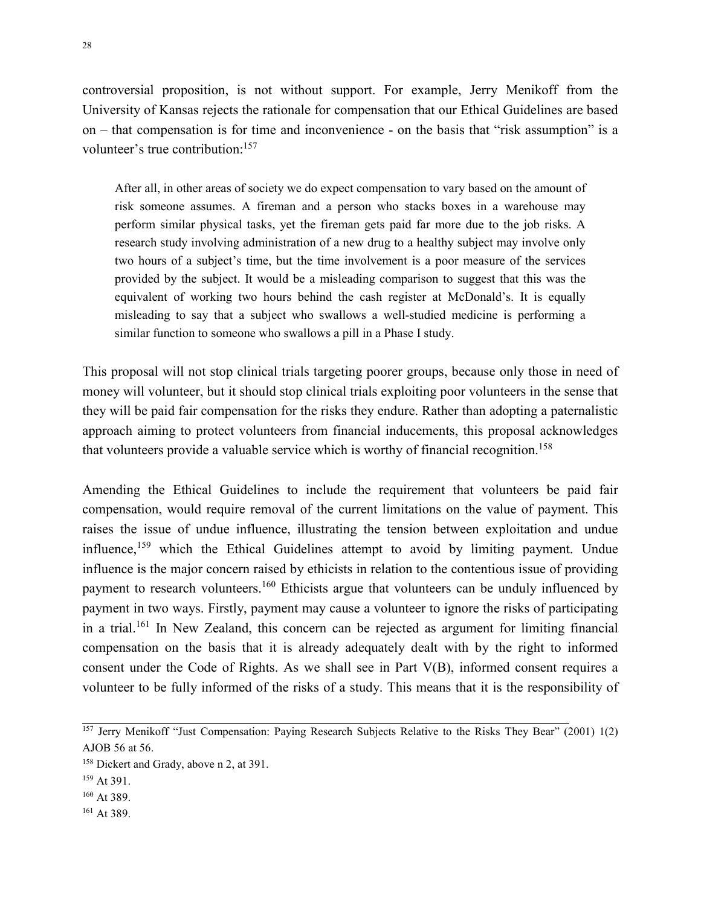controversial proposition, is not without support. For example, Jerry Menikoff from the University of Kansas rejects the rationale for compensation that our Ethical Guidelines are based on – that compensation is for time and inconvenience - on the basis that "risk assumption" is a volunteer's true contribution:[157]

> After all, in other areas of society we do expect compensation to vary based on the amount of risk someone assumes. A fireman and a person who stacks boxes in a warehouse may perform similar physical tasks, yet the fireman gets paid far more due to the job risks. A research study involving administration of a new drug to a healthy subject may involve only two hours of a subject's time, but the time involvement is a poor measure of the services provided by the subject. It would be a misleading comparison to suggest that this was the equivalent of working two hours behind the cash register at McDonald's. It is equally misleading to say that a subject who swallows a well-studied medicine is performing a similar function to someone who swallows a pill in a Phase I study.

This proposal will not stop clinical trials targeting poorer groups, because only those in need of money will volunteer, but it should stop clinical trials exploiting poor volunteers in the sense that they will be paid fair compensation for the risks they endure. Rather than adopting a paternalistic approach aiming to protect volunteers from financial inducements, this proposal acknowledges that volunteers provide a valuable service which is worthy of financial recognition.[158]

Amending the Ethical Guidelines to include the requirement that volunteers be paid fair compensation, would require removal of the current limitations on the value of payment. This raises the issue of undue influence, illustrating the tension between exploitation and undue influence,[159] which the Ethical Guidelines attempt to avoid by limiting payment. Undue influence is the major concern raised by ethicists in relation to the contentious issue of providing payment to research volunteers.[160] Ethicists argue that volunteers can be unduly influenced by payment in two ways. Firstly, payment may cause a volunteer to ignore the risks of participating in a trial.[161] In New Zealand, this concern can be rejected as argument for limiting financial compensation on the basis that it is already adequately dealt with by the right to informed consent under the Code of Rights. As we shall see in Part V(B), informed consent requires a volunteer to be fully informed of the risks of a study. This means that it is the responsibility of

---

[157] Jerry Menikoff "Just Compensation: Paying Research Subjects Relative to the Risks They Bear" (2001) 1(2) AJOB 56 at 56.

[158] Dickert and Grady, above n 2, at 391.

[159] At 391.

[160] At 389.

[161] At 389.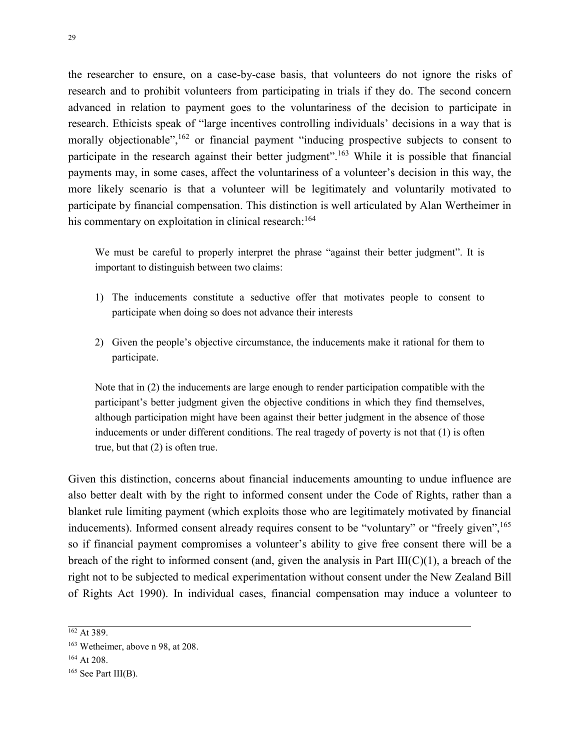the researcher to ensure, on a case-by-case basis, that volunteers do not ignore the risks of research and to prohibit volunteers from participating in trials if they do. The second concern advanced in relation to payment goes to the voluntariness of the decision to participate in research. Ethicists speak of "large incentives controlling individuals' decisions in a way that is morally objectionable",[162] or financial payment "inducing prospective subjects to consent to participate in the research against their better judgment".[163] While it is possible that financial payments may, in some cases, affect the voluntariness of a volunteer's decision in this way, the more likely scenario is that a volunteer will be legitimately and voluntarily motivated to participate by financial compensation. This distinction is well articulated by Alan Wertheimer in his commentary on exploitation in clinical research:[164]

> We must be careful to properly interpret the phrase "against their better judgment". It is important to distinguish between two claims:
>
> 1) The inducements constitute a seductive offer that motivates people to consent to participate when doing so does not advance their interests
>
> 2) Given the people's objective circumstance, the inducements make it rational for them to participate.
>
> Note that in (2) the inducements are large enough to render participation compatible with the participant's better judgment given the objective conditions in which they find themselves, although participation might have been against their better judgment in the absence of those inducements or under different conditions. The real tragedy of poverty is not that (1) is often true, but that (2) is often true.

Given this distinction, concerns about financial inducements amounting to undue influence are also better dealt with by the right to informed consent under the Code of Rights, rather than a blanket rule limiting payment (which exploits those who are legitimately motivated by financial inducements). Informed consent already requires consent to be "voluntary" or "freely given",[165] so if financial payment compromises a volunteer's ability to give free consent there will be a breach of the right to informed consent (and, given the analysis in Part III(C)(1), a breach of the right not to be subjected to medical experimentation without consent under the New Zealand Bill of Rights Act 1990). In individual cases, financial compensation may induce a volunteer to

---

[162] At 389.

[163] Wetheimer, above n 98, at 208.

[164] At 208.

[165] See Part III(B).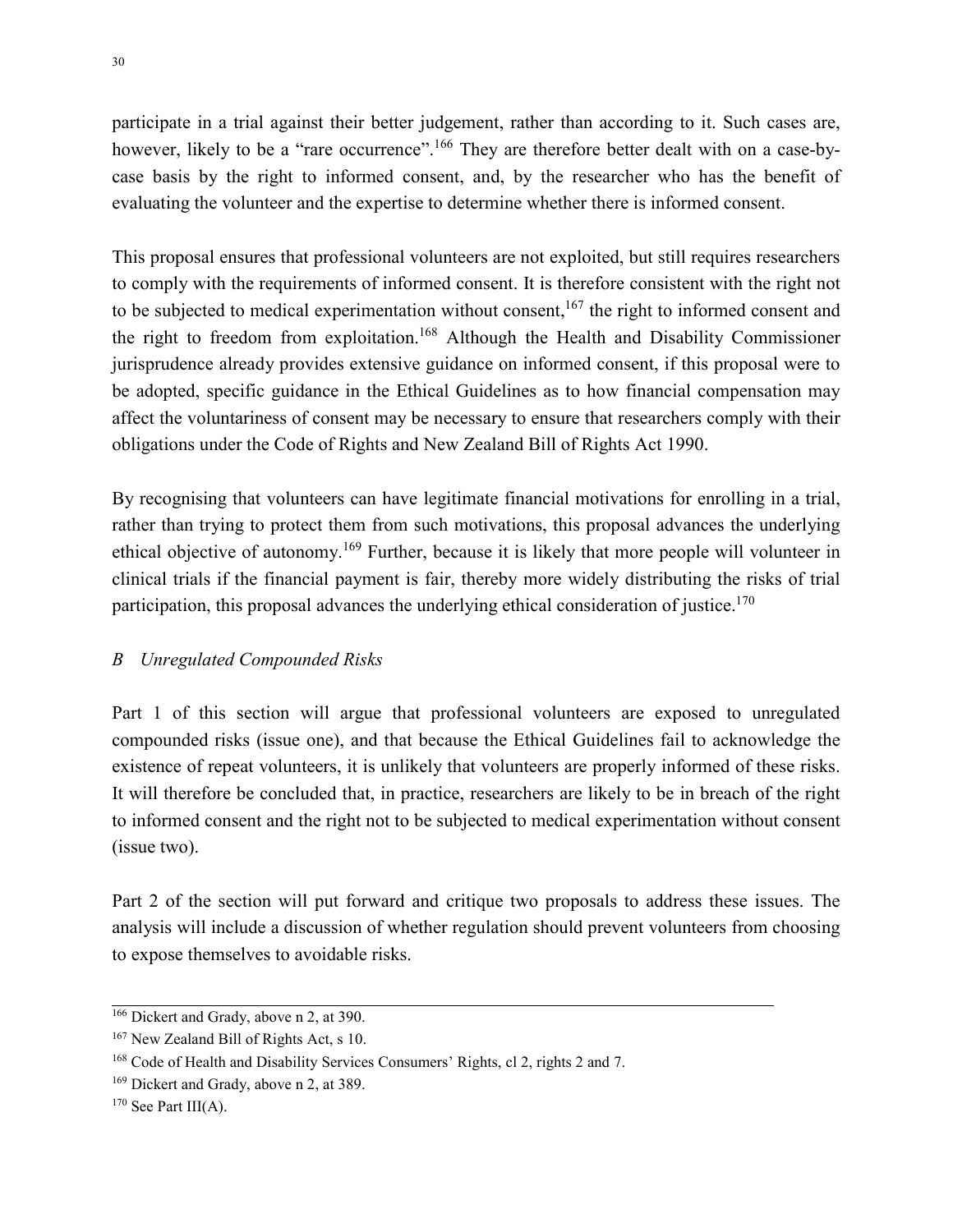participate in a trial against their better judgement, rather than according to it. Such cases are, however, likely to be a "rare occurrence".[166] They are therefore better dealt with on a case-by-case basis by the right to informed consent, and, by the researcher who has the benefit of evaluating the volunteer and the expertise to determine whether there is informed consent.

This proposal ensures that professional volunteers are not exploited, but still requires researchers to comply with the requirements of informed consent. It is therefore consistent with the right not to be subjected to medical experimentation without consent,[167] the right to informed consent and the right to freedom from exploitation.[168] Although the Health and Disability Commissioner jurisprudence already provides extensive guidance on informed consent, if this proposal were to be adopted, specific guidance in the Ethical Guidelines as to how financial compensation may affect the voluntariness of consent may be necessary to ensure that researchers comply with their obligations under the Code of Rights and New Zealand Bill of Rights Act 1990.

By recognising that volunteers can have legitimate financial motivations for enrolling in a trial, rather than trying to protect them from such motivations, this proposal advances the underlying ethical objective of autonomy.[169] Further, because it is likely that more people will volunteer in clinical trials if the financial payment is fair, thereby more widely distributing the risks of trial participation, this proposal advances the underlying ethical consideration of justice.[170]

### *B Unregulated Compounded Risks*

Part 1 of this section will argue that professional volunteers are exposed to unregulated compounded risks (issue one), and that because the Ethical Guidelines fail to acknowledge the existence of repeat volunteers, it is unlikely that volunteers are properly informed of these risks. It will therefore be concluded that, in practice, researchers are likely to be in breach of the right to informed consent and the right not to be subjected to medical experimentation without consent (issue two).

Part 2 of the section will put forward and critique two proposals to address these issues. The analysis will include a discussion of whether regulation should prevent volunteers from choosing to expose themselves to avoidable risks.

---

[166] Dickert and Grady, above n 2, at 390.

[167] New Zealand Bill of Rights Act, s 10.

[168] Code of Health and Disability Services Consumers' Rights, cl 2, rights 2 and 7.

[169] Dickert and Grady, above n 2, at 389.

[170] See Part III(A).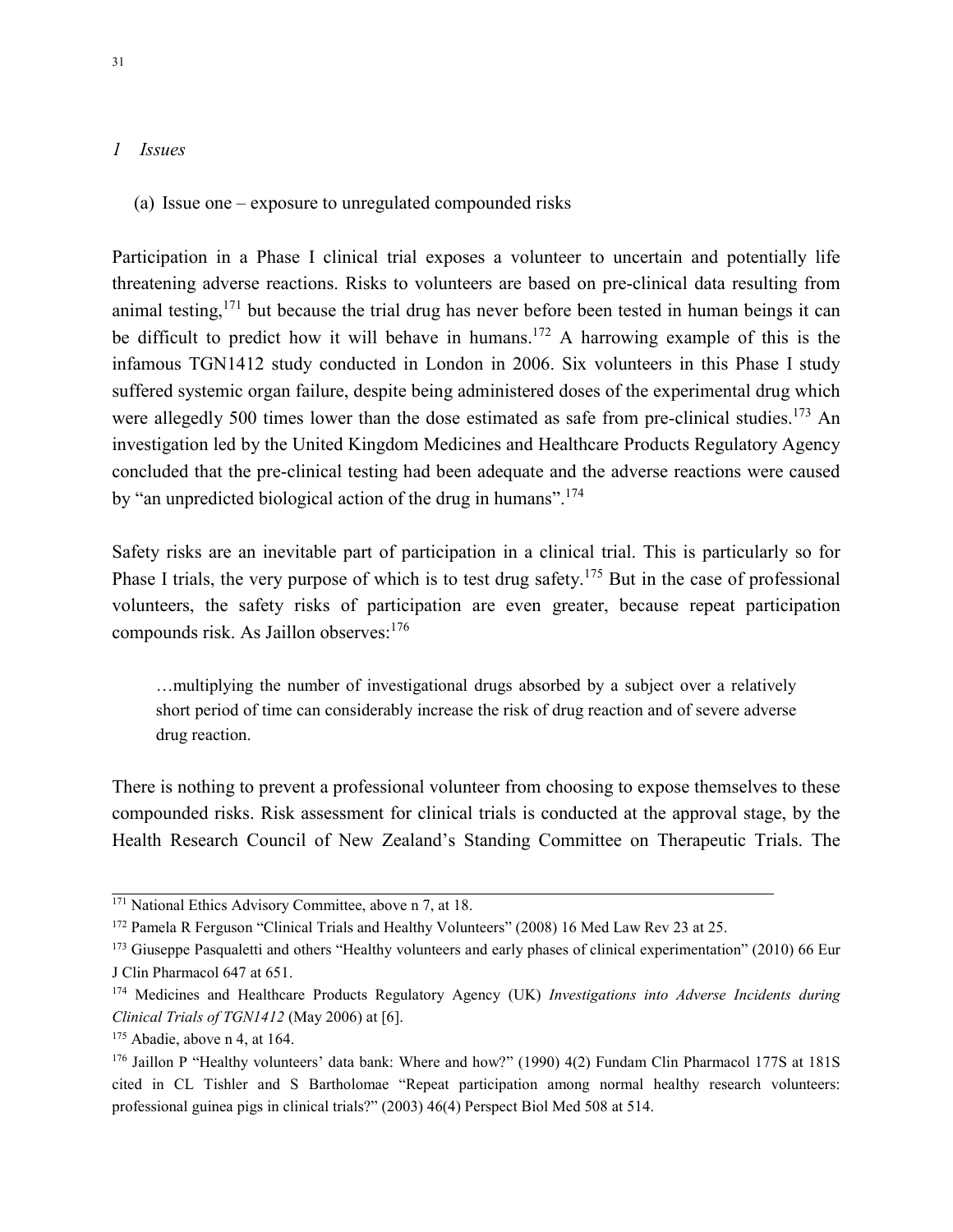### *1 Issues*

(a) Issue one – exposure to unregulated compounded risks

Participation in a Phase I clinical trial exposes a volunteer to uncertain and potentially life threatening adverse reactions. Risks to volunteers are based on pre-clinical data resulting from animal testing,[171] but because the trial drug has never before been tested in human beings it can be difficult to predict how it will behave in humans.[172] A harrowing example of this is the infamous TGN1412 study conducted in London in 2006. Six volunteers in this Phase I study suffered systemic organ failure, despite being administered doses of the experimental drug which were allegedly 500 times lower than the dose estimated as safe from pre-clinical studies.[173] An investigation led by the United Kingdom Medicines and Healthcare Products Regulatory Agency concluded that the pre-clinical testing had been adequate and the adverse reactions were caused by "an unpredicted biological action of the drug in humans".[174]

Safety risks are an inevitable part of participation in a clinical trial. This is particularly so for Phase I trials, the very purpose of which is to test drug safety.[175] But in the case of professional volunteers, the safety risks of participation are even greater, because repeat participation compounds risk. As Jaillon observes:[176]

> …multiplying the number of investigational drugs absorbed by a subject over a relatively short period of time can considerably increase the risk of drug reaction and of severe adverse drug reaction.

There is nothing to prevent a professional volunteer from choosing to expose themselves to these compounded risks. Risk assessment for clinical trials is conducted at the approval stage, by the Health Research Council of New Zealand's Standing Committee on Therapeutic Trials. The

---

[171] National Ethics Advisory Committee, above n 7, at 18.

[172] Pamela R Ferguson "Clinical Trials and Healthy Volunteers" (2008) 16 Med Law Rev 23 at 25.

[173] Giuseppe Pasqualetti and others "Healthy volunteers and early phases of clinical experimentation" (2010) 66 Eur J Clin Pharmacol 647 at 651.

[174] Medicines and Healthcare Products Regulatory Agency (UK) *Investigations into Adverse Incidents during Clinical Trials of TGN1412* (May 2006) at [6].

[175] Abadie, above n 4, at 164.

[176] Jaillon P "Healthy volunteers' data bank: Where and how?" (1990) 4(2) Fundam Clin Pharmacol 177S at 181S cited in CL Tishler and S Bartholomae "Repeat participation among normal healthy research volunteers: professional guinea pigs in clinical trials?" (2003) 46(4) Perspect Biol Med 508 at 514.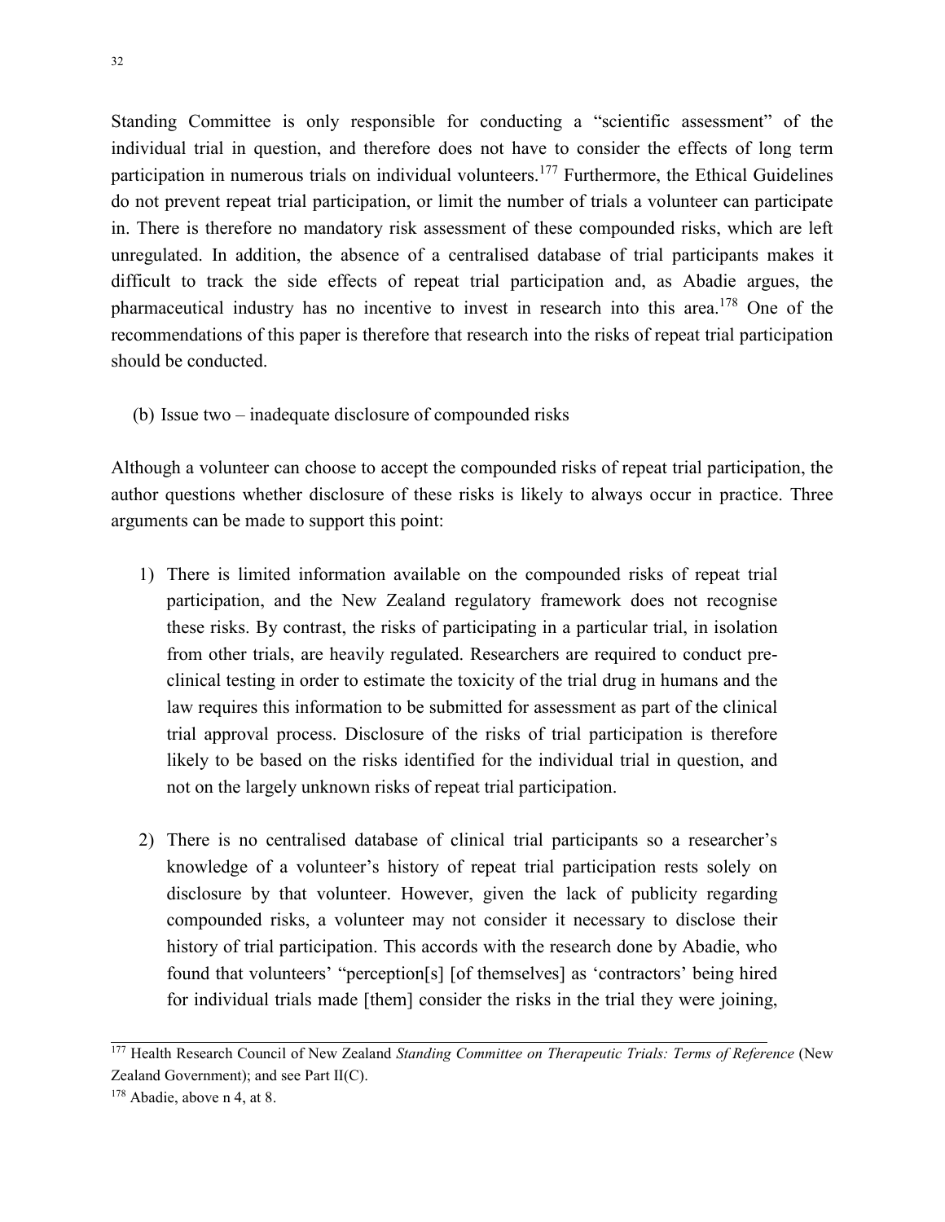Standing Committee is only responsible for conducting a "scientific assessment" of the individual trial in question, and therefore does not have to consider the effects of long term participation in numerous trials on individual volunteers.[177] Furthermore, the Ethical Guidelines do not prevent repeat trial participation, or limit the number of trials a volunteer can participate in. There is therefore no mandatory risk assessment of these compounded risks, which are left unregulated. In addition, the absence of a centralised database of trial participants makes it difficult to track the side effects of repeat trial participation and, as Abadie argues, the pharmaceutical industry has no incentive to invest in research into this area.[178] One of the recommendations of this paper is therefore that research into the risks of repeat trial participation should be conducted.

(b) Issue two – inadequate disclosure of compounded risks

Although a volunteer can choose to accept the compounded risks of repeat trial participation, the author questions whether disclosure of these risks is likely to always occur in practice. Three arguments can be made to support this point:

1) There is limited information available on the compounded risks of repeat trial participation, and the New Zealand regulatory framework does not recognise these risks. By contrast, the risks of participating in a particular trial, in isolation from other trials, are heavily regulated. Researchers are required to conduct pre-clinical testing in order to estimate the toxicity of the trial drug in humans and the law requires this information to be submitted for assessment as part of the clinical trial approval process. Disclosure of the risks of trial participation is therefore likely to be based on the risks identified for the individual trial in question, and not on the largely unknown risks of repeat trial participation.

2) There is no centralised database of clinical trial participants so a researcher's knowledge of a volunteer's history of repeat trial participation rests solely on disclosure by that volunteer. However, given the lack of publicity regarding compounded risks, a volunteer may not consider it necessary to disclose their history of trial participation. This accords with the research done by Abadie, who found that volunteers' "perception[s] [of themselves] as 'contractors' being hired for individual trials made [them] consider the risks in the trial they were joining,

---

[177] Health Research Council of New Zealand *Standing Committee on Therapeutic Trials: Terms of Reference* (New Zealand Government); and see Part II(C).

[178] Abadie, above n 4, at 8.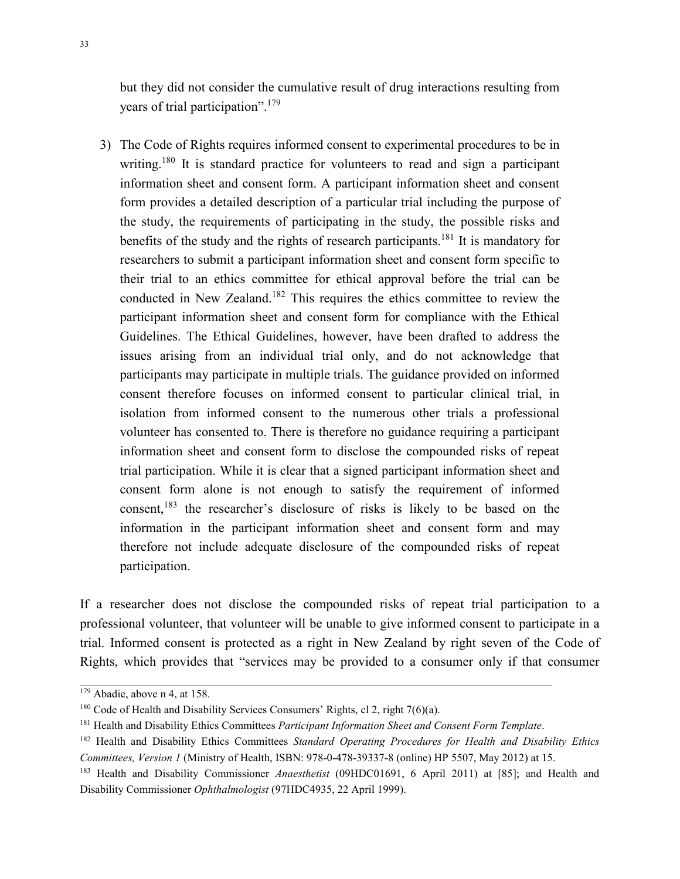but they did not consider the cumulative result of drug interactions resulting from years of trial participation".[179]

3) The Code of Rights requires informed consent to experimental procedures to be in writing.[180] It is standard practice for volunteers to read and sign a participant information sheet and consent form. A participant information sheet and consent form provides a detailed description of a particular trial including the purpose of the study, the requirements of participating in the study, the possible risks and benefits of the study and the rights of research participants.[181] It is mandatory for researchers to submit a participant information sheet and consent form specific to their trial to an ethics committee for ethical approval before the trial can be conducted in New Zealand.[182] This requires the ethics committee to review the participant information sheet and consent form for compliance with the Ethical Guidelines. The Ethical Guidelines, however, have been drafted to address the issues arising from an individual trial only, and do not acknowledge that participants may participate in multiple trials. The guidance provided on informed consent therefore focuses on informed consent to particular clinical trial, in isolation from informed consent to the numerous other trials a professional volunteer has consented to. There is therefore no guidance requiring a participant information sheet and consent form to disclose the compounded risks of repeat trial participation. While it is clear that a signed participant information sheet and consent form alone is not enough to satisfy the requirement of informed consent,[183] the researcher's disclosure of risks is likely to be based on the information in the participant information sheet and consent form and may therefore not include adequate disclosure of the compounded risks of repeat participation.

If a researcher does not disclose the compounded risks of repeat trial participation to a professional volunteer, that volunteer will be unable to give informed consent to participate in a trial. Informed consent is protected as a right in New Zealand by right seven of the Code of Rights, which provides that "services may be provided to a consumer only if that consumer

---

[179] Abadie, above n 4, at 158.

[180] Code of Health and Disability Services Consumers' Rights, cl 2, right 7(6)(a).

[181] Health and Disability Ethics Committees *Participant Information Sheet and Consent Form Template*.

[182] Health and Disability Ethics Committees *Standard Operating Procedures for Health and Disability Ethics Committees, Version 1* (Ministry of Health, ISBN: 978-0-478-39337-8 (online) HP 5507, May 2012) at 15.

[183] Health and Disability Commissioner *Anaesthetist* (09HDC01691, 6 April 2011) at [85]; and Health and Disability Commissioner *Ophthalmologist* (97HDC4935, 22 April 1999).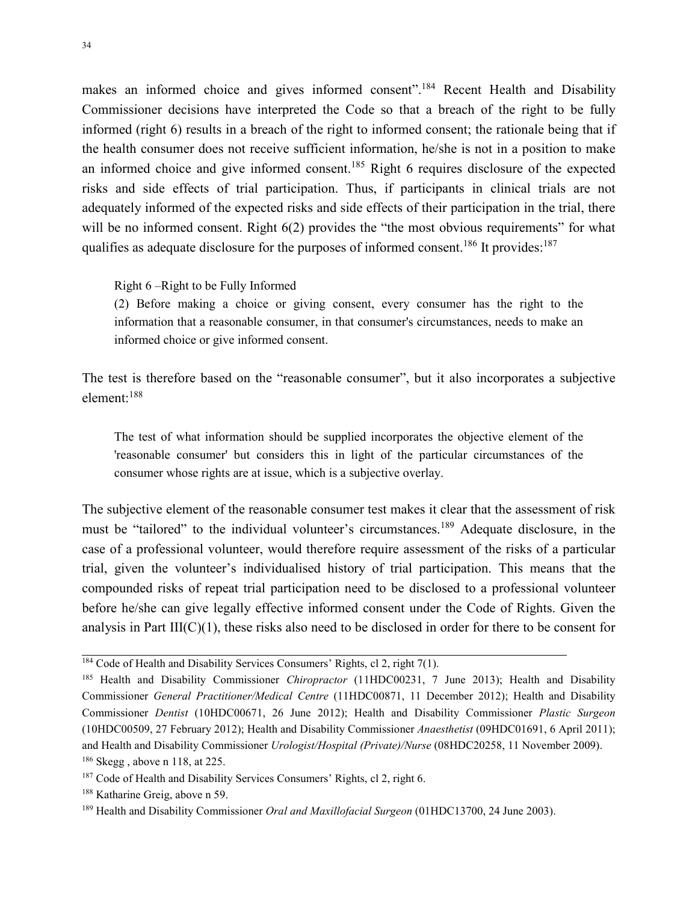makes an informed choice and gives informed consent".[184] Recent Health and Disability Commissioner decisions have interpreted the Code so that a breach of the right to be fully informed (right 6) results in a breach of the right to informed consent; the rationale being that if the health consumer does not receive sufficient information, he/she is not in a position to make an informed choice and give informed consent.[185] Right 6 requires disclosure of the expected risks and side effects of trial participation. Thus, if participants in clinical trials are not adequately informed of the expected risks and side effects of their participation in the trial, there will be no informed consent. Right 6(2) provides the "the most obvious requirements" for what qualifies as adequate disclosure for the purposes of informed consent.[186] It provides:[187]

> Right 6 –Right to be Fully Informed
>
> (2) Before making a choice or giving consent, every consumer has the right to the information that a reasonable consumer, in that consumer's circumstances, needs to make an informed choice or give informed consent.

The test is therefore based on the "reasonable consumer", but it also incorporates a subjective element:[188]

> The test of what information should be supplied incorporates the objective element of the 'reasonable consumer' but considers this in light of the particular circumstances of the consumer whose rights are at issue, which is a subjective overlay.

The subjective element of the reasonable consumer test makes it clear that the assessment of risk must be "tailored" to the individual volunteer's circumstances.[189] Adequate disclosure, in the case of a professional volunteer, would therefore require assessment of the risks of a particular trial, given the volunteer's individualised history of trial participation. This means that the compounded risks of repeat trial participation need to be disclosed to a professional volunteer before he/she can give legally effective informed consent under the Code of Rights. Given the analysis in Part III(C)(1), these risks also need to be disclosed in order for there to be consent for

---

[184] Code of Health and Disability Services Consumers' Rights, cl 2, right 7(1).

[185] Health and Disability Commissioner *Chiropractor* (11HDC00231, 7 June 2013); Health and Disability Commissioner *General Practitioner/Medical Centre* (11HDC00871, 11 December 2012); Health and Disability Commissioner *Dentist* (10HDC00671, 26 June 2012); Health and Disability Commissioner *Plastic Surgeon* (10HDC00509, 27 February 2012); Health and Disability Commissioner *Anaesthetist* (09HDC01691, 6 April 2011); and Health and Disability Commissioner *Urologist/Hospital (Private)/Nurse* (08HDC20258, 11 November 2009).

[186] Skegg , above n 118, at 225.

[187] Code of Health and Disability Services Consumers' Rights, cl 2, right 6.

[188] Katharine Greig, above n 59.

[189] Health and Disability Commissioner *Oral and Maxillofacial Surgeon* (01HDC13700, 24 June 2003).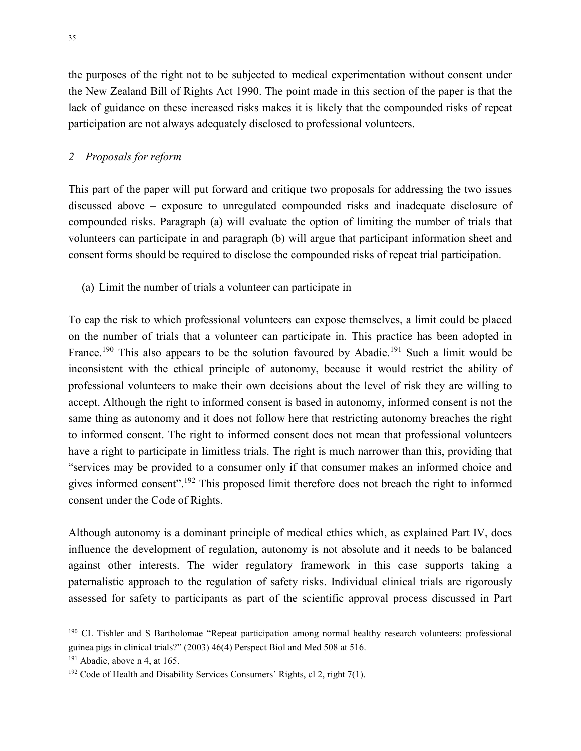the purposes of the right not to be subjected to medical experimentation without consent under the New Zealand Bill of Rights Act 1990. The point made in this section of the paper is that the lack of guidance on these increased risks makes it is likely that the compounded risks of repeat participation are not always adequately disclosed to professional volunteers.

### *2 Proposals for reform*

This part of the paper will put forward and critique two proposals for addressing the two issues discussed above – exposure to unregulated compounded risks and inadequate disclosure of compounded risks. Paragraph (a) will evaluate the option of limiting the number of trials that volunteers can participate in and paragraph (b) will argue that participant information sheet and consent forms should be required to disclose the compounded risks of repeat trial participation.

#### (a) Limit the number of trials a volunteer can participate in

To cap the risk to which professional volunteers can expose themselves, a limit could be placed on the number of trials that a volunteer can participate in. This practice has been adopted in France.[190] This also appears to be the solution favoured by Abadie.[191] Such a limit would be inconsistent with the ethical principle of autonomy, because it would restrict the ability of professional volunteers to make their own decisions about the level of risk they are willing to accept. Although the right to informed consent is based in autonomy, informed consent is not the same thing as autonomy and it does not follow here that restricting autonomy breaches the right to informed consent. The right to informed consent does not mean that professional volunteers have a right to participate in limitless trials. The right is much narrower than this, providing that "services may be provided to a consumer only if that consumer makes an informed choice and gives informed consent".[192] This proposed limit therefore does not breach the right to informed consent under the Code of Rights.

Although autonomy is a dominant principle of medical ethics which, as explained Part IV, does influence the development of regulation, autonomy is not absolute and it needs to be balanced against other interests. The wider regulatory framework in this case supports taking a paternalistic approach to the regulation of safety risks. Individual clinical trials are rigorously assessed for safety to participants as part of the scientific approval process discussed in Part

---

[190] CL Tishler and S Bartholomae "Repeat participation among normal healthy research volunteers: professional guinea pigs in clinical trials?" (2003) 46(4) Perspect Biol and Med 508 at 516.

[191] Abadie, above n 4, at 165.

[192] Code of Health and Disability Services Consumers' Rights, cl 2, right 7(1).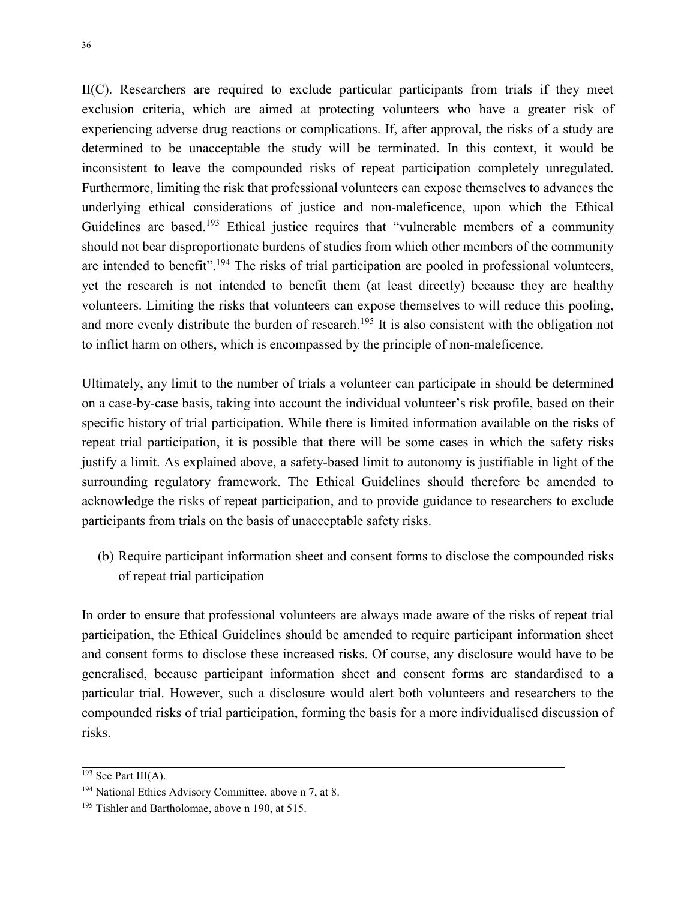II(C). Researchers are required to exclude particular participants from trials if they meet exclusion criteria, which are aimed at protecting volunteers who have a greater risk of experiencing adverse drug reactions or complications. If, after approval, the risks of a study are determined to be unacceptable the study will be terminated. In this context, it would be inconsistent to leave the compounded risks of repeat participation completely unregulated. Furthermore, limiting the risk that professional volunteers can expose themselves to advances the underlying ethical considerations of justice and non-maleficence, upon which the Ethical Guidelines are based.[193] Ethical justice requires that "vulnerable members of a community should not bear disproportionate burdens of studies from which other members of the community are intended to benefit".[194] The risks of trial participation are pooled in professional volunteers, yet the research is not intended to benefit them (at least directly) because they are healthy volunteers. Limiting the risks that volunteers can expose themselves to will reduce this pooling, and more evenly distribute the burden of research.[195] It is also consistent with the obligation not to inflict harm on others, which is encompassed by the principle of non-maleficence.

Ultimately, any limit to the number of trials a volunteer can participate in should be determined on a case-by-case basis, taking into account the individual volunteer's risk profile, based on their specific history of trial participation. While there is limited information available on the risks of repeat trial participation, it is possible that there will be some cases in which the safety risks justify a limit. As explained above, a safety-based limit to autonomy is justifiable in light of the surrounding regulatory framework. The Ethical Guidelines should therefore be amended to acknowledge the risks of repeat participation, and to provide guidance to researchers to exclude participants from trials on the basis of unacceptable safety risks.

(b) Require participant information sheet and consent forms to disclose the compounded risks of repeat trial participation

In order to ensure that professional volunteers are always made aware of the risks of repeat trial participation, the Ethical Guidelines should be amended to require participant information sheet and consent forms to disclose these increased risks. Of course, any disclosure would have to be generalised, because participant information sheet and consent forms are standardised to a particular trial. However, such a disclosure would alert both volunteers and researchers to the compounded risks of trial participation, forming the basis for a more individualised discussion of risks.

---

[193] See Part III(A).

[194] National Ethics Advisory Committee, above n 7, at 8.

[195] Tishler and Bartholomae, above n 190, at 515.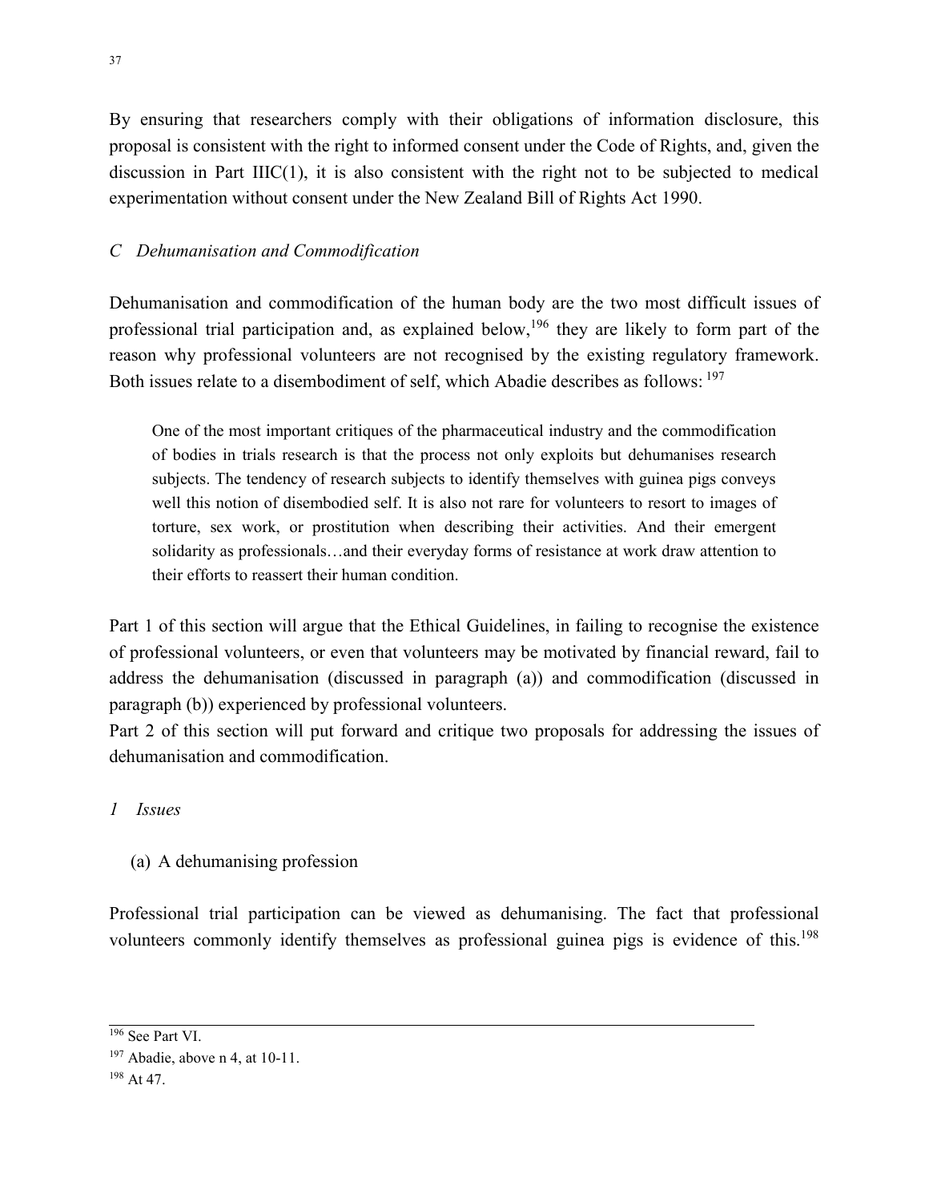By ensuring that researchers comply with their obligations of information disclosure, this proposal is consistent with the right to informed consent under the Code of Rights, and, given the discussion in Part IIIC(1), it is also consistent with the right not to be subjected to medical experimentation without consent under the New Zealand Bill of Rights Act 1990.

### *C Dehumanisation and Commodification*

Dehumanisation and commodification of the human body are the two most difficult issues of professional trial participation and, as explained below,[196] they are likely to form part of the reason why professional volunteers are not recognised by the existing regulatory framework. Both issues relate to a disembodiment of self, which Abadie describes as follows: [197]

> One of the most important critiques of the pharmaceutical industry and the commodification of bodies in trials research is that the process not only exploits but dehumanises research subjects. The tendency of research subjects to identify themselves with guinea pigs conveys well this notion of disembodied self. It is also not rare for volunteers to resort to images of torture, sex work, or prostitution when describing their activities. And their emergent solidarity as professionals…and their everyday forms of resistance at work draw attention to their efforts to reassert their human condition.

Part 1 of this section will argue that the Ethical Guidelines, in failing to recognise the existence of professional volunteers, or even that volunteers may be motivated by financial reward, fail to address the dehumanisation (discussed in paragraph (a)) and commodification (discussed in paragraph (b)) experienced by professional volunteers.

Part 2 of this section will put forward and critique two proposals for addressing the issues of dehumanisation and commodification.

#### *1 Issues*

(a) A dehumanising profession

Professional trial participation can be viewed as dehumanising. The fact that professional volunteers commonly identify themselves as professional guinea pigs is evidence of this.[198]

---

[196] See Part VI.

[197] Abadie, above n 4, at 10-11.

[198] At 47.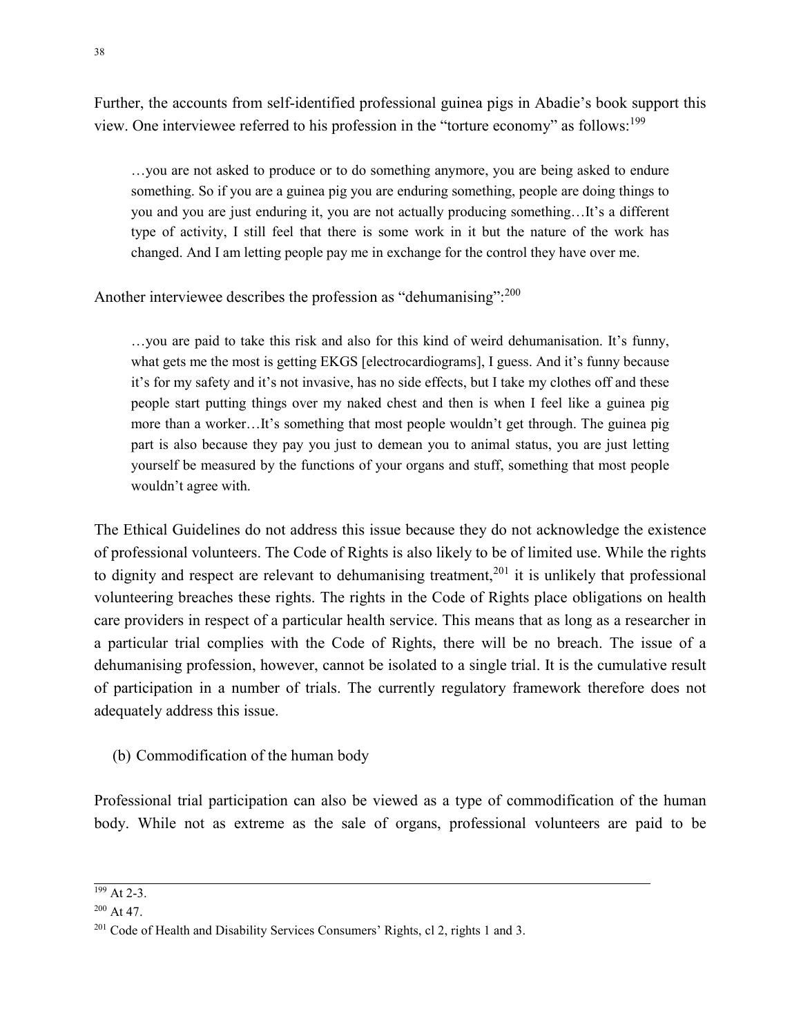Further, the accounts from self-identified professional guinea pigs in Abadie's book support this view. One interviewee referred to his profession in the "torture economy" as follows:[199]

> …you are not asked to produce or to do something anymore, you are being asked to endure something. So if you are a guinea pig you are enduring something, people are doing things to you and you are just enduring it, you are not actually producing something…It's a different type of activity, I still feel that there is some work in it but the nature of the work has changed. And I am letting people pay me in exchange for the control they have over me.

Another interviewee describes the profession as "dehumanising":[200]

> …you are paid to take this risk and also for this kind of weird dehumanisation. It's funny, what gets me the most is getting EKGS [electrocardiograms], I guess. And it's funny because it's for my safety and it's not invasive, has no side effects, but I take my clothes off and these people start putting things over my naked chest and then is when I feel like a guinea pig more than a worker…It's something that most people wouldn't get through. The guinea pig part is also because they pay you just to demean you to animal status, you are just letting yourself be measured by the functions of your organs and stuff, something that most people wouldn't agree with.

The Ethical Guidelines do not address this issue because they do not acknowledge the existence of professional volunteers. The Code of Rights is also likely to be of limited use. While the rights to dignity and respect are relevant to dehumanising treatment,[201] it is unlikely that professional volunteering breaches these rights. The rights in the Code of Rights place obligations on health care providers in respect of a particular health service. This means that as long as a researcher in a particular trial complies with the Code of Rights, there will be no breach. The issue of a dehumanising profession, however, cannot be isolated to a single trial. It is the cumulative result of participation in a number of trials. The currently regulatory framework therefore does not adequately address this issue.

(b) Commodification of the human body

Professional trial participation can also be viewed as a type of commodification of the human body. While not as extreme as the sale of organs, professional volunteers are paid to be

---

[199] At 2-3.

[200] At 47.

[201] Code of Health and Disability Services Consumers' Rights, cl 2, rights 1 and 3.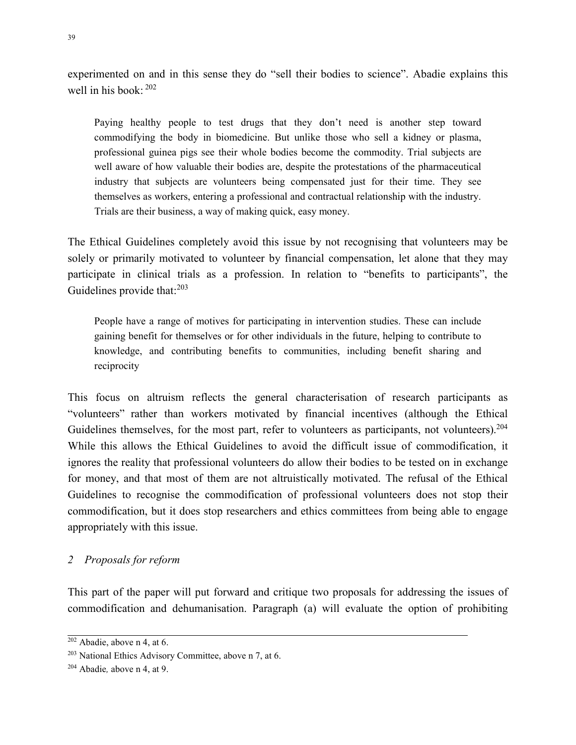experimented on and in this sense they do "sell their bodies to science". Abadie explains this well in his book: [202]

> Paying healthy people to test drugs that they don't need is another step toward commodifying the body in biomedicine. But unlike those who sell a kidney or plasma, professional guinea pigs see their whole bodies become the commodity. Trial subjects are well aware of how valuable their bodies are, despite the protestations of the pharmaceutical industry that subjects are volunteers being compensated just for their time. They see themselves as workers, entering a professional and contractual relationship with the industry. Trials are their business, a way of making quick, easy money.

The Ethical Guidelines completely avoid this issue by not recognising that volunteers may be solely or primarily motivated to volunteer by financial compensation, let alone that they may participate in clinical trials as a profession. In relation to "benefits to participants", the Guidelines provide that:[203]

> People have a range of motives for participating in intervention studies. These can include gaining benefit for themselves or for other individuals in the future, helping to contribute to knowledge, and contributing benefits to communities, including benefit sharing and reciprocity

This focus on altruism reflects the general characterisation of research participants as "volunteers" rather than workers motivated by financial incentives (although the Ethical Guidelines themselves, for the most part, refer to volunteers as participants, not volunteers).[204] While this allows the Ethical Guidelines to avoid the difficult issue of commodification, it ignores the reality that professional volunteers do allow their bodies to be tested on in exchange for money, and that most of them are not altruistically motivated. The refusal of the Ethical Guidelines to recognise the commodification of professional volunteers does not stop their commodification, but it does stop researchers and ethics committees from being able to engage appropriately with this issue.

### *2 Proposals for reform*

This part of the paper will put forward and critique two proposals for addressing the issues of commodification and dehumanisation. Paragraph (a) will evaluate the option of prohibiting

---

[202] Abadie, above n 4, at 6.

[203] National Ethics Advisory Committee, above n 7, at 6.

[204] Abadie*,* above n 4, at 9.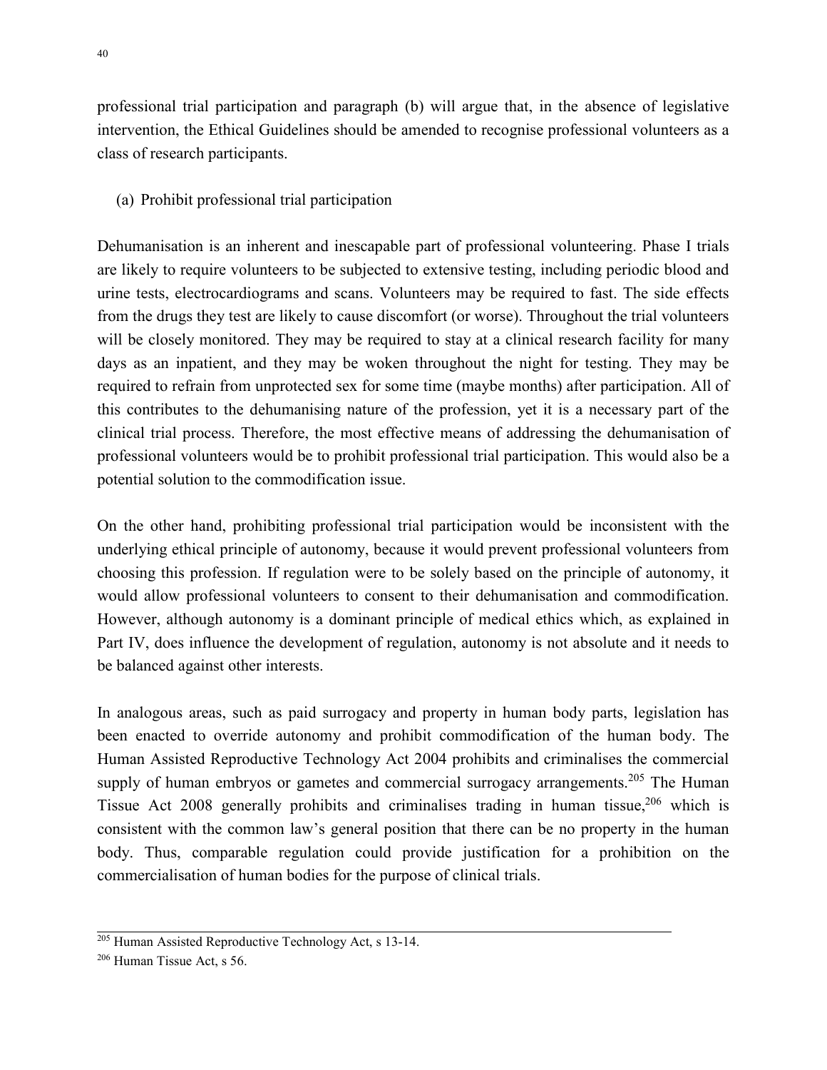professional trial participation and paragraph (b) will argue that, in the absence of legislative intervention, the Ethical Guidelines should be amended to recognise professional volunteers as a class of research participants.

(a) Prohibit professional trial participation

Dehumanisation is an inherent and inescapable part of professional volunteering. Phase I trials are likely to require volunteers to be subjected to extensive testing, including periodic blood and urine tests, electrocardiograms and scans. Volunteers may be required to fast. The side effects from the drugs they test are likely to cause discomfort (or worse). Throughout the trial volunteers will be closely monitored. They may be required to stay at a clinical research facility for many days as an inpatient, and they may be woken throughout the night for testing. They may be required to refrain from unprotected sex for some time (maybe months) after participation. All of this contributes to the dehumanising nature of the profession, yet it is a necessary part of the clinical trial process. Therefore, the most effective means of addressing the dehumanisation of professional volunteers would be to prohibit professional trial participation. This would also be a potential solution to the commodification issue.

On the other hand, prohibiting professional trial participation would be inconsistent with the underlying ethical principle of autonomy, because it would prevent professional volunteers from choosing this profession. If regulation were to be solely based on the principle of autonomy, it would allow professional volunteers to consent to their dehumanisation and commodification. However, although autonomy is a dominant principle of medical ethics which, as explained in Part IV, does influence the development of regulation, autonomy is not absolute and it needs to be balanced against other interests.

In analogous areas, such as paid surrogacy and property in human body parts, legislation has been enacted to override autonomy and prohibit commodification of the human body. The Human Assisted Reproductive Technology Act 2004 prohibits and criminalises the commercial supply of human embryos or gametes and commercial surrogacy arrangements.[205] The Human Tissue Act 2008 generally prohibits and criminalises trading in human tissue,[206] which is consistent with the common law's general position that there can be no property in the human body. Thus, comparable regulation could provide justification for a prohibition on the commercialisation of human bodies for the purpose of clinical trials.

---

[205] Human Assisted Reproductive Technology Act, s 13-14.

[206] Human Tissue Act, s 56.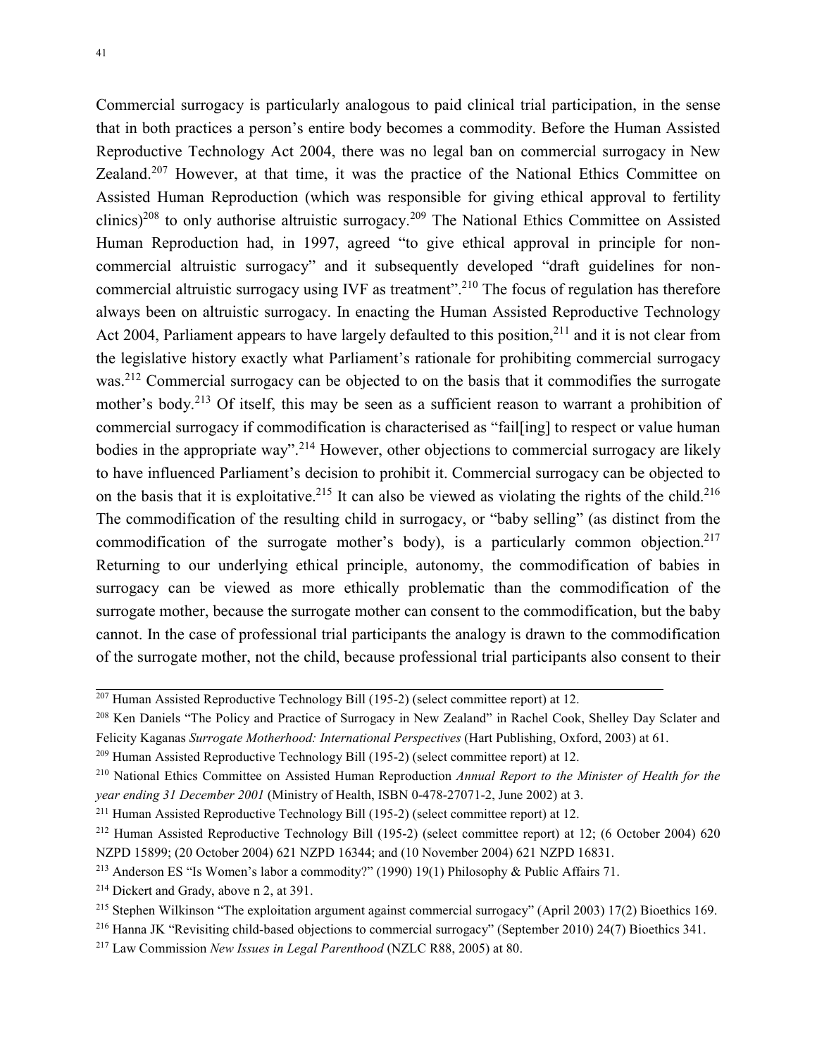Commercial surrogacy is particularly analogous to paid clinical trial participation, in the sense that in both practices a person's entire body becomes a commodity. Before the Human Assisted Reproductive Technology Act 2004, there was no legal ban on commercial surrogacy in New Zealand.[207] However, at that time, it was the practice of the National Ethics Committee on Assisted Human Reproduction (which was responsible for giving ethical approval to fertility clinics)[208] to only authorise altruistic surrogacy.[209] The National Ethics Committee on Assisted Human Reproduction had, in 1997, agreed "to give ethical approval in principle for non-commercial altruistic surrogacy" and it subsequently developed "draft guidelines for non-commercial altruistic surrogacy using IVF as treatment".[210] The focus of regulation has therefore always been on altruistic surrogacy. In enacting the Human Assisted Reproductive Technology Act 2004, Parliament appears to have largely defaulted to this position,[211] and it is not clear from the legislative history exactly what Parliament's rationale for prohibiting commercial surrogacy was.[212] Commercial surrogacy can be objected to on the basis that it commodifies the surrogate mother's body.[213] Of itself, this may be seen as a sufficient reason to warrant a prohibition of commercial surrogacy if commodification is characterised as "fail[ing] to respect or value human bodies in the appropriate way".[214] However, other objections to commercial surrogacy are likely to have influenced Parliament's decision to prohibit it. Commercial surrogacy can be objected to on the basis that it is exploitative.[215] It can also be viewed as violating the rights of the child.[216] The commodification of the resulting child in surrogacy, or "baby selling" (as distinct from the commodification of the surrogate mother's body), is a particularly common objection.[217] Returning to our underlying ethical principle, autonomy, the commodification of babies in surrogacy can be viewed as more ethically problematic than the commodification of the surrogate mother, because the surrogate mother can consent to the commodification, but the baby cannot. In the case of professional trial participants the analogy is drawn to the commodification of the surrogate mother, not the child, because professional trial participants also consent to their

---

[207] Human Assisted Reproductive Technology Bill (195-2) (select committee report) at 12.

[208] Ken Daniels "The Policy and Practice of Surrogacy in New Zealand" in Rachel Cook, Shelley Day Sclater and Felicity Kaganas *Surrogate Motherhood: International Perspectives* (Hart Publishing, Oxford, 2003) at 61.

[209] Human Assisted Reproductive Technology Bill (195-2) (select committee report) at 12.

[210] National Ethics Committee on Assisted Human Reproduction *Annual Report to the Minister of Health for the year ending 31 December 2001* (Ministry of Health, ISBN 0-478-27071-2, June 2002) at 3.

[211] Human Assisted Reproductive Technology Bill (195-2) (select committee report) at 12.

[212] Human Assisted Reproductive Technology Bill (195-2) (select committee report) at 12; (6 October 2004) 620 NZPD 15899; (20 October 2004) 621 NZPD 16344; and (10 November 2004) 621 NZPD 16831.

[213] Anderson ES "Is Women's labor a commodity?" (1990) 19(1) Philosophy & Public Affairs 71.

[214] Dickert and Grady, above n 2, at 391.

[215] Stephen Wilkinson "The exploitation argument against commercial surrogacy" (April 2003) 17(2) Bioethics 169.

[216] Hanna JK "Revisiting child-based objections to commercial surrogacy" (September 2010) 24(7) Bioethics 341.

[217] Law Commission *New Issues in Legal Parenthood* (NZLC R88, 2005) at 80.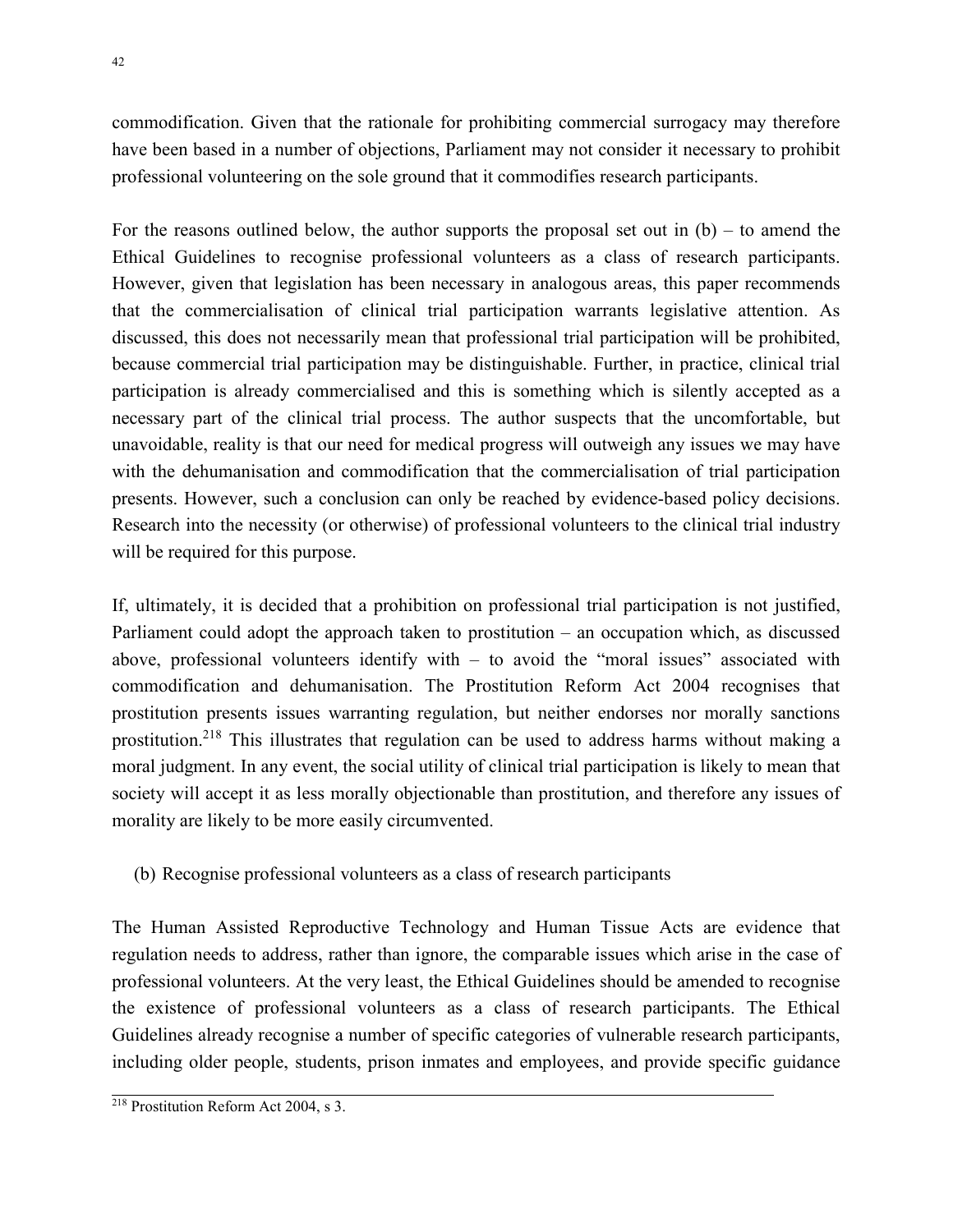commodification. Given that the rationale for prohibiting commercial surrogacy may therefore have been based in a number of objections, Parliament may not consider it necessary to prohibit professional volunteering on the sole ground that it commodifies research participants.

For the reasons outlined below, the author supports the proposal set out in (b) – to amend the Ethical Guidelines to recognise professional volunteers as a class of research participants. However, given that legislation has been necessary in analogous areas, this paper recommends that the commercialisation of clinical trial participation warrants legislative attention. As discussed, this does not necessarily mean that professional trial participation will be prohibited, because commercial trial participation may be distinguishable. Further, in practice, clinical trial participation is already commercialised and this is something which is silently accepted as a necessary part of the clinical trial process. The author suspects that the uncomfortable, but unavoidable, reality is that our need for medical progress will outweigh any issues we may have with the dehumanisation and commodification that the commercialisation of trial participation presents. However, such a conclusion can only be reached by evidence-based policy decisions. Research into the necessity (or otherwise) of professional volunteers to the clinical trial industry will be required for this purpose.

If, ultimately, it is decided that a prohibition on professional trial participation is not justified, Parliament could adopt the approach taken to prostitution – an occupation which, as discussed above, professional volunteers identify with – to avoid the "moral issues" associated with commodification and dehumanisation. The Prostitution Reform Act 2004 recognises that prostitution presents issues warranting regulation, but neither endorses nor morally sanctions prostitution.[218] This illustrates that regulation can be used to address harms without making a moral judgment. In any event, the social utility of clinical trial participation is likely to mean that society will accept it as less morally objectionable than prostitution, and therefore any issues of morality are likely to be more easily circumvented.

(b) Recognise professional volunteers as a class of research participants

The Human Assisted Reproductive Technology and Human Tissue Acts are evidence that regulation needs to address, rather than ignore, the comparable issues which arise in the case of professional volunteers. At the very least, the Ethical Guidelines should be amended to recognise the existence of professional volunteers as a class of research participants. The Ethical Guidelines already recognise a number of specific categories of vulnerable research participants, including older people, students, prison inmates and employees, and provide specific guidance

[218] Prostitution Reform Act 2004, s 3.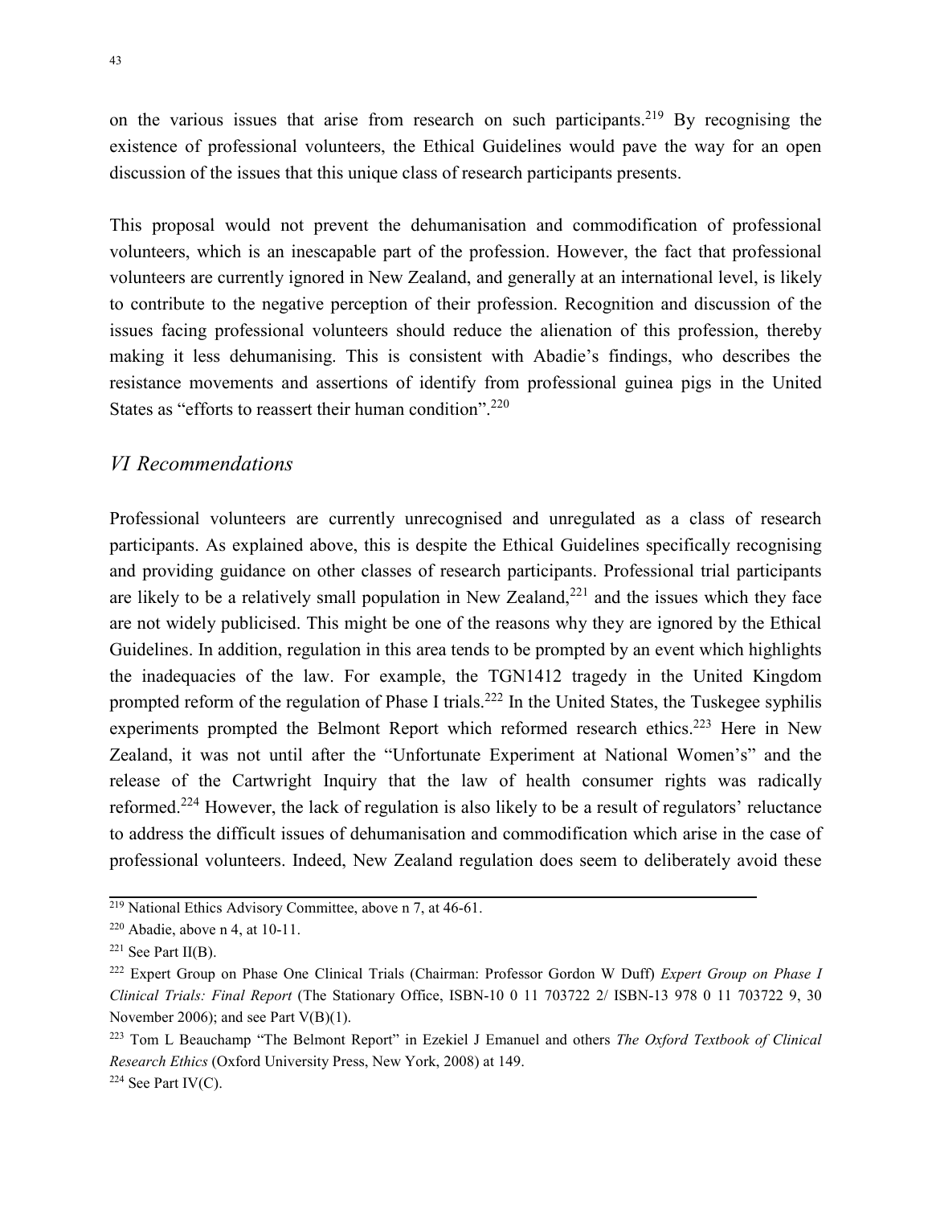on the various issues that arise from research on such participants.[219] By recognising the existence of professional volunteers, the Ethical Guidelines would pave the way for an open discussion of the issues that this unique class of research participants presents.

This proposal would not prevent the dehumanisation and commodification of professional volunteers, which is an inescapable part of the profession. However, the fact that professional volunteers are currently ignored in New Zealand, and generally at an international level, is likely to contribute to the negative perception of their profession. Recognition and discussion of the issues facing professional volunteers should reduce the alienation of this profession, thereby making it less dehumanising. This is consistent with Abadie's findings, who describes the resistance movements and assertions of identify from professional guinea pigs in the United States as "efforts to reassert their human condition".[220]

## *VI Recommendations*

Professional volunteers are currently unrecognised and unregulated as a class of research participants. As explained above, this is despite the Ethical Guidelines specifically recognising and providing guidance on other classes of research participants. Professional trial participants are likely to be a relatively small population in New Zealand,[221] and the issues which they face are not widely publicised. This might be one of the reasons why they are ignored by the Ethical Guidelines. In addition, regulation in this area tends to be prompted by an event which highlights the inadequacies of the law. For example, the TGN1412 tragedy in the United Kingdom prompted reform of the regulation of Phase I trials.[222] In the United States, the Tuskegee syphilis experiments prompted the Belmont Report which reformed research ethics.[223] Here in New Zealand, it was not until after the "Unfortunate Experiment at National Women's" and the release of the Cartwright Inquiry that the law of health consumer rights was radically reformed.[224] However, the lack of regulation is also likely to be a result of regulators' reluctance to address the difficult issues of dehumanisation and commodification which arise in the case of professional volunteers. Indeed, New Zealand regulation does seem to deliberately avoid these

---

[219] National Ethics Advisory Committee, above n 7, at 46-61.

[220] Abadie, above n 4, at 10-11.

[221] See Part II(B).

[222] Expert Group on Phase One Clinical Trials (Chairman: Professor Gordon W Duff) *Expert Group on Phase I Clinical Trials: Final Report* (The Stationary Office, ISBN-10 0 11 703722 2/ ISBN-13 978 0 11 703722 9, 30 November 2006); and see Part V(B)(1).

[223] Tom L Beauchamp "The Belmont Report" in Ezekiel J Emanuel and others *The Oxford Textbook of Clinical Research Ethics* (Oxford University Press, New York, 2008) at 149.

[224] See Part IV(C).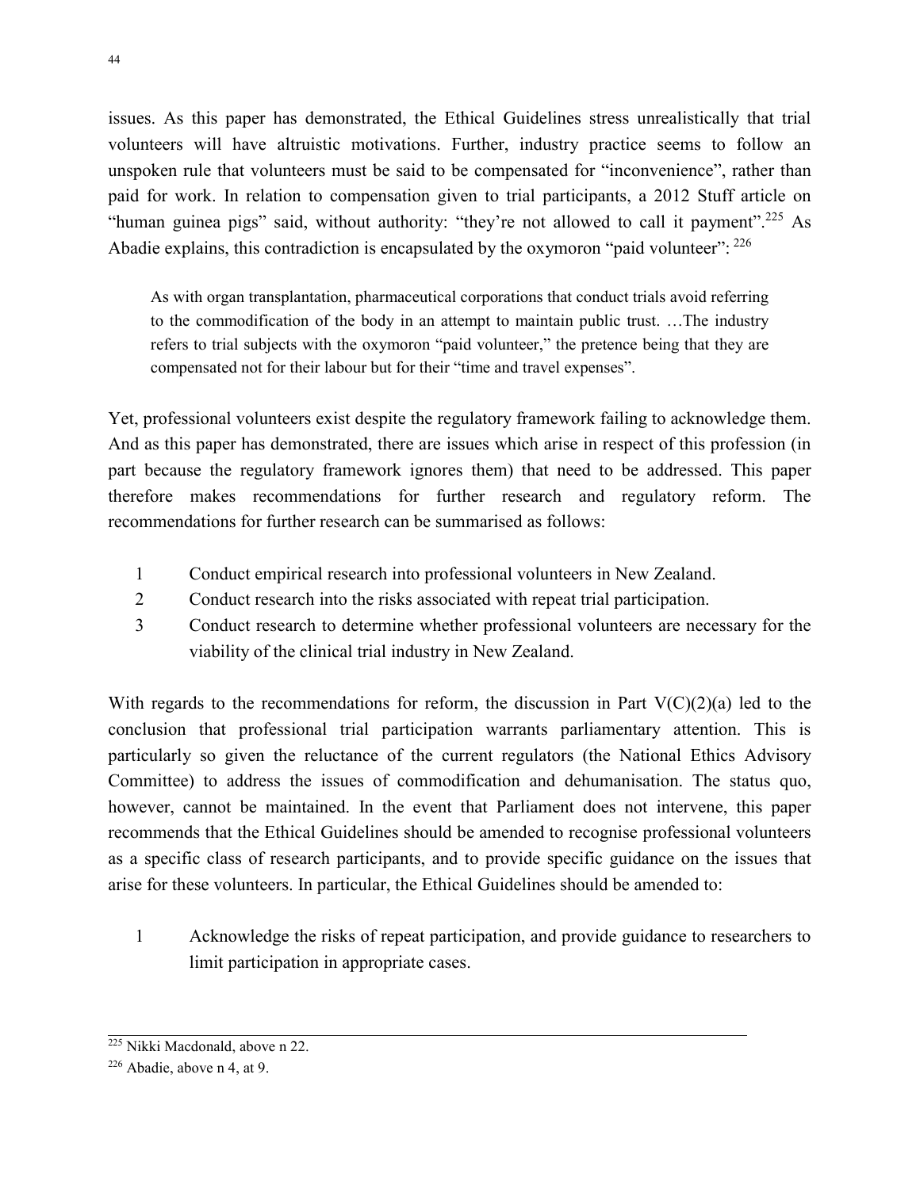issues. As this paper has demonstrated, the Ethical Guidelines stress unrealistically that trial volunteers will have altruistic motivations. Further, industry practice seems to follow an unspoken rule that volunteers must be said to be compensated for "inconvenience", rather than paid for work. In relation to compensation given to trial participants, a 2012 Stuff article on "human guinea pigs" said, without authority: "they're not allowed to call it payment".[225] As Abadie explains, this contradiction is encapsulated by the oxymoron "paid volunteer": [226]

> As with organ transplantation, pharmaceutical corporations that conduct trials avoid referring to the commodification of the body in an attempt to maintain public trust. …The industry refers to trial subjects with the oxymoron "paid volunteer," the pretence being that they are compensated not for their labour but for their "time and travel expenses".

Yet, professional volunteers exist despite the regulatory framework failing to acknowledge them. And as this paper has demonstrated, there are issues which arise in respect of this profession (in part because the regulatory framework ignores them) that need to be addressed. This paper therefore makes recommendations for further research and regulatory reform. The recommendations for further research can be summarised as follows:

1. Conduct empirical research into professional volunteers in New Zealand.
2. Conduct research into the risks associated with repeat trial participation.
3. Conduct research to determine whether professional volunteers are necessary for the viability of the clinical trial industry in New Zealand.

With regards to the recommendations for reform, the discussion in Part V(C)(2)(a) led to the conclusion that professional trial participation warrants parliamentary attention. This is particularly so given the reluctance of the current regulators (the National Ethics Advisory Committee) to address the issues of commodification and dehumanisation. The status quo, however, cannot be maintained. In the event that Parliament does not intervene, this paper recommends that the Ethical Guidelines should be amended to recognise professional volunteers as a specific class of research participants, and to provide specific guidance on the issues that arise for these volunteers. In particular, the Ethical Guidelines should be amended to:

1. Acknowledge the risks of repeat participation, and provide guidance to researchers to limit participation in appropriate cases.

---

[225] Nikki Macdonald, above n 22.

[226] Abadie, above n 4, at 9.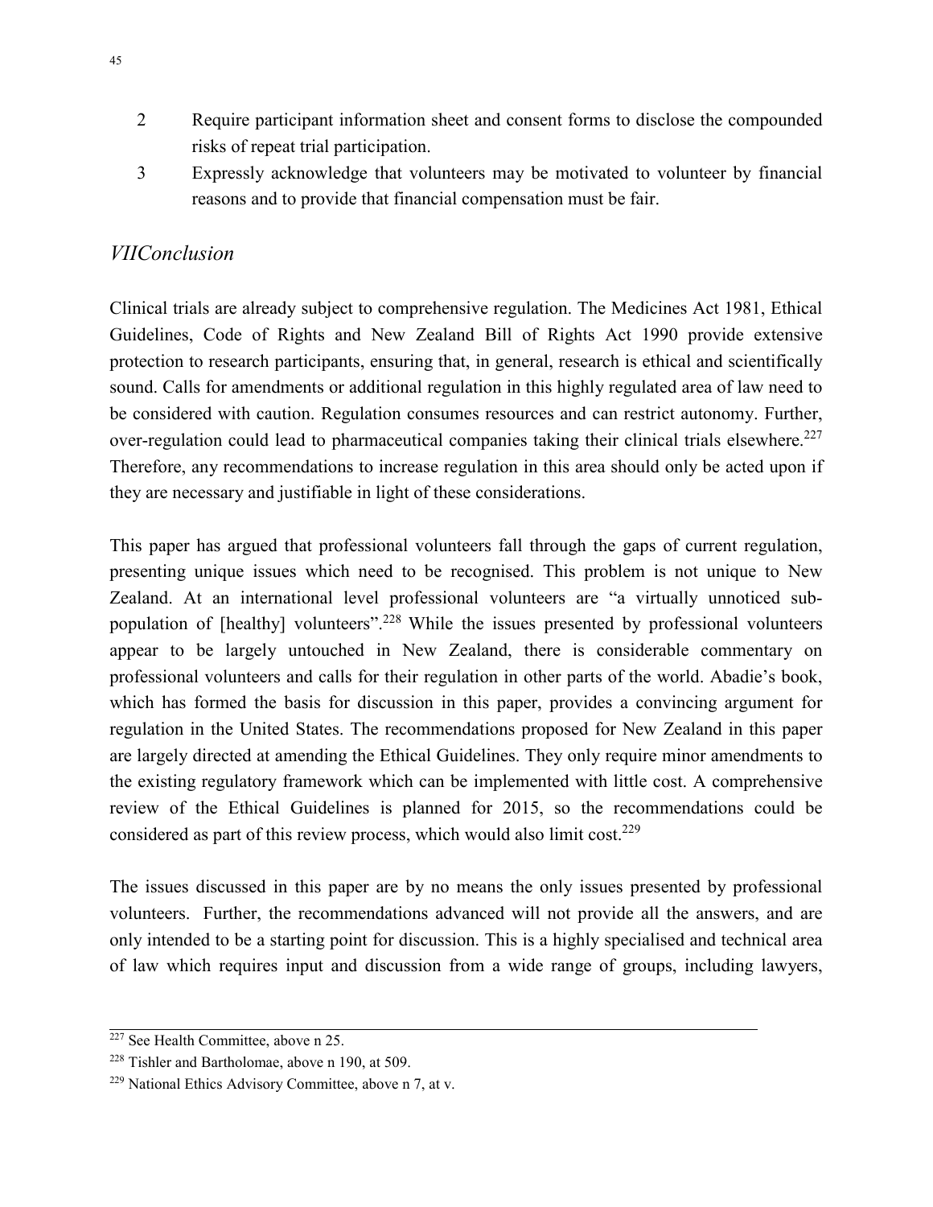2. Require participant information sheet and consent forms to disclose the compounded risks of repeat trial participation.
3. Expressly acknowledge that volunteers may be motivated to volunteer by financial reasons and to provide that financial compensation must be fair.

## *VII Conclusion*

Clinical trials are already subject to comprehensive regulation. The Medicines Act 1981, Ethical Guidelines, Code of Rights and New Zealand Bill of Rights Act 1990 provide extensive protection to research participants, ensuring that, in general, research is ethical and scientifically sound. Calls for amendments or additional regulation in this highly regulated area of law need to be considered with caution. Regulation consumes resources and can restrict autonomy. Further, over-regulation could lead to pharmaceutical companies taking their clinical trials elsewhere.[227] Therefore, any recommendations to increase regulation in this area should only be acted upon if they are necessary and justifiable in light of these considerations.

This paper has argued that professional volunteers fall through the gaps of current regulation, presenting unique issues which need to be recognised. This problem is not unique to New Zealand. At an international level professional volunteers are "a virtually unnoticed sub-population of [healthy] volunteers".[228] While the issues presented by professional volunteers appear to be largely untouched in New Zealand, there is considerable commentary on professional volunteers and calls for their regulation in other parts of the world. Abadie's book, which has formed the basis for discussion in this paper, provides a convincing argument for regulation in the United States. The recommendations proposed for New Zealand in this paper are largely directed at amending the Ethical Guidelines. They only require minor amendments to the existing regulatory framework which can be implemented with little cost. A comprehensive review of the Ethical Guidelines is planned for 2015, so the recommendations could be considered as part of this review process, which would also limit cost.[229]

The issues discussed in this paper are by no means the only issues presented by professional volunteers. Further, the recommendations advanced will not provide all the answers, and are only intended to be a starting point for discussion. This is a highly specialised and technical area of law which requires input and discussion from a wide range of groups, including lawyers,

---

[227] See Health Committee, above n 25.

[228] Tishler and Bartholomae, above n 190, at 509.

[229] National Ethics Advisory Committee, above n 7, at v.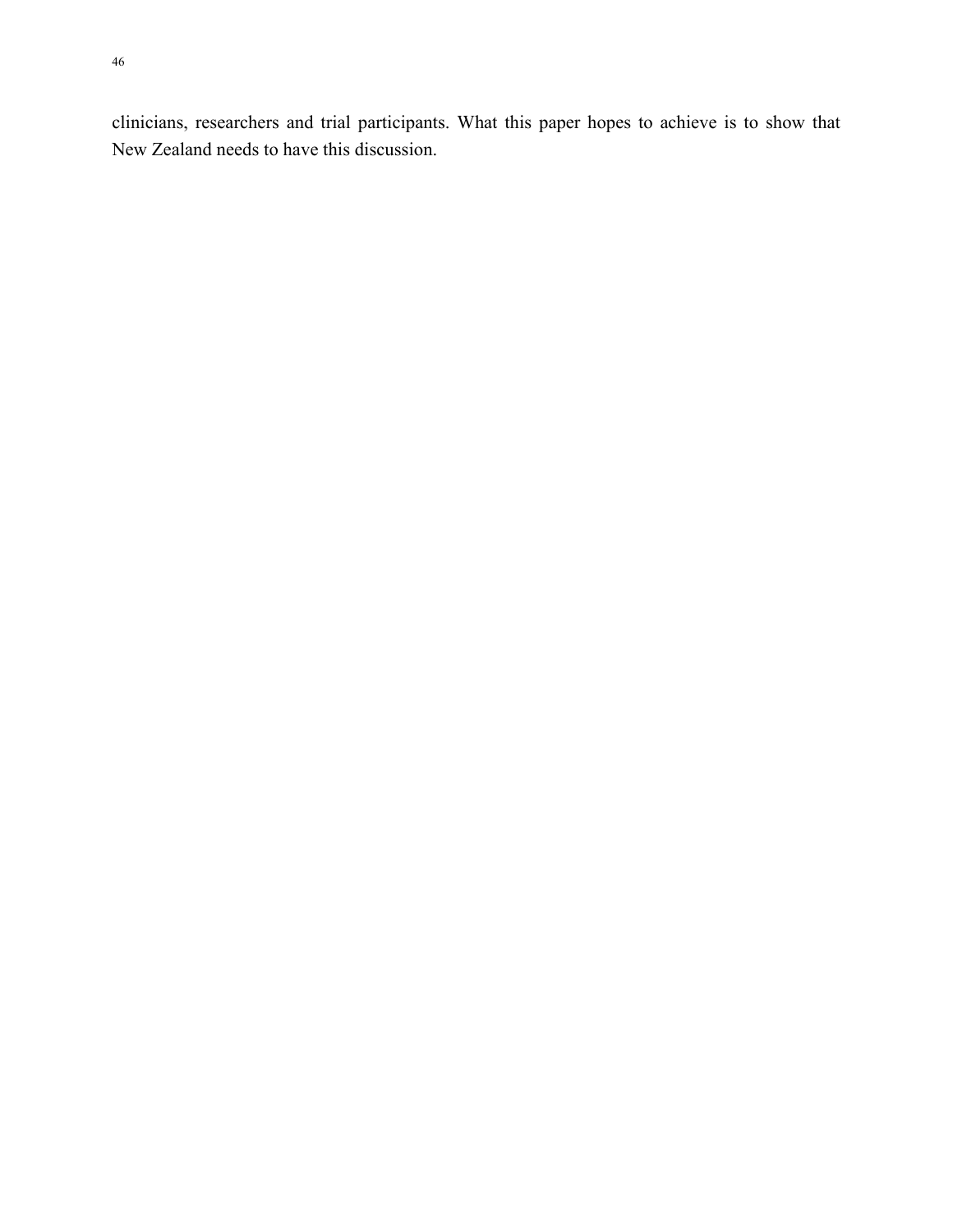clinicians, researchers and trial participants. What this paper hopes to achieve is to show that New Zealand needs to have this discussion.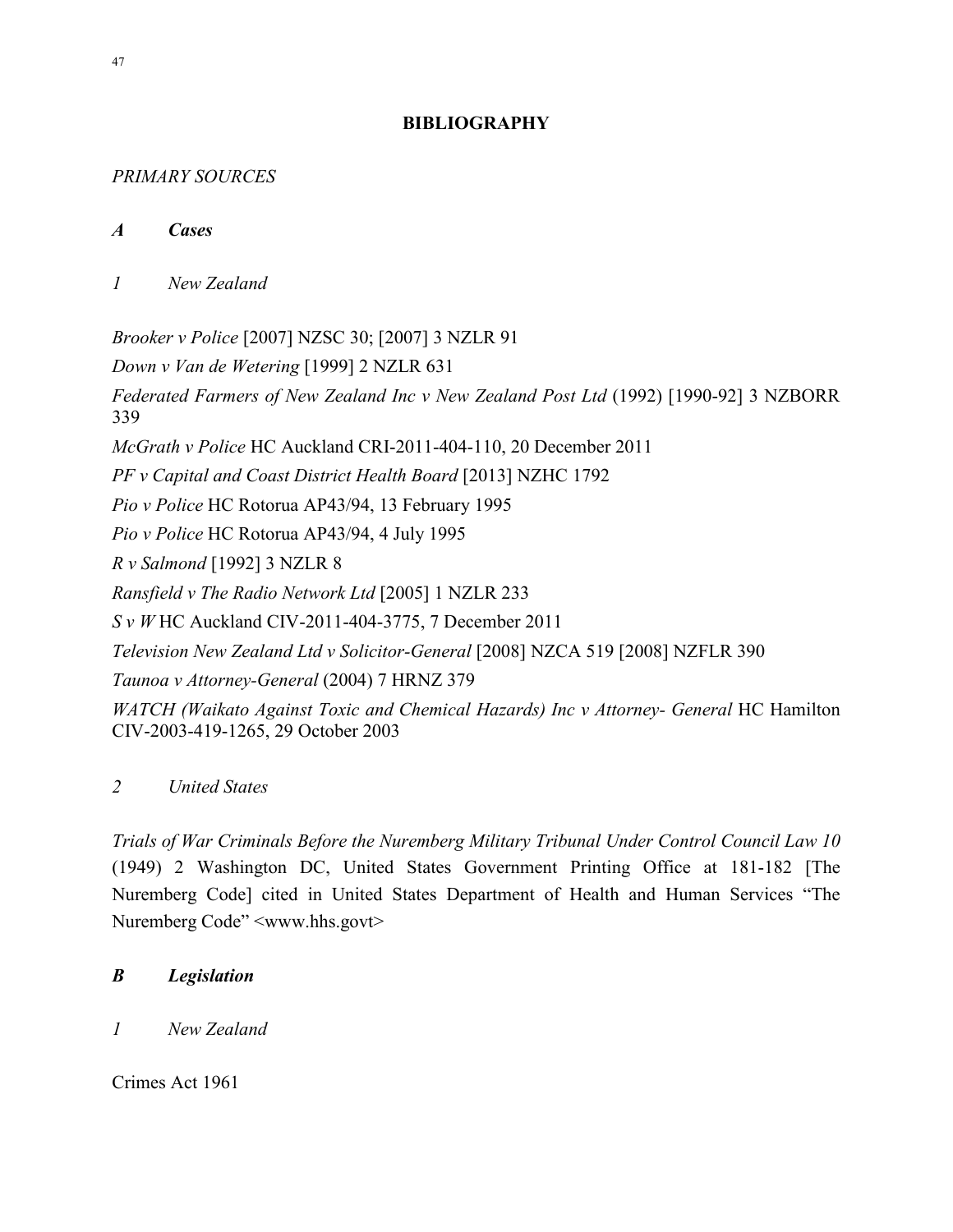# BIBLIOGRAPHY

*PRIMARY SOURCES*

## *A Cases*

### *1 New Zealand*

*Brooker v Police* [2007] NZSC 30; [2007] 3 NZLR 91

*Down v Van de Wetering* [1999] 2 NZLR 631

*Federated Farmers of New Zealand Inc v New Zealand Post Ltd* (1992) [1990-92] 3 NZBORR 339

*McGrath v Police* HC Auckland CRI-2011-404-110, 20 December 2011

*PF v Capital and Coast District Health Board* [2013] NZHC 1792

*Pio v Police* HC Rotorua AP43/94, 13 February 1995

*Pio v Police* HC Rotorua AP43/94, 4 July 1995

*R v Salmond* [1992] 3 NZLR 8

*Ransfield v The Radio Network Ltd* [2005] 1 NZLR 233

*S v W* HC Auckland CIV-2011-404-3775, 7 December 2011

*Television New Zealand Ltd v Solicitor-General* [2008] NZCA 519 [2008] NZFLR 390

*Taunoa v Attorney-General* (2004) 7 HRNZ 379

*WATCH (Waikato Against Toxic and Chemical Hazards) Inc v Attorney- General* HC Hamilton CIV-2003-419-1265, 29 October 2003

### *2 United States*

*Trials of War Criminals Before the Nuremberg Military Tribunal Under Control Council Law 10* (1949) 2 Washington DC, United States Government Printing Office at 181-182 [The Nuremberg Code] cited in United States Department of Health and Human Services "The Nuremberg Code" <www.hhs.govt>

## *B Legislation*

### *1 New Zealand*

Crimes Act 1961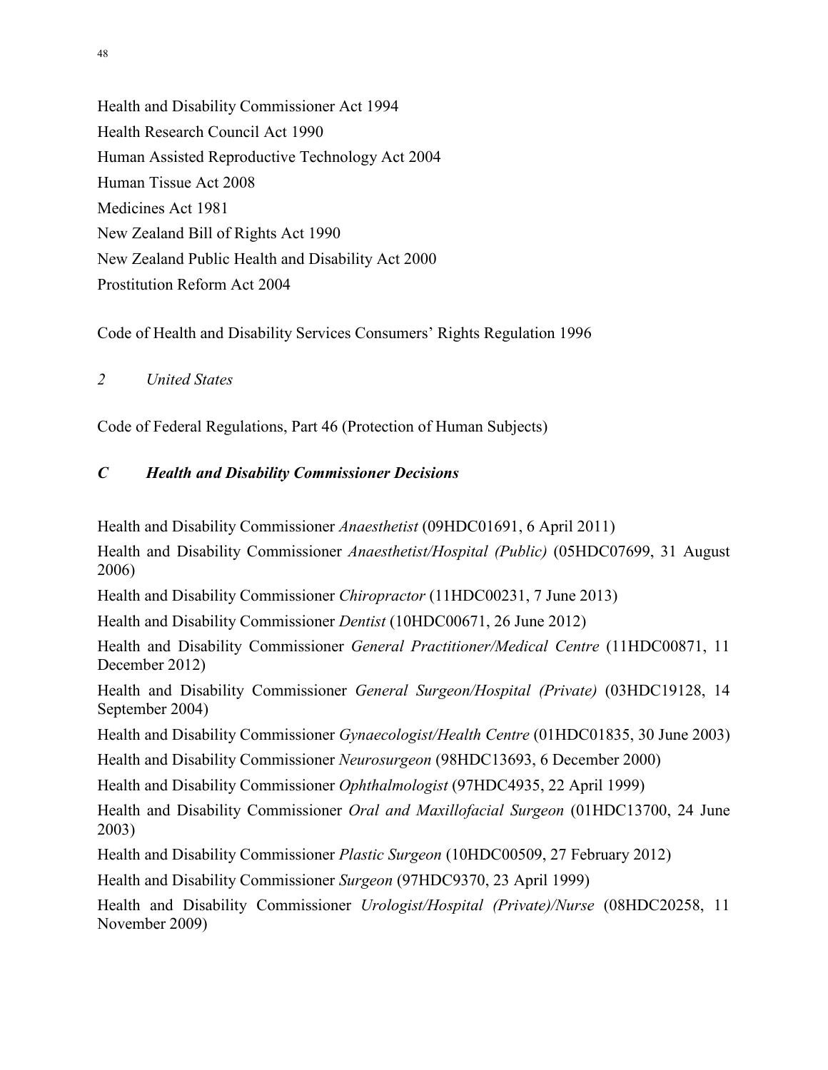Health and Disability Commissioner Act 1994

Health Research Council Act 1990

Human Assisted Reproductive Technology Act 2004

Human Tissue Act 2008

Medicines Act 1981

New Zealand Bill of Rights Act 1990

New Zealand Public Health and Disability Act 2000

Prostitution Reform Act 2004

Code of Health and Disability Services Consumers' Rights Regulation 1996

#### *2 United States*

Code of Federal Regulations, Part 46 (Protection of Human Subjects)

### ***C Health and Disability Commissioner Decisions***

Health and Disability Commissioner *Anaesthetist* (09HDC01691, 6 April 2011)

Health and Disability Commissioner *Anaesthetist/Hospital (Public)* (05HDC07699, 31 August 2006)

Health and Disability Commissioner *Chiropractor* (11HDC00231, 7 June 2013)

Health and Disability Commissioner *Dentist* (10HDC00671, 26 June 2012)

Health and Disability Commissioner *General Practitioner/Medical Centre* (11HDC00871, 11 December 2012)

Health and Disability Commissioner *General Surgeon/Hospital (Private)* (03HDC19128, 14 September 2004)

Health and Disability Commissioner *Gynaecologist/Health Centre* (01HDC01835, 30 June 2003)

Health and Disability Commissioner *Neurosurgeon* (98HDC13693, 6 December 2000)

Health and Disability Commissioner *Ophthalmologist* (97HDC4935, 22 April 1999)

Health and Disability Commissioner *Oral and Maxillofacial Surgeon* (01HDC13700, 24 June 2003)

Health and Disability Commissioner *Plastic Surgeon* (10HDC00509, 27 February 2012)

Health and Disability Commissioner *Surgeon* (97HDC9370, 23 April 1999)

Health and Disability Commissioner *Urologist/Hospital (Private)/Nurse* (08HDC20258, 11 November 2009)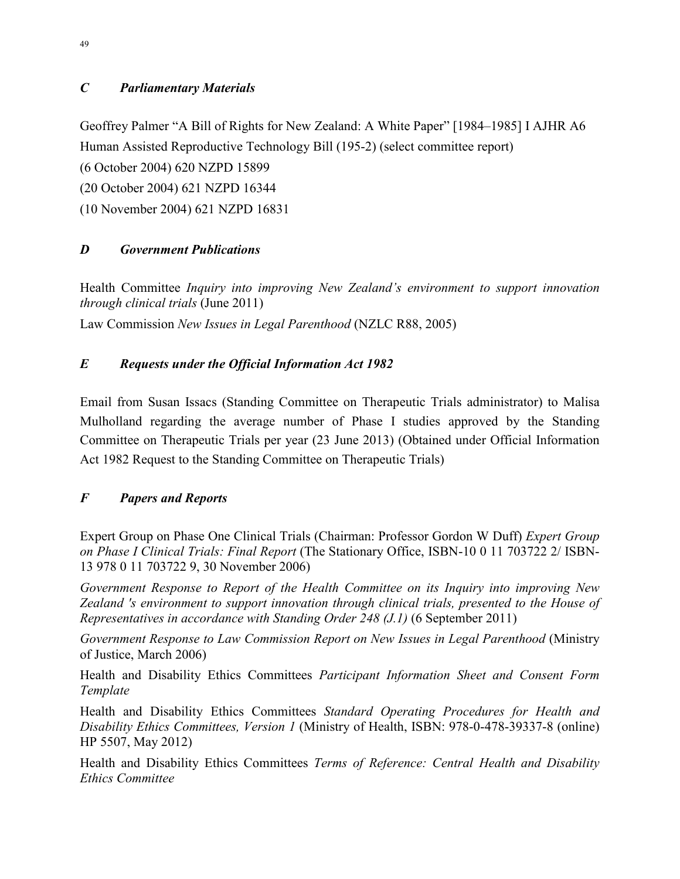### *C Parliamentary Materials*

Geoffrey Palmer "A Bill of Rights for New Zealand: A White Paper" [1984–1985] I AJHR A6

Human Assisted Reproductive Technology Bill (195-2) (select committee report)

(6 October 2004) 620 NZPD 15899

(20 October 2004) 621 NZPD 16344

(10 November 2004) 621 NZPD 16831

### *D Government Publications*

Health Committee *Inquiry into improving New Zealand's environment to support innovation through clinical trials* (June 2011)

Law Commission *New Issues in Legal Parenthood* (NZLC R88, 2005)

### *E Requests under the Official Information Act 1982*

Email from Susan Issacs (Standing Committee on Therapeutic Trials administrator) to Malisa Mulholland regarding the average number of Phase I studies approved by the Standing Committee on Therapeutic Trials per year (23 June 2013) (Obtained under Official Information Act 1982 Request to the Standing Committee on Therapeutic Trials)

### *F Papers and Reports*

Expert Group on Phase One Clinical Trials (Chairman: Professor Gordon W Duff) *Expert Group on Phase I Clinical Trials: Final Report* (The Stationary Office, ISBN-10 0 11 703722 2/ ISBN-13 978 0 11 703722 9, 30 November 2006)

*Government Response to Report of the Health Committee on its Inquiry into improving New Zealand 's environment to support innovation through clinical trials, presented to the House of Representatives in accordance with Standing Order 248 (J.1)* (6 September 2011)

*Government Response to Law Commission Report on New Issues in Legal Parenthood* (Ministry of Justice, March 2006)

Health and Disability Ethics Committees *Participant Information Sheet and Consent Form Template*

Health and Disability Ethics Committees *Standard Operating Procedures for Health and Disability Ethics Committees, Version 1* (Ministry of Health, ISBN: 978-0-478-39337-8 (online) HP 5507, May 2012)

Health and Disability Ethics Committees *Terms of Reference: Central Health and Disability Ethics Committee*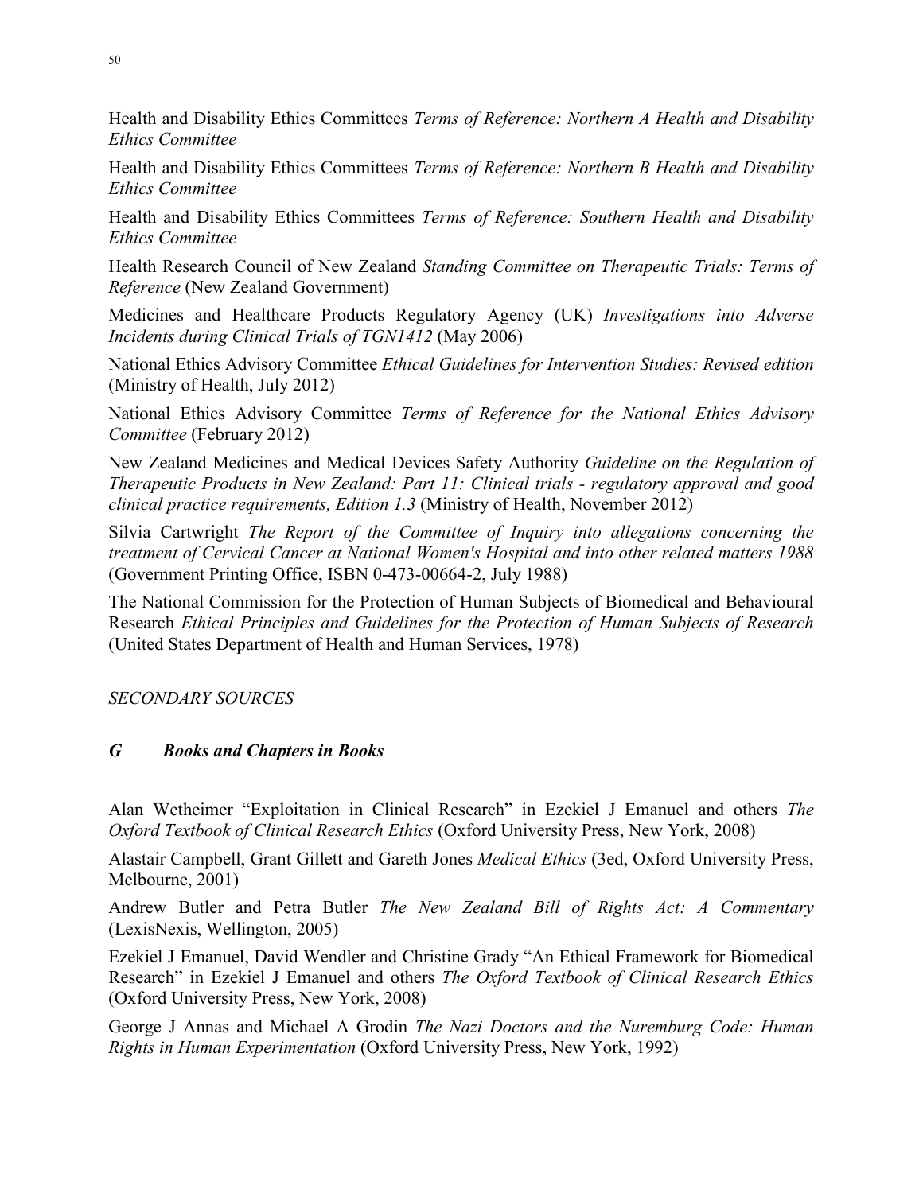Health and Disability Ethics Committees *Terms of Reference: Northern A Health and Disability Ethics Committee*

Health and Disability Ethics Committees *Terms of Reference: Northern B Health and Disability Ethics Committee*

Health and Disability Ethics Committees *Terms of Reference: Southern Health and Disability Ethics Committee*

Health Research Council of New Zealand *Standing Committee on Therapeutic Trials: Terms of Reference* (New Zealand Government)

Medicines and Healthcare Products Regulatory Agency (UK) *Investigations into Adverse Incidents during Clinical Trials of TGN1412* (May 2006)

National Ethics Advisory Committee *Ethical Guidelines for Intervention Studies: Revised edition* (Ministry of Health, July 2012)

National Ethics Advisory Committee *Terms of Reference for the National Ethics Advisory Committee* (February 2012)

New Zealand Medicines and Medical Devices Safety Authority *Guideline on the Regulation of Therapeutic Products in New Zealand: Part 11: Clinical trials - regulatory approval and good clinical practice requirements, Edition 1.3* (Ministry of Health, November 2012)

Silvia Cartwright *The Report of the Committee of Inquiry into allegations concerning the treatment of Cervical Cancer at National Women's Hospital and into other related matters 1988* (Government Printing Office, ISBN 0-473-00664-2, July 1988)

The National Commission for the Protection of Human Subjects of Biomedical and Behavioural Research *Ethical Principles and Guidelines for the Protection of Human Subjects of Research* (United States Department of Health and Human Services, 1978)

*SECONDARY SOURCES*

## *G Books and Chapters in Books*

Alan Wetheimer "Exploitation in Clinical Research" in Ezekiel J Emanuel and others *The Oxford Textbook of Clinical Research Ethics* (Oxford University Press, New York, 2008)

Alastair Campbell, Grant Gillett and Gareth Jones *Medical Ethics* (3ed, Oxford University Press, Melbourne, 2001)

Andrew Butler and Petra Butler *The New Zealand Bill of Rights Act: A Commentary* (LexisNexis, Wellington, 2005)

Ezekiel J Emanuel, David Wendler and Christine Grady "An Ethical Framework for Biomedical Research" in Ezekiel J Emanuel and others *The Oxford Textbook of Clinical Research Ethics* (Oxford University Press, New York, 2008)

George J Annas and Michael A Grodin *The Nazi Doctors and the Nuremburg Code: Human Rights in Human Experimentation* (Oxford University Press, New York, 1992)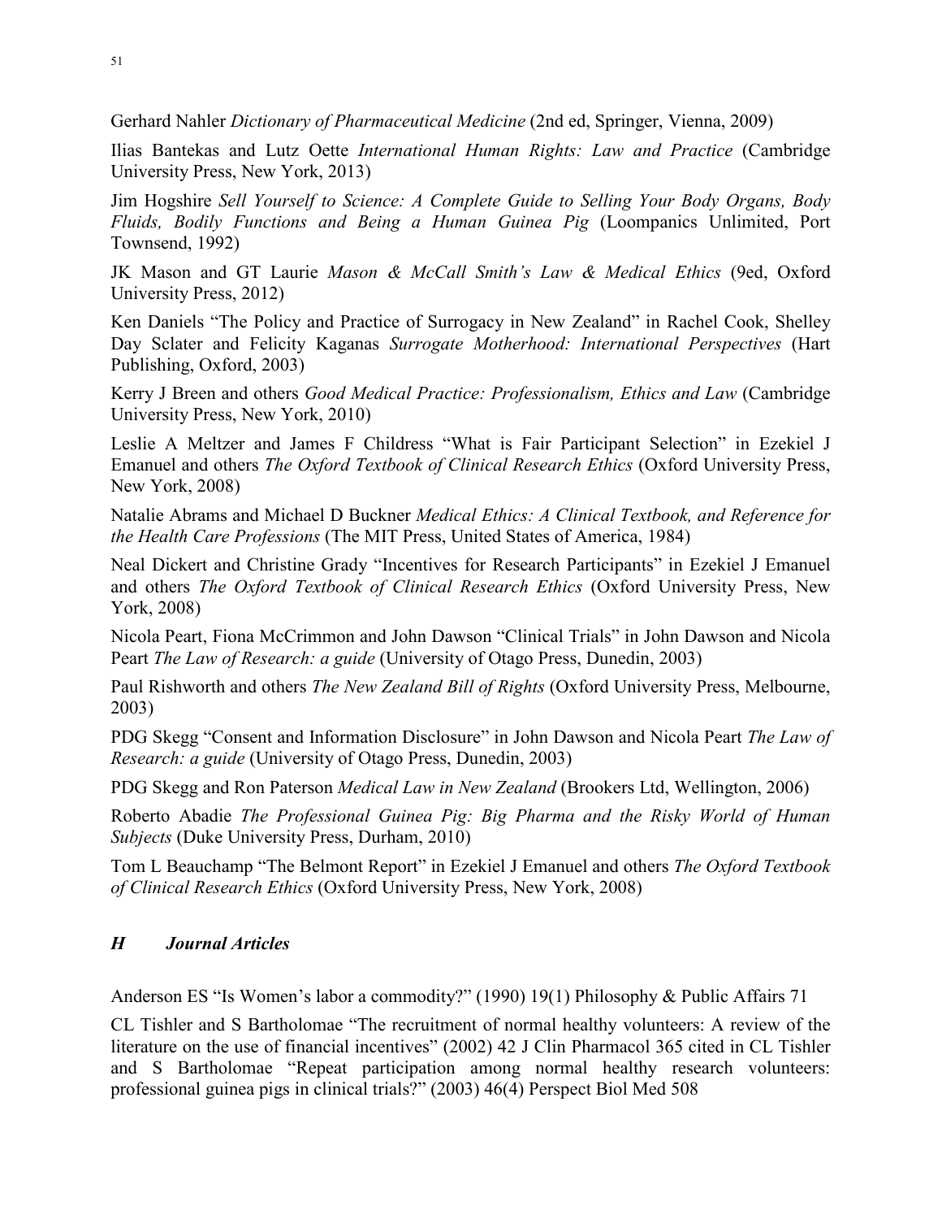Gerhard Nahler *Dictionary of Pharmaceutical Medicine* (2nd ed, Springer, Vienna, 2009)

Ilias Bantekas and Lutz Oette *International Human Rights: Law and Practice* (Cambridge University Press, New York, 2013)

Jim Hogshire *Sell Yourself to Science: A Complete Guide to Selling Your Body Organs, Body Fluids, Bodily Functions and Being a Human Guinea Pig* (Loompanics Unlimited, Port Townsend, 1992)

JK Mason and GT Laurie *Mason & McCall Smith's Law & Medical Ethics* (9ed, Oxford University Press, 2012)

Ken Daniels "The Policy and Practice of Surrogacy in New Zealand" in Rachel Cook, Shelley Day Sclater and Felicity Kaganas *Surrogate Motherhood: International Perspectives* (Hart Publishing, Oxford, 2003)

Kerry J Breen and others *Good Medical Practice: Professionalism, Ethics and Law* (Cambridge University Press, New York, 2010)

Leslie A Meltzer and James F Childress "What is Fair Participant Selection" in Ezekiel J Emanuel and others *The Oxford Textbook of Clinical Research Ethics* (Oxford University Press, New York, 2008)

Natalie Abrams and Michael D Buckner *Medical Ethics: A Clinical Textbook, and Reference for the Health Care Professions* (The MIT Press, United States of America, 1984)

Neal Dickert and Christine Grady "Incentives for Research Participants" in Ezekiel J Emanuel and others *The Oxford Textbook of Clinical Research Ethics* (Oxford University Press, New York, 2008)

Nicola Peart, Fiona McCrimmon and John Dawson "Clinical Trials" in John Dawson and Nicola Peart *The Law of Research: a guide* (University of Otago Press, Dunedin, 2003)

Paul Rishworth and others *The New Zealand Bill of Rights* (Oxford University Press, Melbourne, 2003)

PDG Skegg "Consent and Information Disclosure" in John Dawson and Nicola Peart *The Law of Research: a guide* (University of Otago Press, Dunedin, 2003)

PDG Skegg and Ron Paterson *Medical Law in New Zealand* (Brookers Ltd, Wellington, 2006)

Roberto Abadie *The Professional Guinea Pig: Big Pharma and the Risky World of Human Subjects* (Duke University Press, Durham, 2010)

Tom L Beauchamp "The Belmont Report" in Ezekiel J Emanuel and others *The Oxford Textbook of Clinical Research Ethics* (Oxford University Press, New York, 2008)

### *H Journal Articles*

Anderson ES "Is Women's labor a commodity?" (1990) 19(1) Philosophy & Public Affairs 71

CL Tishler and S Bartholomae "The recruitment of normal healthy volunteers: A review of the literature on the use of financial incentives" (2002) 42 J Clin Pharmacol 365 cited in CL Tishler and S Bartholomae "Repeat participation among normal healthy research volunteers: professional guinea pigs in clinical trials?" (2003) 46(4) Perspect Biol Med 508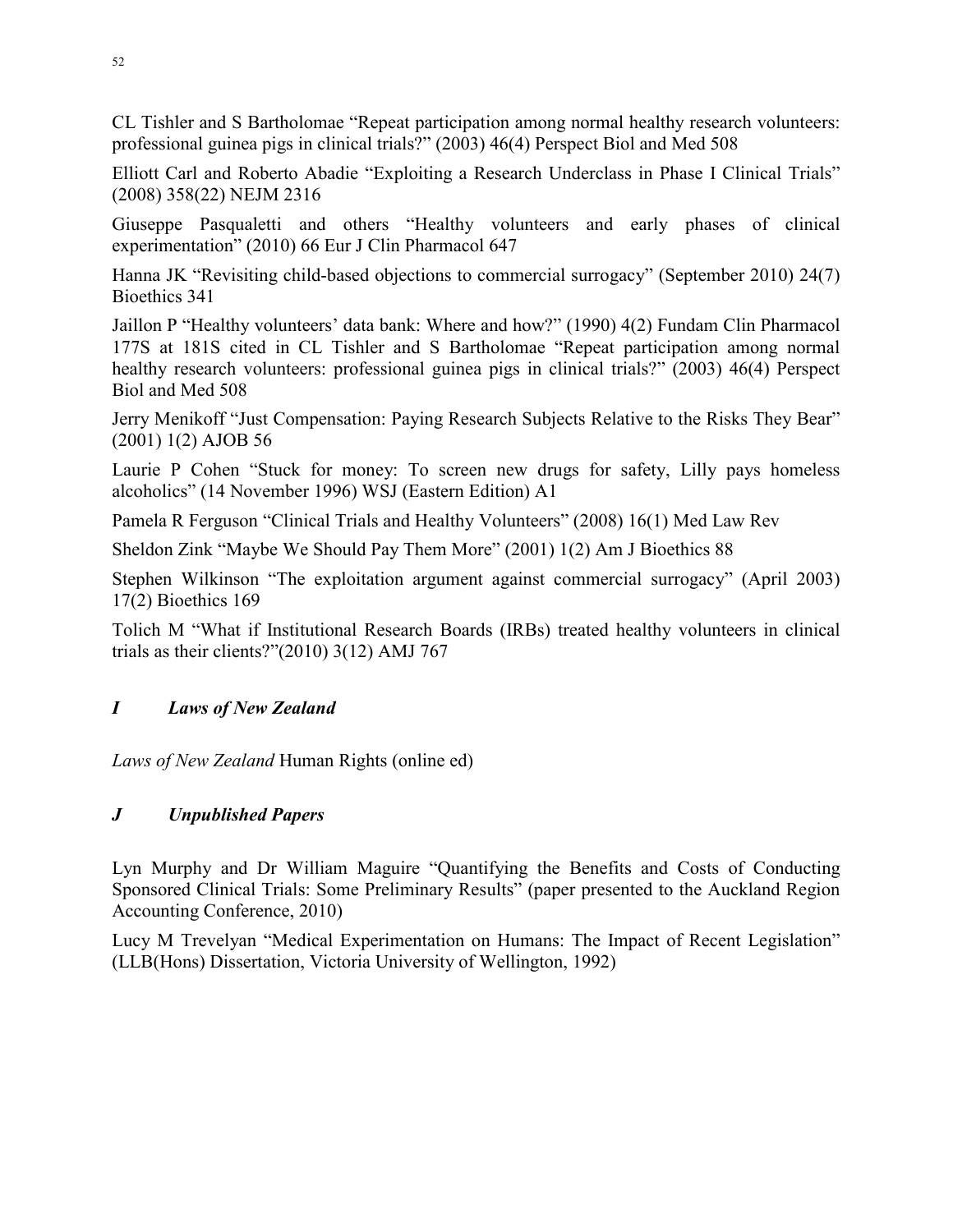CL Tishler and S Bartholomae "Repeat participation among normal healthy research volunteers: professional guinea pigs in clinical trials?" (2003) 46(4) Perspect Biol and Med 508

Elliott Carl and Roberto Abadie "Exploiting a Research Underclass in Phase I Clinical Trials" (2008) 358(22) NEJM 2316

Giuseppe Pasqualetti and others "Healthy volunteers and early phases of clinical experimentation" (2010) 66 Eur J Clin Pharmacol 647

Hanna JK "Revisiting child-based objections to commercial surrogacy" (September 2010) 24(7) Bioethics 341

Jaillon P "Healthy volunteers' data bank: Where and how?" (1990) 4(2) Fundam Clin Pharmacol 177S at 181S cited in CL Tishler and S Bartholomae "Repeat participation among normal healthy research volunteers: professional guinea pigs in clinical trials?" (2003) 46(4) Perspect Biol and Med 508

Jerry Menikoff "Just Compensation: Paying Research Subjects Relative to the Risks They Bear" (2001) 1(2) AJOB 56

Laurie P Cohen "Stuck for money: To screen new drugs for safety, Lilly pays homeless alcoholics" (14 November 1996) WSJ (Eastern Edition) A1

Pamela R Ferguson "Clinical Trials and Healthy Volunteers" (2008) 16(1) Med Law Rev

Sheldon Zink "Maybe We Should Pay Them More" (2001) 1(2) Am J Bioethics 88

Stephen Wilkinson "The exploitation argument against commercial surrogacy" (April 2003) 17(2) Bioethics 169

Tolich M "What if Institutional Research Boards (IRBs) treated healthy volunteers in clinical trials as their clients?"(2010) 3(12) AMJ 767

### *I Laws of New Zealand*

*Laws of New Zealand* Human Rights (online ed)

### *J Unpublished Papers*

Lyn Murphy and Dr William Maguire "Quantifying the Benefits and Costs of Conducting Sponsored Clinical Trials: Some Preliminary Results" (paper presented to the Auckland Region Accounting Conference, 2010)

Lucy M Trevelyan "Medical Experimentation on Humans: The Impact of Recent Legislation" (LLB(Hons) Dissertation, Victoria University of Wellington, 1992)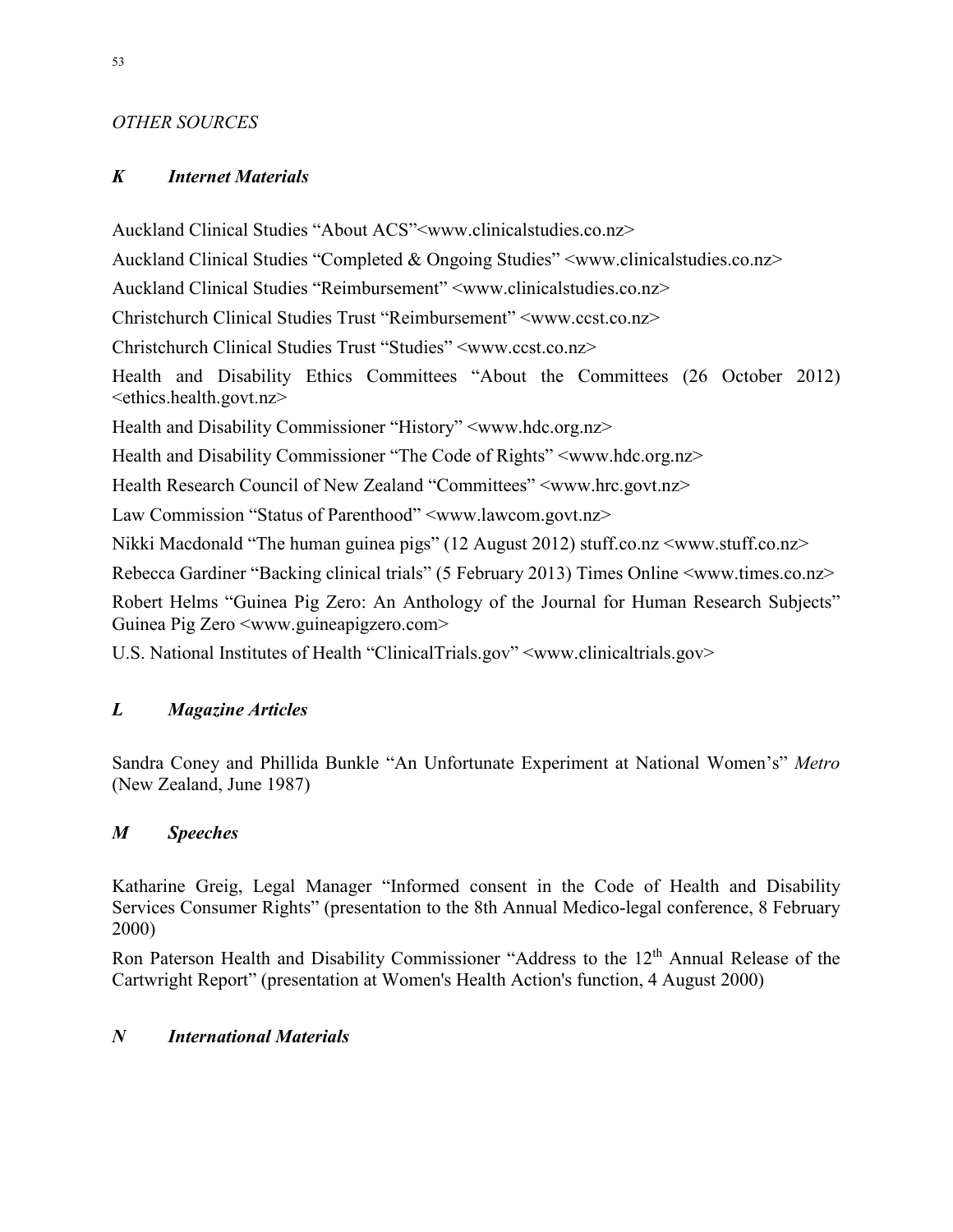*OTHER SOURCES*

### *K Internet Materials*

Auckland Clinical Studies "About ACS"<www.clinicalstudies.co.nz>

Auckland Clinical Studies "Completed & Ongoing Studies" <www.clinicalstudies.co.nz>

Auckland Clinical Studies "Reimbursement" <www.clinicalstudies.co.nz>

Christchurch Clinical Studies Trust "Reimbursement" <www.ccst.co.nz>

Christchurch Clinical Studies Trust "Studies" <www.ccst.co.nz>

Health and Disability Ethics Committees "About the Committees (26 October 2012) <ethics.health.govt.nz>

Health and Disability Commissioner "History" <www.hdc.org.nz>

Health and Disability Commissioner "The Code of Rights" <www.hdc.org.nz>

Health Research Council of New Zealand "Committees" <www.hrc.govt.nz>

Law Commission "Status of Parenthood" <www.lawcom.govt.nz>

Nikki Macdonald "The human guinea pigs" (12 August 2012) stuff.co.nz <www.stuff.co.nz>

Rebecca Gardiner "Backing clinical trials" (5 February 2013) Times Online <www.times.co.nz>

Robert Helms "Guinea Pig Zero: An Anthology of the Journal for Human Research Subjects" Guinea Pig Zero <www.guineapigzero.com>

U.S. National Institutes of Health "ClinicalTrials.gov" <www.clinicaltrials.gov>

### *L Magazine Articles*

Sandra Coney and Phillida Bunkle "An Unfortunate Experiment at National Women's" *Metro* (New Zealand, June 1987)

### *M Speeches*

Katharine Greig, Legal Manager "Informed consent in the Code of Health and Disability Services Consumer Rights" (presentation to the 8th Annual Medico-legal conference, 8 February 2000)

Ron Paterson Health and Disability Commissioner "Address to the 12th Annual Release of the Cartwright Report" (presentation at Women's Health Action's function, 4 August 2000)

### *N International Materials*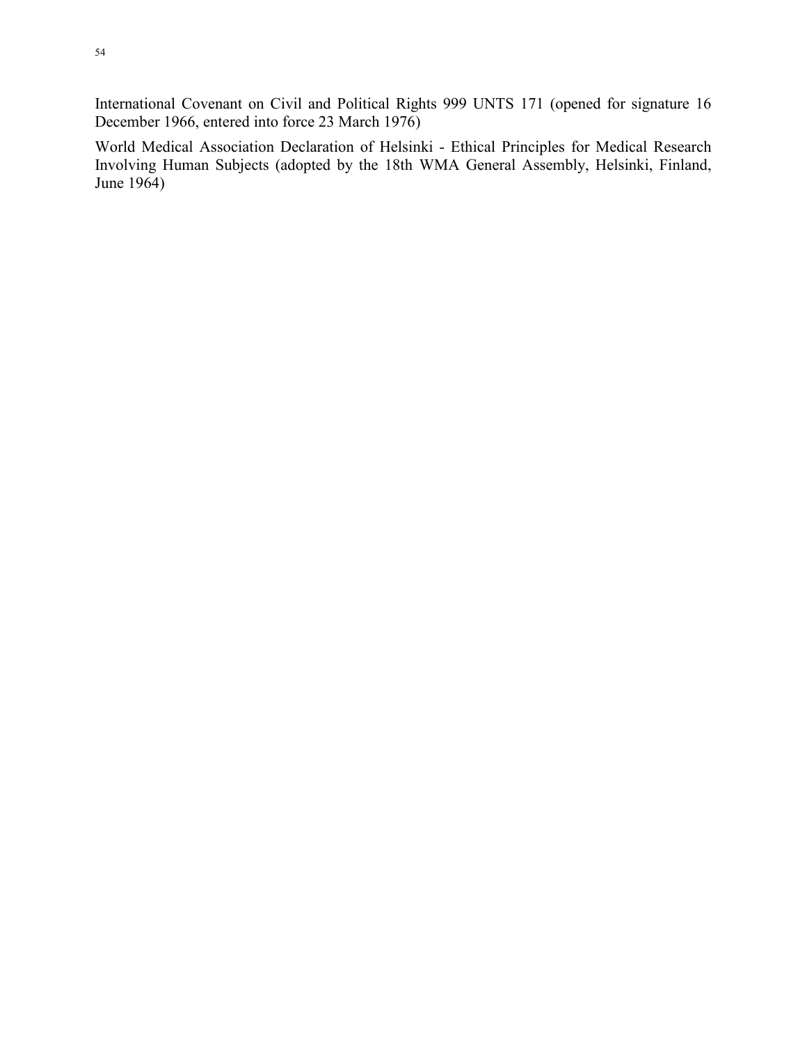International Covenant on Civil and Political Rights 999 UNTS 171 (opened for signature 16 December 1966, entered into force 23 March 1976)

World Medical Association Declaration of Helsinki - Ethical Principles for Medical Research Involving Human Subjects (adopted by the 18th WMA General Assembly, Helsinki, Finland, June 1964)